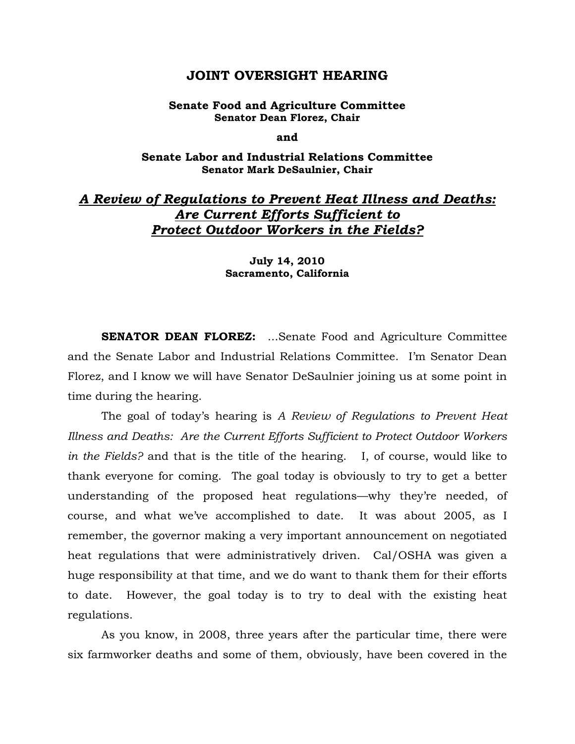# JOINT OVERSIGHT HEARING

**Senate Food and Agriculture Committee**
**Senator Dean Florez, Chair**

**and**

**Senate Labor and Industrial Relations Committee**
**Senator Mark DeSaulnier, Chair**

## ***A Review of Regulations to Prevent Heat Illness and Deaths: Are Current Efforts Sufficient to Protect Outdoor Workers in the Fields?***

**July 14, 2010**
**Sacramento, California**

**SENATOR DEAN FLOREZ:** ...Senate Food and Agriculture Committee and the Senate Labor and Industrial Relations Committee. I'm Senator Dean Florez, and I know we will have Senator DeSaulnier joining us at some point in time during the hearing.

The goal of today's hearing is *A Review of Regulations to Prevent Heat Illness and Deaths: Are the Current Efforts Sufficient to Protect Outdoor Workers in the Fields?* and that is the title of the hearing. I, of course, would like to thank everyone for coming. The goal today is obviously to try to get a better understanding of the proposed heat regulations—why they're needed, of course, and what we've accomplished to date. It was about 2005, as I remember, the governor making a very important announcement on negotiated heat regulations that were administratively driven. Cal/OSHA was given a huge responsibility at that time, and we do want to thank them for their efforts to date. However, the goal today is to try to deal with the existing heat regulations.

As you know, in 2008, three years after the particular time, there were six farmworker deaths and some of them, obviously, have been covered in the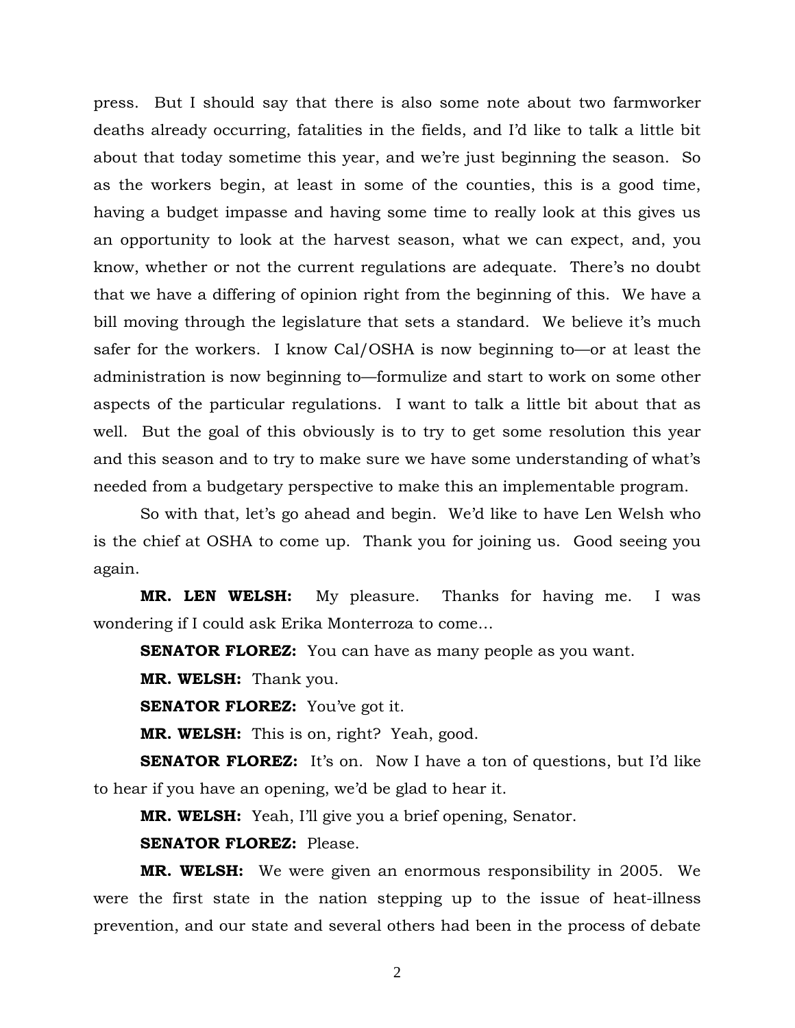press. But I should say that there is also some note about two farmworker deaths already occurring, fatalities in the fields, and I'd like to talk a little bit about that today sometime this year, and we're just beginning the season. So as the workers begin, at least in some of the counties, this is a good time, having a budget impasse and having some time to really look at this gives us an opportunity to look at the harvest season, what we can expect, and, you know, whether or not the current regulations are adequate. There's no doubt that we have a differing of opinion right from the beginning of this. We have a bill moving through the legislature that sets a standard. We believe it's much safer for the workers. I know Cal/OSHA is now beginning to—or at least the administration is now beginning to—formulize and start to work on some other aspects of the particular regulations. I want to talk a little bit about that as well. But the goal of this obviously is to try to get some resolution this year and this season and to try to make sure we have some understanding of what's needed from a budgetary perspective to make this an implementable program.

So with that, let's go ahead and begin. We'd like to have Len Welsh who is the chief at OSHA to come up. Thank you for joining us. Good seeing you again.

**MR. LEN WELSH:** My pleasure. Thanks for having me. I was wondering if I could ask Erika Monterroza to come…

**SENATOR FLOREZ:** You can have as many people as you want.

**MR. WELSH:** Thank you.

**SENATOR FLOREZ:** You've got it.

**MR. WELSH:** This is on, right? Yeah, good.

**SENATOR FLOREZ:** It's on. Now I have a ton of questions, but I'd like to hear if you have an opening, we'd be glad to hear it.

**MR. WELSH:** Yeah, I'll give you a brief opening, Senator.

**SENATOR FLOREZ:** Please.

**MR. WELSH:** We were given an enormous responsibility in 2005. We were the first state in the nation stepping up to the issue of heat-illness prevention, and our state and several others had been in the process of debate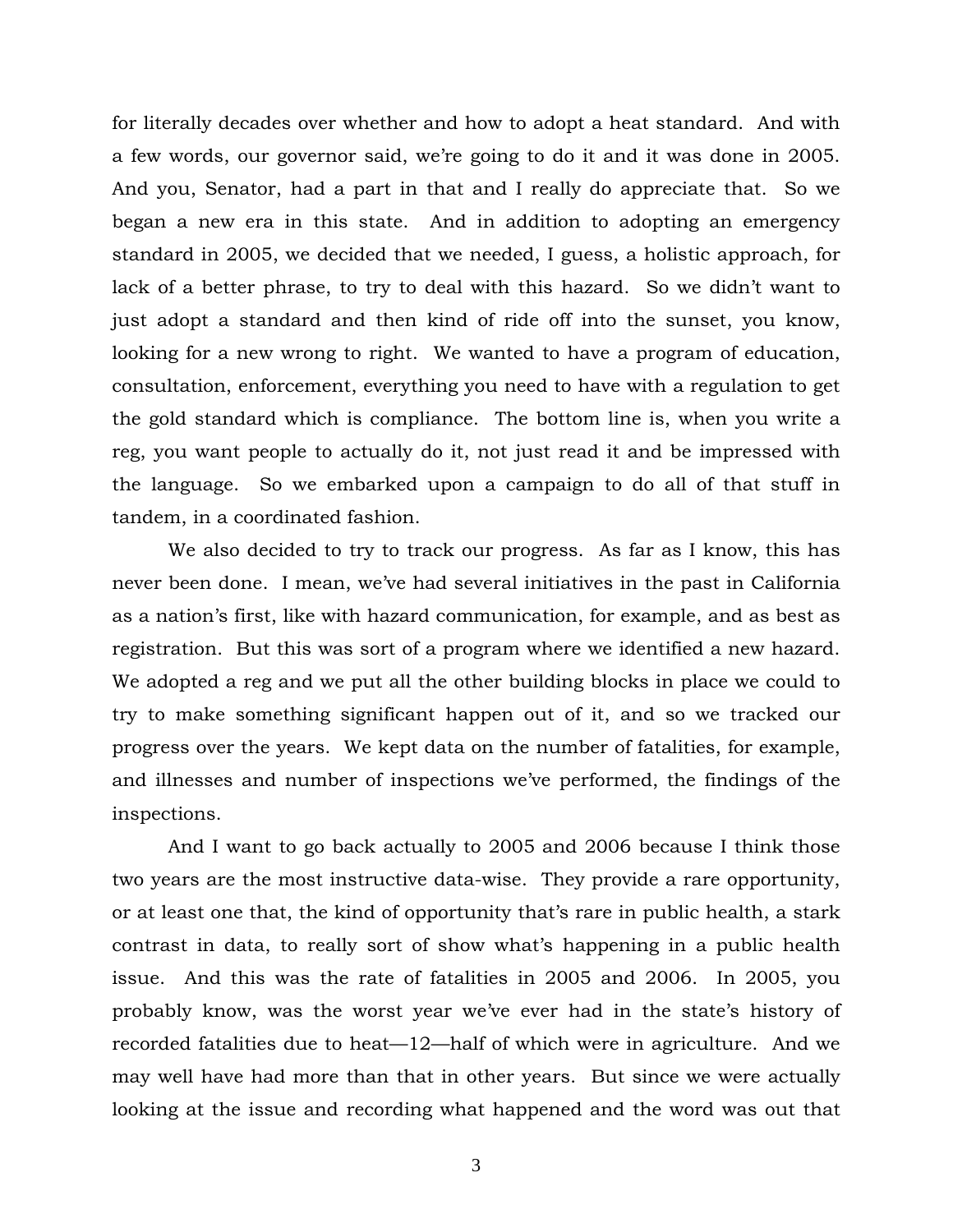for literally decades over whether and how to adopt a heat standard. And with a few words, our governor said, we're going to do it and it was done in 2005. And you, Senator, had a part in that and I really do appreciate that. So we began a new era in this state. And in addition to adopting an emergency standard in 2005, we decided that we needed, I guess, a holistic approach, for lack of a better phrase, to try to deal with this hazard. So we didn't want to just adopt a standard and then kind of ride off into the sunset, you know, looking for a new wrong to right. We wanted to have a program of education, consultation, enforcement, everything you need to have with a regulation to get the gold standard which is compliance. The bottom line is, when you write a reg, you want people to actually do it, not just read it and be impressed with the language. So we embarked upon a campaign to do all of that stuff in tandem, in a coordinated fashion.

We also decided to try to track our progress. As far as I know, this has never been done. I mean, we've had several initiatives in the past in California as a nation's first, like with hazard communication, for example, and as best as registration. But this was sort of a program where we identified a new hazard. We adopted a reg and we put all the other building blocks in place we could to try to make something significant happen out of it, and so we tracked our progress over the years. We kept data on the number of fatalities, for example, and illnesses and number of inspections we've performed, the findings of the inspections.

And I want to go back actually to 2005 and 2006 because I think those two years are the most instructive data-wise. They provide a rare opportunity, or at least one that, the kind of opportunity that's rare in public health, a stark contrast in data, to really sort of show what's happening in a public health issue. And this was the rate of fatalities in 2005 and 2006. In 2005, you probably know, was the worst year we've ever had in the state's history of recorded fatalities due to heat—12—half of which were in agriculture. And we may well have had more than that in other years. But since we were actually looking at the issue and recording what happened and the word was out that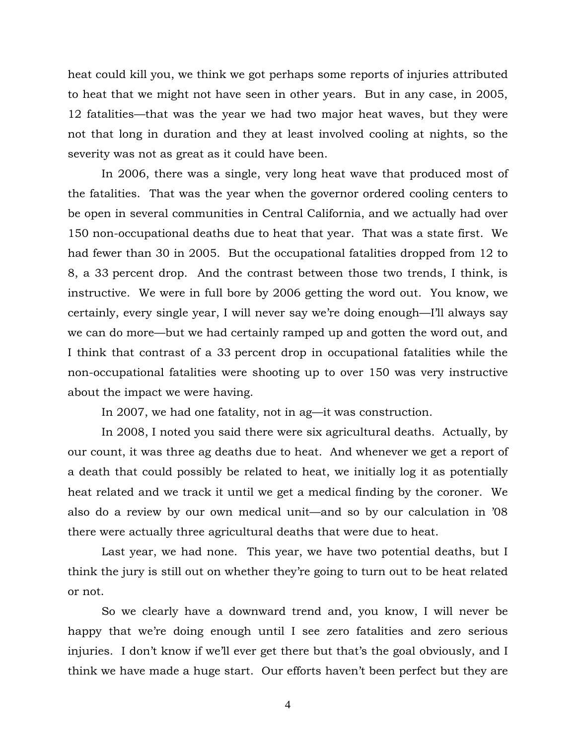heat could kill you, we think we got perhaps some reports of injuries attributed to heat that we might not have seen in other years. But in any case, in 2005, 12 fatalities—that was the year we had two major heat waves, but they were not that long in duration and they at least involved cooling at nights, so the severity was not as great as it could have been.

In 2006, there was a single, very long heat wave that produced most of the fatalities. That was the year when the governor ordered cooling centers to be open in several communities in Central California, and we actually had over 150 non-occupational deaths due to heat that year. That was a state first. We had fewer than 30 in 2005. But the occupational fatalities dropped from 12 to 8, a 33 percent drop. And the contrast between those two trends, I think, is instructive. We were in full bore by 2006 getting the word out. You know, we certainly, every single year, I will never say we're doing enough—I'll always say we can do more—but we had certainly ramped up and gotten the word out, and I think that contrast of a 33 percent drop in occupational fatalities while the non-occupational fatalities were shooting up to over 150 was very instructive about the impact we were having.

In 2007, we had one fatality, not in ag—it was construction.

In 2008, I noted you said there were six agricultural deaths. Actually, by our count, it was three ag deaths due to heat. And whenever we get a report of a death that could possibly be related to heat, we initially log it as potentially heat related and we track it until we get a medical finding by the coroner. We also do a review by our own medical unit—and so by our calculation in '08 there were actually three agricultural deaths that were due to heat.

Last year, we had none. This year, we have two potential deaths, but I think the jury is still out on whether they're going to turn out to be heat related or not.

So we clearly have a downward trend and, you know, I will never be happy that we're doing enough until I see zero fatalities and zero serious injuries. I don't know if we'll ever get there but that's the goal obviously, and I think we have made a huge start. Our efforts haven't been perfect but they are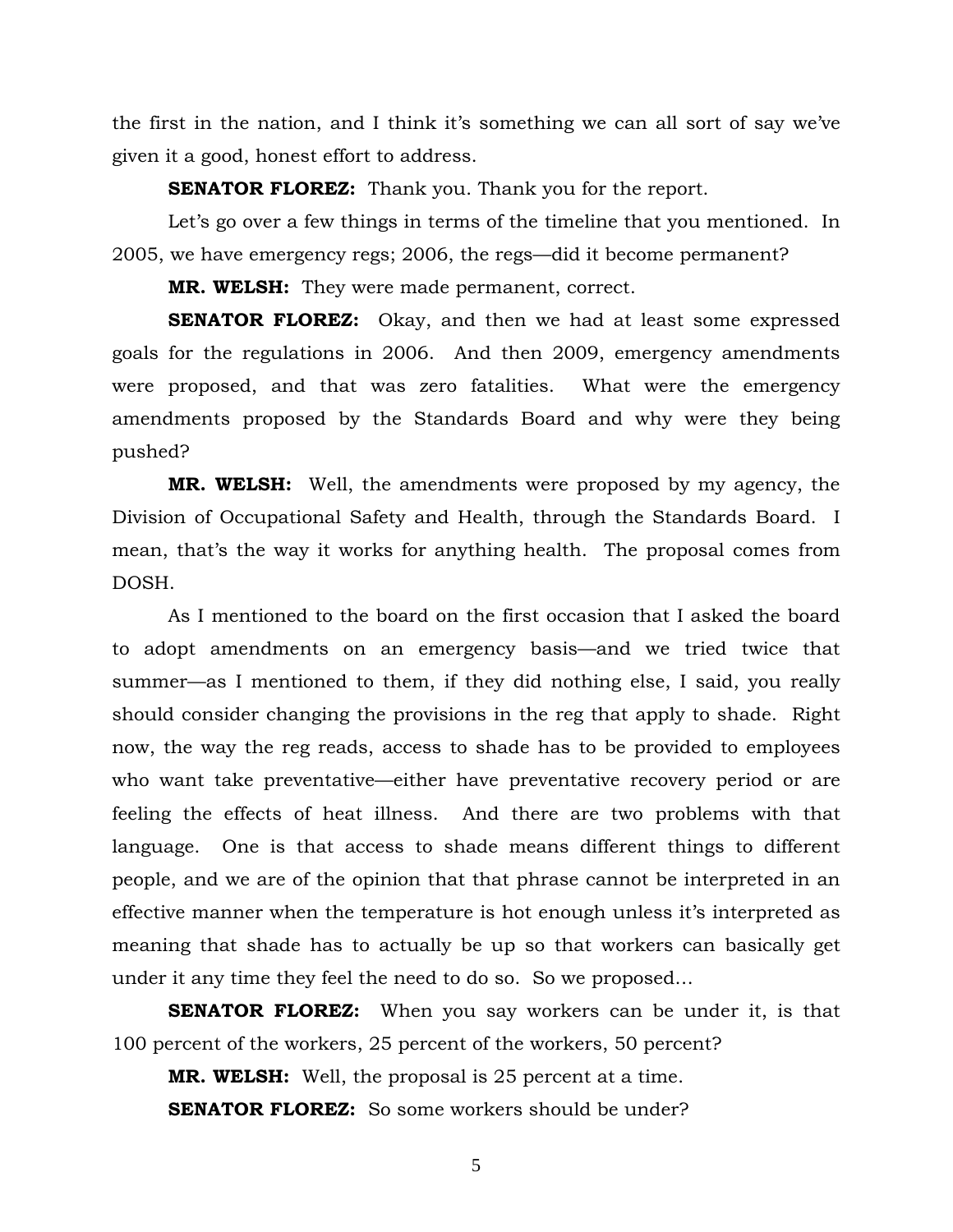the first in the nation, and I think it's something we can all sort of say we've given it a good, honest effort to address.

**SENATOR FLOREZ:** Thank you. Thank you for the report.

Let's go over a few things in terms of the timeline that you mentioned. In 2005, we have emergency regs; 2006, the regs—did it become permanent?

**MR. WELSH:** They were made permanent, correct.

**SENATOR FLOREZ:** Okay, and then we had at least some expressed goals for the regulations in 2006. And then 2009, emergency amendments were proposed, and that was zero fatalities. What were the emergency amendments proposed by the Standards Board and why were they being pushed?

**MR. WELSH:** Well, the amendments were proposed by my agency, the Division of Occupational Safety and Health, through the Standards Board. I mean, that's the way it works for anything health. The proposal comes from DOSH.

As I mentioned to the board on the first occasion that I asked the board to adopt amendments on an emergency basis—and we tried twice that summer—as I mentioned to them, if they did nothing else, I said, you really should consider changing the provisions in the reg that apply to shade. Right now, the way the reg reads, access to shade has to be provided to employees who want take preventative—either have preventative recovery period or are feeling the effects of heat illness. And there are two problems with that language. One is that access to shade means different things to different people, and we are of the opinion that that phrase cannot be interpreted in an effective manner when the temperature is hot enough unless it's interpreted as meaning that shade has to actually be up so that workers can basically get under it any time they feel the need to do so. So we proposed…

**SENATOR FLOREZ:** When you say workers can be under it, is that 100 percent of the workers, 25 percent of the workers, 50 percent?

**MR. WELSH:** Well, the proposal is 25 percent at a time.

**SENATOR FLOREZ:** So some workers should be under?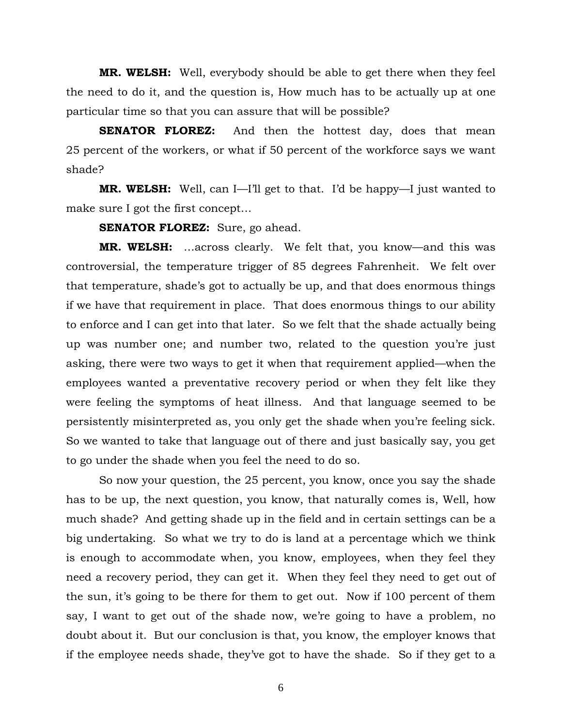**MR. WELSH:** Well, everybody should be able to get there when they feel the need to do it, and the question is, How much has to be actually up at one particular time so that you can assure that will be possible?

**SENATOR FLOREZ:** And then the hottest day, does that mean 25 percent of the workers, or what if 50 percent of the workforce says we want shade?

**MR. WELSH:** Well, can I—I'll get to that. I'd be happy—I just wanted to make sure I got the first concept…

**SENATOR FLOREZ:** Sure, go ahead.

**MR. WELSH:** …across clearly. We felt that, you know—and this was controversial, the temperature trigger of 85 degrees Fahrenheit. We felt over that temperature, shade's got to actually be up, and that does enormous things if we have that requirement in place. That does enormous things to our ability to enforce and I can get into that later. So we felt that the shade actually being up was number one; and number two, related to the question you're just asking, there were two ways to get it when that requirement applied—when the employees wanted a preventative recovery period or when they felt like they were feeling the symptoms of heat illness. And that language seemed to be persistently misinterpreted as, you only get the shade when you're feeling sick. So we wanted to take that language out of there and just basically say, you get to go under the shade when you feel the need to do so.

So now your question, the 25 percent, you know, once you say the shade has to be up, the next question, you know, that naturally comes is, Well, how much shade? And getting shade up in the field and in certain settings can be a big undertaking. So what we try to do is land at a percentage which we think is enough to accommodate when, you know, employees, when they feel they need a recovery period, they can get it. When they feel they need to get out of the sun, it's going to be there for them to get out. Now if 100 percent of them say, I want to get out of the shade now, we're going to have a problem, no doubt about it. But our conclusion is that, you know, the employer knows that if the employee needs shade, they've got to have the shade. So if they get to a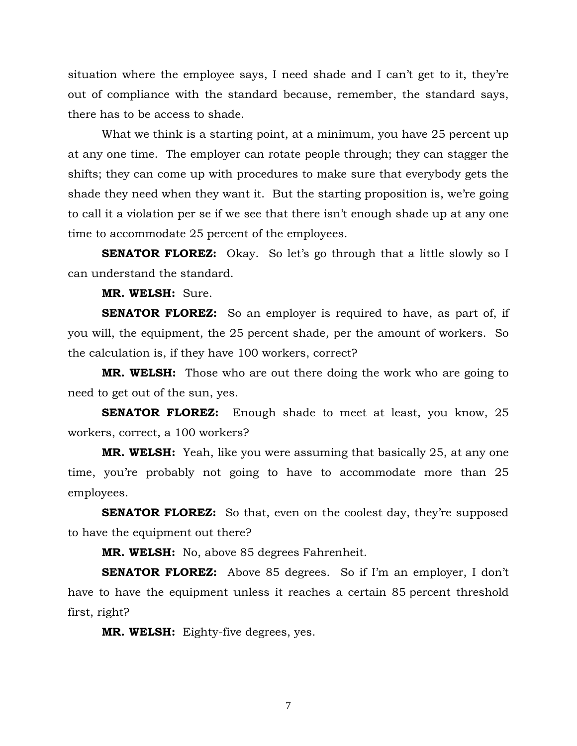situation where the employee says, I need shade and I can't get to it, they're out of compliance with the standard because, remember, the standard says, there has to be access to shade.

What we think is a starting point, at a minimum, you have 25 percent up at any one time. The employer can rotate people through; they can stagger the shifts; they can come up with procedures to make sure that everybody gets the shade they need when they want it. But the starting proposition is, we're going to call it a violation per se if we see that there isn't enough shade up at any one time to accommodate 25 percent of the employees.

**SENATOR FLOREZ:** Okay. So let's go through that a little slowly so I can understand the standard.

**MR. WELSH:** Sure.

**SENATOR FLOREZ:** So an employer is required to have, as part of, if you will, the equipment, the 25 percent shade, per the amount of workers. So the calculation is, if they have 100 workers, correct?

**MR. WELSH:** Those who are out there doing the work who are going to need to get out of the sun, yes.

**SENATOR FLOREZ:** Enough shade to meet at least, you know, 25 workers, correct, a 100 workers?

**MR. WELSH:** Yeah, like you were assuming that basically 25, at any one time, you're probably not going to have to accommodate more than 25 employees.

**SENATOR FLOREZ:** So that, even on the coolest day, they're supposed to have the equipment out there?

**MR. WELSH:** No, above 85 degrees Fahrenheit.

**SENATOR FLOREZ:** Above 85 degrees. So if I'm an employer, I don't have to have the equipment unless it reaches a certain 85 percent threshold first, right?

**MR. WELSH:** Eighty-five degrees, yes.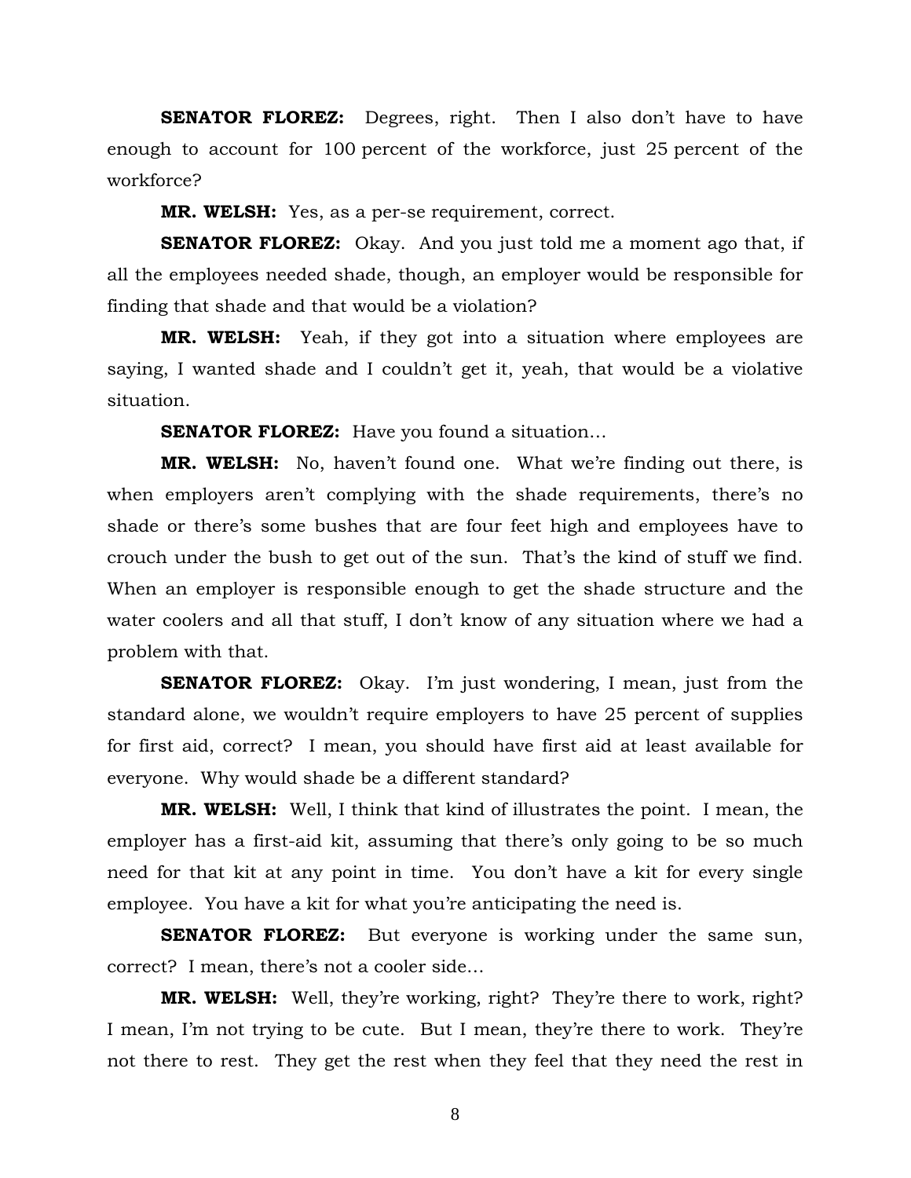**SENATOR FLOREZ:** Degrees, right. Then I also don't have to have enough to account for 100 percent of the workforce, just 25 percent of the workforce?

**MR. WELSH:** Yes, as a per-se requirement, correct.

**SENATOR FLOREZ:** Okay. And you just told me a moment ago that, if all the employees needed shade, though, an employer would be responsible for finding that shade and that would be a violation?

**MR. WELSH:** Yeah, if they got into a situation where employees are saying, I wanted shade and I couldn't get it, yeah, that would be a violative situation.

**SENATOR FLOREZ:** Have you found a situation…

**MR. WELSH:** No, haven't found one. What we're finding out there, is when employers aren't complying with the shade requirements, there's no shade or there's some bushes that are four feet high and employees have to crouch under the bush to get out of the sun. That's the kind of stuff we find. When an employer is responsible enough to get the shade structure and the water coolers and all that stuff, I don't know of any situation where we had a problem with that.

**SENATOR FLOREZ:** Okay. I'm just wondering, I mean, just from the standard alone, we wouldn't require employers to have 25 percent of supplies for first aid, correct? I mean, you should have first aid at least available for everyone. Why would shade be a different standard?

**MR. WELSH:** Well, I think that kind of illustrates the point. I mean, the employer has a first-aid kit, assuming that there's only going to be so much need for that kit at any point in time. You don't have a kit for every single employee. You have a kit for what you're anticipating the need is.

**SENATOR FLOREZ:** But everyone is working under the same sun, correct? I mean, there's not a cooler side…

**MR. WELSH:** Well, they're working, right? They're there to work, right? I mean, I'm not trying to be cute. But I mean, they're there to work. They're not there to rest. They get the rest when they feel that they need the rest in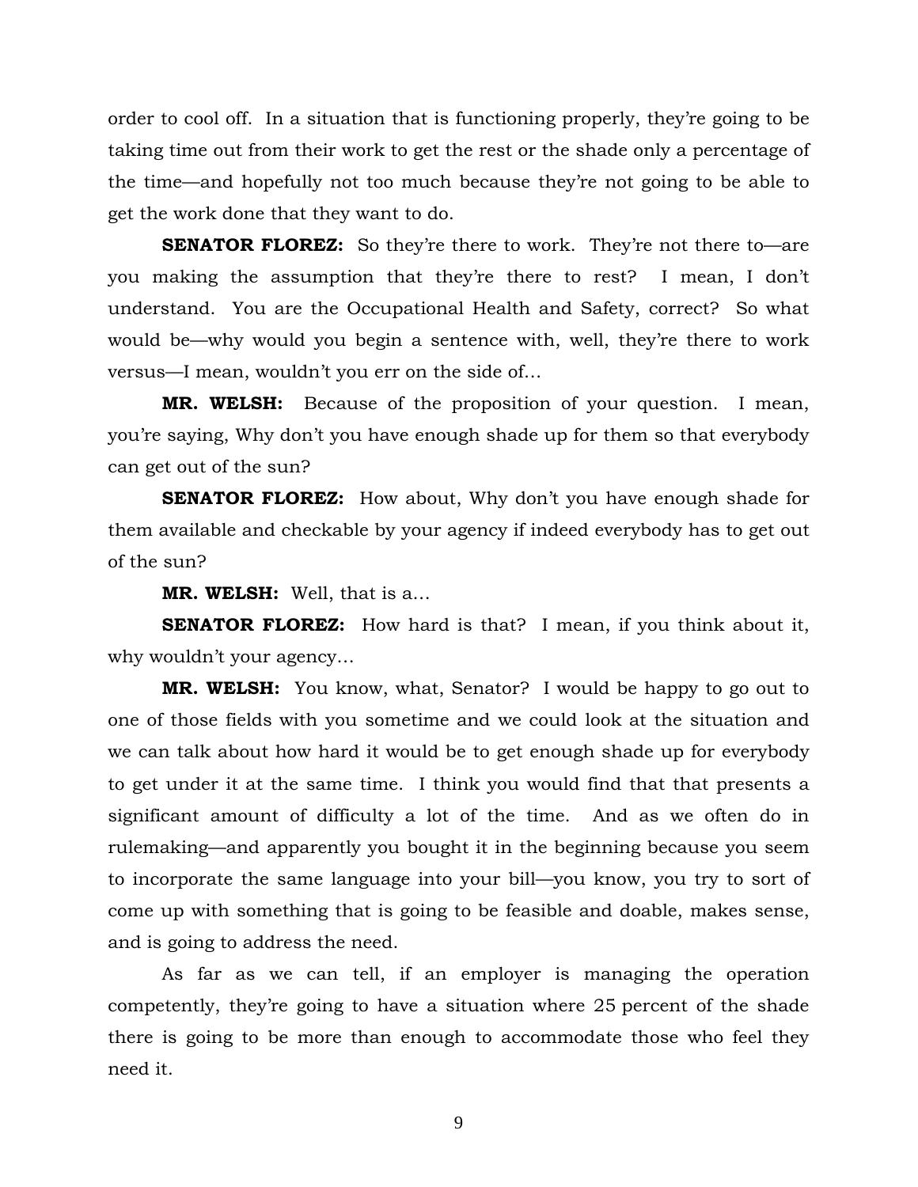order to cool off. In a situation that is functioning properly, they're going to be taking time out from their work to get the rest or the shade only a percentage of the time—and hopefully not too much because they're not going to be able to get the work done that they want to do.

**SENATOR FLOREZ:** So they're there to work. They're not there to—are you making the assumption that they're there to rest? I mean, I don't understand. You are the Occupational Health and Safety, correct? So what would be—why would you begin a sentence with, well, they're there to work versus—I mean, wouldn't you err on the side of…

**MR. WELSH:** Because of the proposition of your question. I mean, you're saying, Why don't you have enough shade up for them so that everybody can get out of the sun?

**SENATOR FLOREZ:** How about, Why don't you have enough shade for them available and checkable by your agency if indeed everybody has to get out of the sun?

**MR. WELSH:** Well, that is a…

**SENATOR FLOREZ:** How hard is that? I mean, if you think about it, why wouldn't your agency…

**MR. WELSH:** You know, what, Senator? I would be happy to go out to one of those fields with you sometime and we could look at the situation and we can talk about how hard it would be to get enough shade up for everybody to get under it at the same time. I think you would find that that presents a significant amount of difficulty a lot of the time. And as we often do in rulemaking—and apparently you bought it in the beginning because you seem to incorporate the same language into your bill—you know, you try to sort of come up with something that is going to be feasible and doable, makes sense, and is going to address the need.

As far as we can tell, if an employer is managing the operation competently, they're going to have a situation where 25 percent of the shade there is going to be more than enough to accommodate those who feel they need it.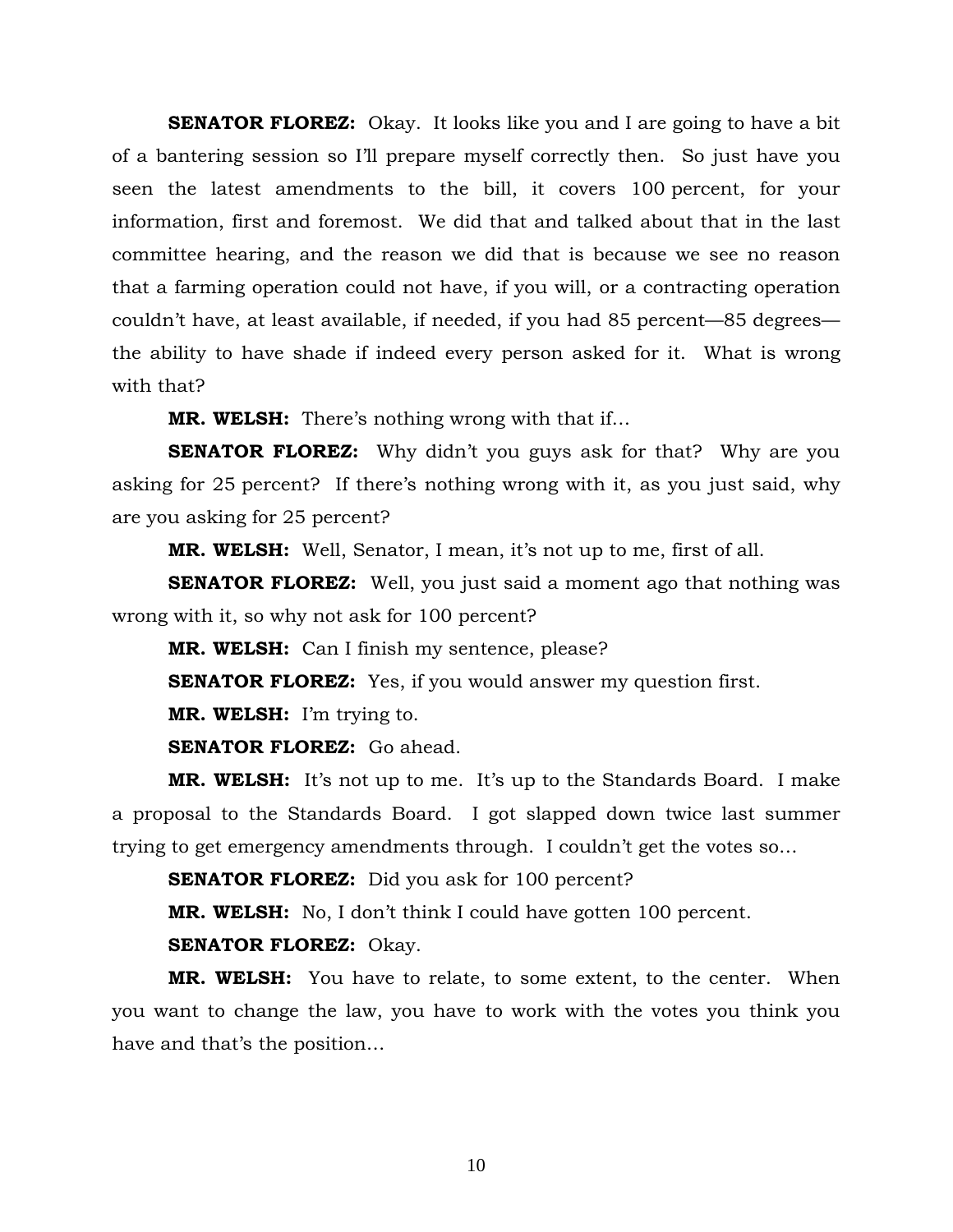**SENATOR FLOREZ:** Okay. It looks like you and I are going to have a bit of a bantering session so I'll prepare myself correctly then. So just have you seen the latest amendments to the bill, it covers 100 percent, for your information, first and foremost. We did that and talked about that in the last committee hearing, and the reason we did that is because we see no reason that a farming operation could not have, if you will, or a contracting operation couldn't have, at least available, if needed, if you had 85 percent—85 degrees—the ability to have shade if indeed every person asked for it. What is wrong with that?

**MR. WELSH:** There's nothing wrong with that if…

**SENATOR FLOREZ:** Why didn't you guys ask for that? Why are you asking for 25 percent? If there's nothing wrong with it, as you just said, why are you asking for 25 percent?

**MR. WELSH:** Well, Senator, I mean, it's not up to me, first of all.

**SENATOR FLOREZ:** Well, you just said a moment ago that nothing was wrong with it, so why not ask for 100 percent?

**MR. WELSH:** Can I finish my sentence, please?

**SENATOR FLOREZ:** Yes, if you would answer my question first.

**MR. WELSH:** I'm trying to.

**SENATOR FLOREZ:** Go ahead.

**MR. WELSH:** It's not up to me. It's up to the Standards Board. I make a proposal to the Standards Board. I got slapped down twice last summer trying to get emergency amendments through. I couldn't get the votes so…

**SENATOR FLOREZ:** Did you ask for 100 percent?

**MR. WELSH:** No, I don't think I could have gotten 100 percent.

**SENATOR FLOREZ:** Okay.

**MR. WELSH:** You have to relate, to some extent, to the center. When you want to change the law, you have to work with the votes you think you have and that's the position…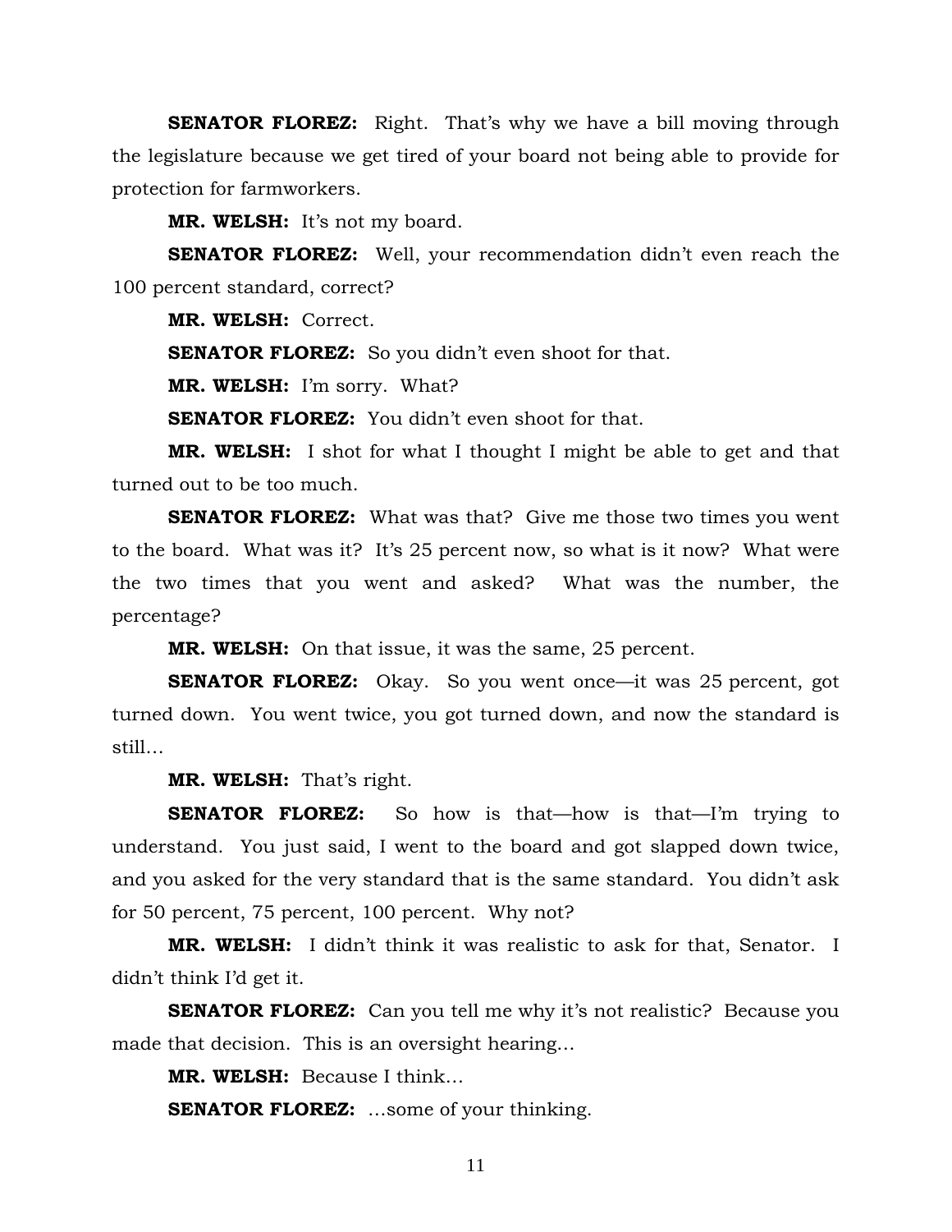**SENATOR FLOREZ:** Right. That's why we have a bill moving through the legislature because we get tired of your board not being able to provide for protection for farmworkers.

**MR. WELSH:** It's not my board.

**SENATOR FLOREZ:** Well, your recommendation didn't even reach the 100 percent standard, correct?

**MR. WELSH:** Correct.

**SENATOR FLOREZ:** So you didn't even shoot for that.

**MR. WELSH:** I'm sorry. What?

**SENATOR FLOREZ:** You didn't even shoot for that.

**MR. WELSH:** I shot for what I thought I might be able to get and that turned out to be too much.

**SENATOR FLOREZ:** What was that? Give me those two times you went to the board. What was it? It's 25 percent now, so what is it now? What were the two times that you went and asked? What was the number, the percentage?

**MR. WELSH:** On that issue, it was the same, 25 percent.

**SENATOR FLOREZ:** Okay. So you went once—it was 25 percent, got turned down. You went twice, you got turned down, and now the standard is still…

**MR. WELSH:** That's right.

**SENATOR FLOREZ:** So how is that—how is that—I'm trying to understand. You just said, I went to the board and got slapped down twice, and you asked for the very standard that is the same standard. You didn't ask for 50 percent, 75 percent, 100 percent. Why not?

**MR. WELSH:** I didn't think it was realistic to ask for that, Senator. I didn't think I'd get it.

**SENATOR FLOREZ:** Can you tell me why it's not realistic? Because you made that decision. This is an oversight hearing…

**MR. WELSH:** Because I think…

**SENATOR FLOREZ:** …some of your thinking.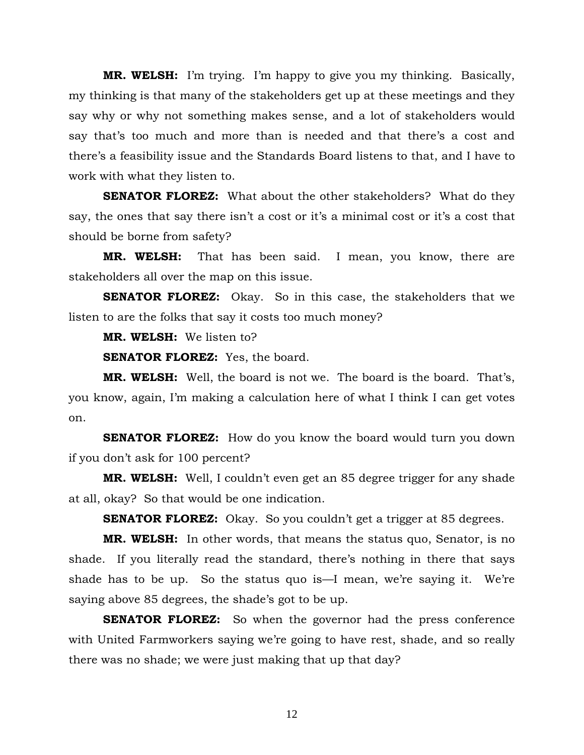**MR. WELSH:** I'm trying. I'm happy to give you my thinking. Basically, my thinking is that many of the stakeholders get up at these meetings and they say why or why not something makes sense, and a lot of stakeholders would say that's too much and more than is needed and that there's a cost and there's a feasibility issue and the Standards Board listens to that, and I have to work with what they listen to.

**SENATOR FLOREZ:** What about the other stakeholders? What do they say, the ones that say there isn't a cost or it's a minimal cost or it's a cost that should be borne from safety?

**MR. WELSH:** That has been said. I mean, you know, there are stakeholders all over the map on this issue.

**SENATOR FLOREZ:** Okay. So in this case, the stakeholders that we listen to are the folks that say it costs too much money?

**MR. WELSH:** We listen to?

**SENATOR FLOREZ:** Yes, the board.

**MR. WELSH:** Well, the board is not we. The board is the board. That's, you know, again, I'm making a calculation here of what I think I can get votes on.

**SENATOR FLOREZ:** How do you know the board would turn you down if you don't ask for 100 percent?

**MR. WELSH:** Well, I couldn't even get an 85 degree trigger for any shade at all, okay? So that would be one indication.

**SENATOR FLOREZ:** Okay. So you couldn't get a trigger at 85 degrees.

**MR. WELSH:** In other words, that means the status quo, Senator, is no shade. If you literally read the standard, there's nothing in there that says shade has to be up. So the status quo is—I mean, we're saying it. We're saying above 85 degrees, the shade's got to be up.

**SENATOR FLOREZ:** So when the governor had the press conference with United Farmworkers saying we're going to have rest, shade, and so really there was no shade; we were just making that up that day?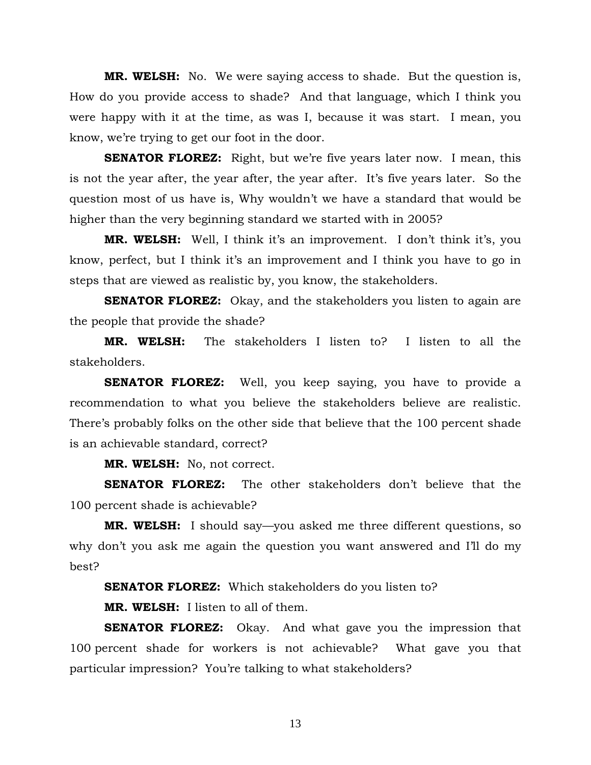**MR. WELSH:** No. We were saying access to shade. But the question is, How do you provide access to shade? And that language, which I think you were happy with it at the time, as was I, because it was start. I mean, you know, we're trying to get our foot in the door.

**SENATOR FLOREZ:** Right, but we're five years later now. I mean, this is not the year after, the year after, the year after. It's five years later. So the question most of us have is, Why wouldn't we have a standard that would be higher than the very beginning standard we started with in 2005?

**MR. WELSH:** Well, I think it's an improvement. I don't think it's, you know, perfect, but I think it's an improvement and I think you have to go in steps that are viewed as realistic by, you know, the stakeholders.

**SENATOR FLOREZ:** Okay, and the stakeholders you listen to again are the people that provide the shade?

**MR. WELSH:** The stakeholders I listen to? I listen to all the stakeholders.

**SENATOR FLOREZ:** Well, you keep saying, you have to provide a recommendation to what you believe the stakeholders believe are realistic. There's probably folks on the other side that believe that the 100 percent shade is an achievable standard, correct?

**MR. WELSH:** No, not correct.

**SENATOR FLOREZ:** The other stakeholders don't believe that the 100 percent shade is achievable?

**MR. WELSH:** I should say—you asked me three different questions, so why don't you ask me again the question you want answered and I'll do my best?

**SENATOR FLOREZ:** Which stakeholders do you listen to?

**MR. WELSH:** I listen to all of them.

**SENATOR FLOREZ:** Okay. And what gave you the impression that 100 percent shade for workers is not achievable? What gave you that particular impression? You're talking to what stakeholders?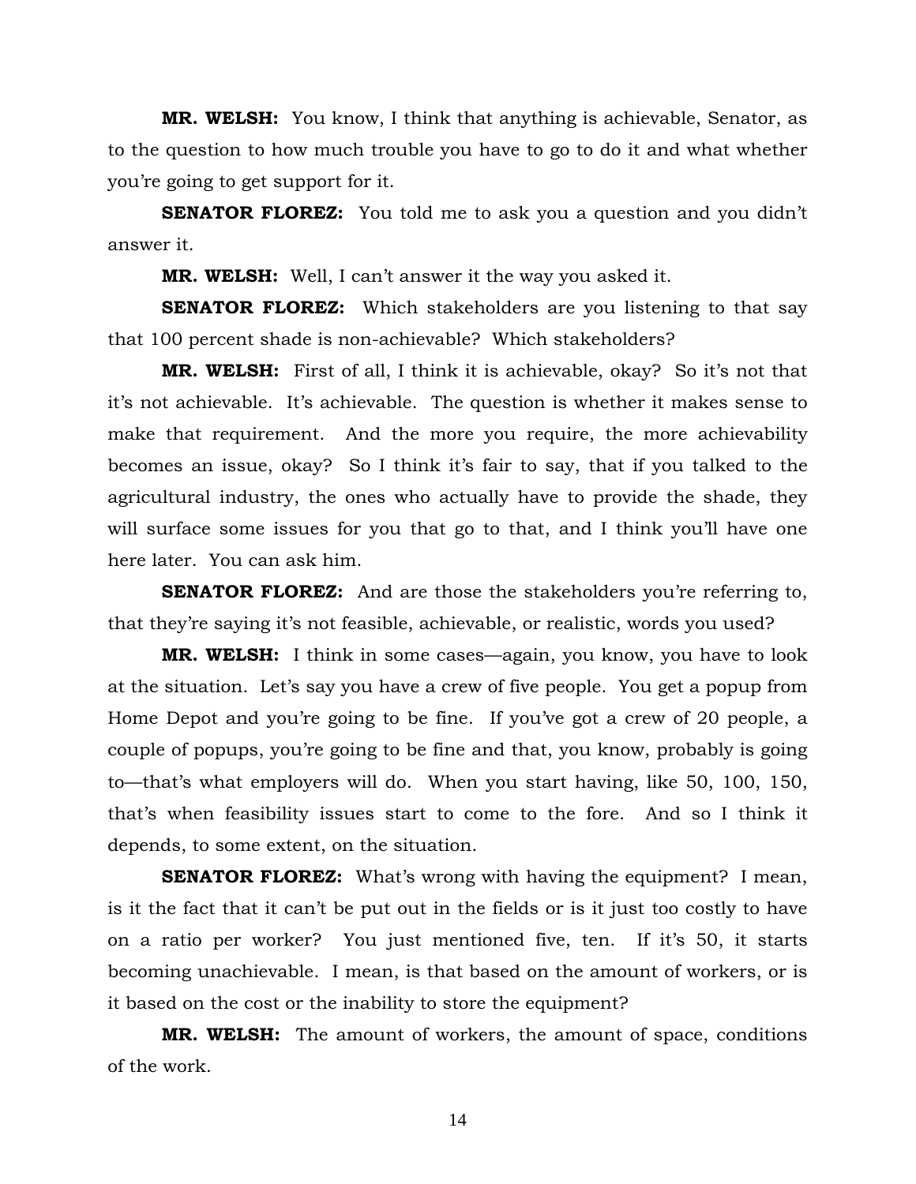**MR. WELSH:** You know, I think that anything is achievable, Senator, as to the question to how much trouble you have to go to do it and what whether you're going to get support for it.

**SENATOR FLOREZ:** You told me to ask you a question and you didn't answer it.

**MR. WELSH:** Well, I can't answer it the way you asked it.

**SENATOR FLOREZ:** Which stakeholders are you listening to that say that 100 percent shade is non-achievable? Which stakeholders?

**MR. WELSH:** First of all, I think it is achievable, okay? So it's not that it's not achievable. It's achievable. The question is whether it makes sense to make that requirement. And the more you require, the more achievability becomes an issue, okay? So I think it's fair to say, that if you talked to the agricultural industry, the ones who actually have to provide the shade, they will surface some issues for you that go to that, and I think you'll have one here later. You can ask him.

**SENATOR FLOREZ:** And are those the stakeholders you're referring to, that they're saying it's not feasible, achievable, or realistic, words you used?

**MR. WELSH:** I think in some cases—again, you know, you have to look at the situation. Let's say you have a crew of five people. You get a popup from Home Depot and you're going to be fine. If you've got a crew of 20 people, a couple of popups, you're going to be fine and that, you know, probably is going to—that's what employers will do. When you start having, like 50, 100, 150, that's when feasibility issues start to come to the fore. And so I think it depends, to some extent, on the situation.

**SENATOR FLOREZ:** What's wrong with having the equipment? I mean, is it the fact that it can't be put out in the fields or is it just too costly to have on a ratio per worker? You just mentioned five, ten. If it's 50, it starts becoming unachievable. I mean, is that based on the amount of workers, or is it based on the cost or the inability to store the equipment?

**MR. WELSH:** The amount of workers, the amount of space, conditions of the work.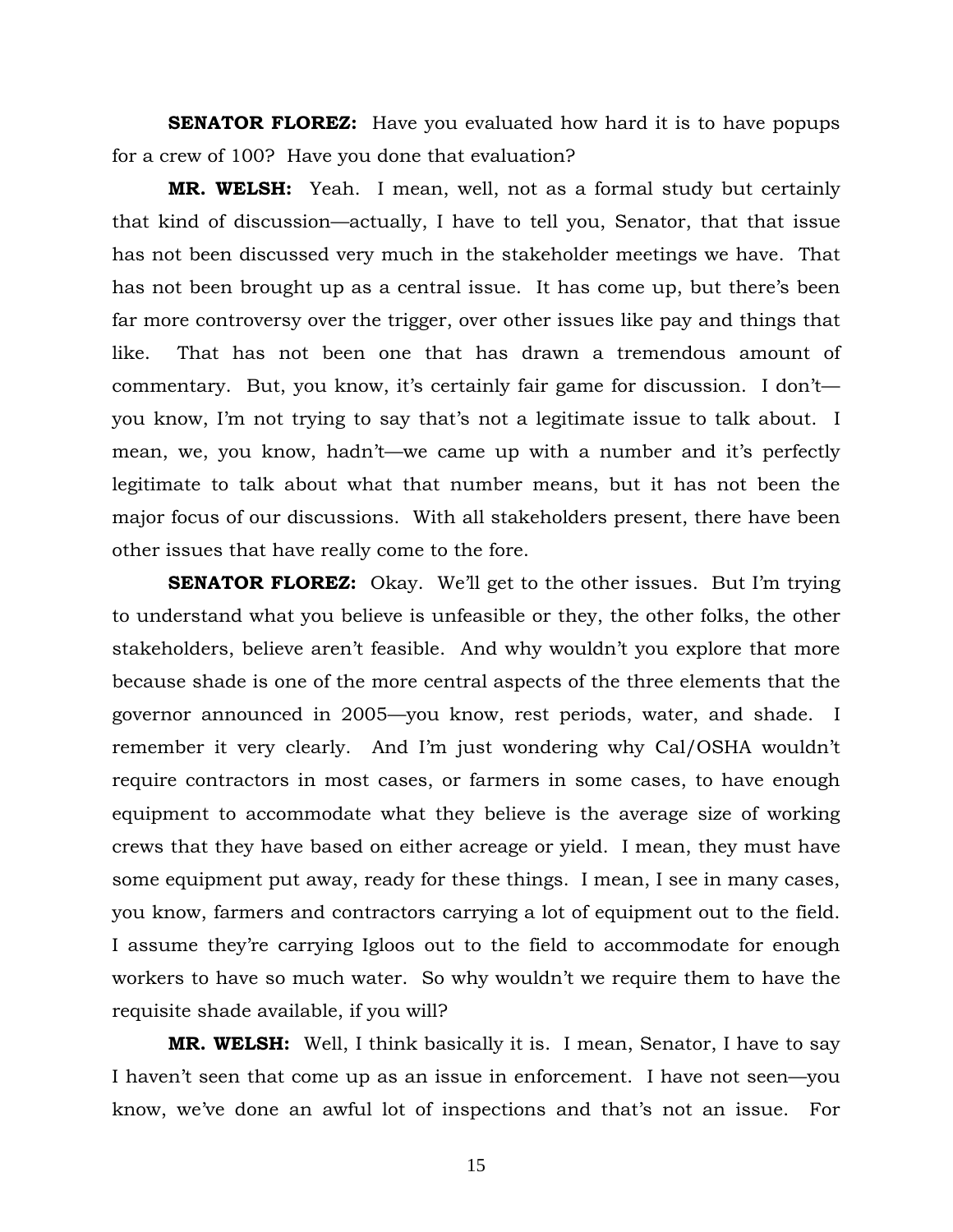**SENATOR FLOREZ:** Have you evaluated how hard it is to have popups for a crew of 100? Have you done that evaluation?

**MR. WELSH:** Yeah. I mean, well, not as a formal study but certainly that kind of discussion—actually, I have to tell you, Senator, that that issue has not been discussed very much in the stakeholder meetings we have. That has not been brought up as a central issue. It has come up, but there's been far more controversy over the trigger, over other issues like pay and things that like. That has not been one that has drawn a tremendous amount of commentary. But, you know, it's certainly fair game for discussion. I don't—you know, I'm not trying to say that's not a legitimate issue to talk about. I mean, we, you know, hadn't—we came up with a number and it's perfectly legitimate to talk about what that number means, but it has not been the major focus of our discussions. With all stakeholders present, there have been other issues that have really come to the fore.

**SENATOR FLOREZ:** Okay. We'll get to the other issues. But I'm trying to understand what you believe is unfeasible or they, the other folks, the other stakeholders, believe aren't feasible. And why wouldn't you explore that more because shade is one of the more central aspects of the three elements that the governor announced in 2005—you know, rest periods, water, and shade. I remember it very clearly. And I'm just wondering why Cal/OSHA wouldn't require contractors in most cases, or farmers in some cases, to have enough equipment to accommodate what they believe is the average size of working crews that they have based on either acreage or yield. I mean, they must have some equipment put away, ready for these things. I mean, I see in many cases, you know, farmers and contractors carrying a lot of equipment out to the field. I assume they're carrying Igloos out to the field to accommodate for enough workers to have so much water. So why wouldn't we require them to have the requisite shade available, if you will?

**MR. WELSH:** Well, I think basically it is. I mean, Senator, I have to say I haven't seen that come up as an issue in enforcement. I have not seen—you know, we've done an awful lot of inspections and that's not an issue. For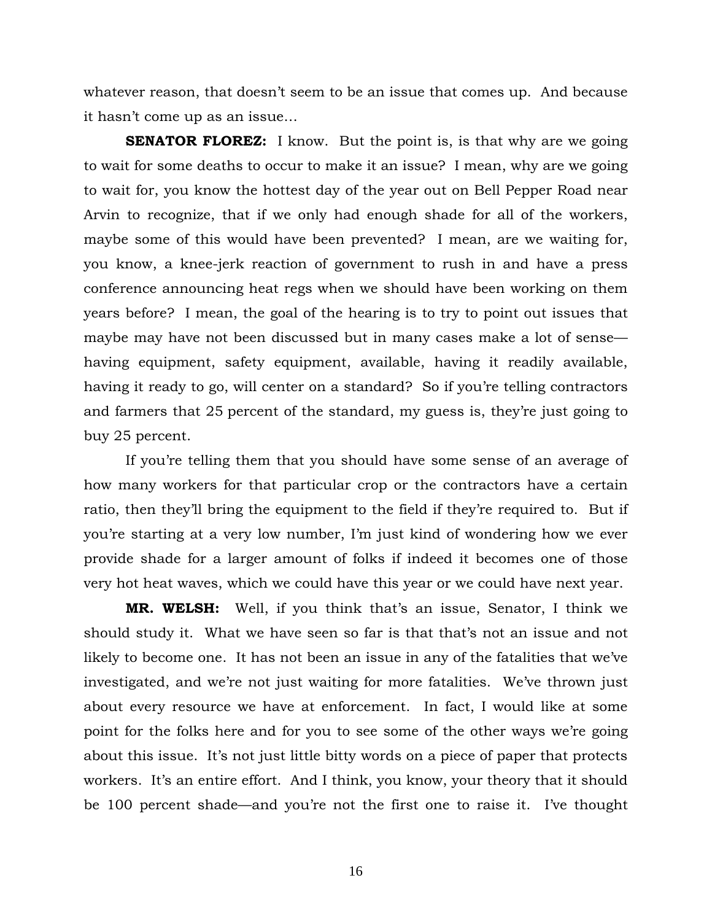whatever reason, that doesn't seem to be an issue that comes up. And because it hasn't come up as an issue…

**SENATOR FLOREZ:** I know. But the point is, is that why are we going to wait for some deaths to occur to make it an issue? I mean, why are we going to wait for, you know the hottest day of the year out on Bell Pepper Road near Arvin to recognize, that if we only had enough shade for all of the workers, maybe some of this would have been prevented? I mean, are we waiting for, you know, a knee-jerk reaction of government to rush in and have a press conference announcing heat regs when we should have been working on them years before? I mean, the goal of the hearing is to try to point out issues that maybe may have not been discussed but in many cases make a lot of sense—having equipment, safety equipment, available, having it readily available, having it ready to go, will center on a standard? So if you're telling contractors and farmers that 25 percent of the standard, my guess is, they're just going to buy 25 percent.

If you're telling them that you should have some sense of an average of how many workers for that particular crop or the contractors have a certain ratio, then they'll bring the equipment to the field if they're required to. But if you're starting at a very low number, I'm just kind of wondering how we ever provide shade for a larger amount of folks if indeed it becomes one of those very hot heat waves, which we could have this year or we could have next year.

**MR. WELSH:** Well, if you think that's an issue, Senator, I think we should study it. What we have seen so far is that that's not an issue and not likely to become one. It has not been an issue in any of the fatalities that we've investigated, and we're not just waiting for more fatalities. We've thrown just about every resource we have at enforcement. In fact, I would like at some point for the folks here and for you to see some of the other ways we're going about this issue. It's not just little bitty words on a piece of paper that protects workers. It's an entire effort. And I think, you know, your theory that it should be 100 percent shade—and you're not the first one to raise it. I've thought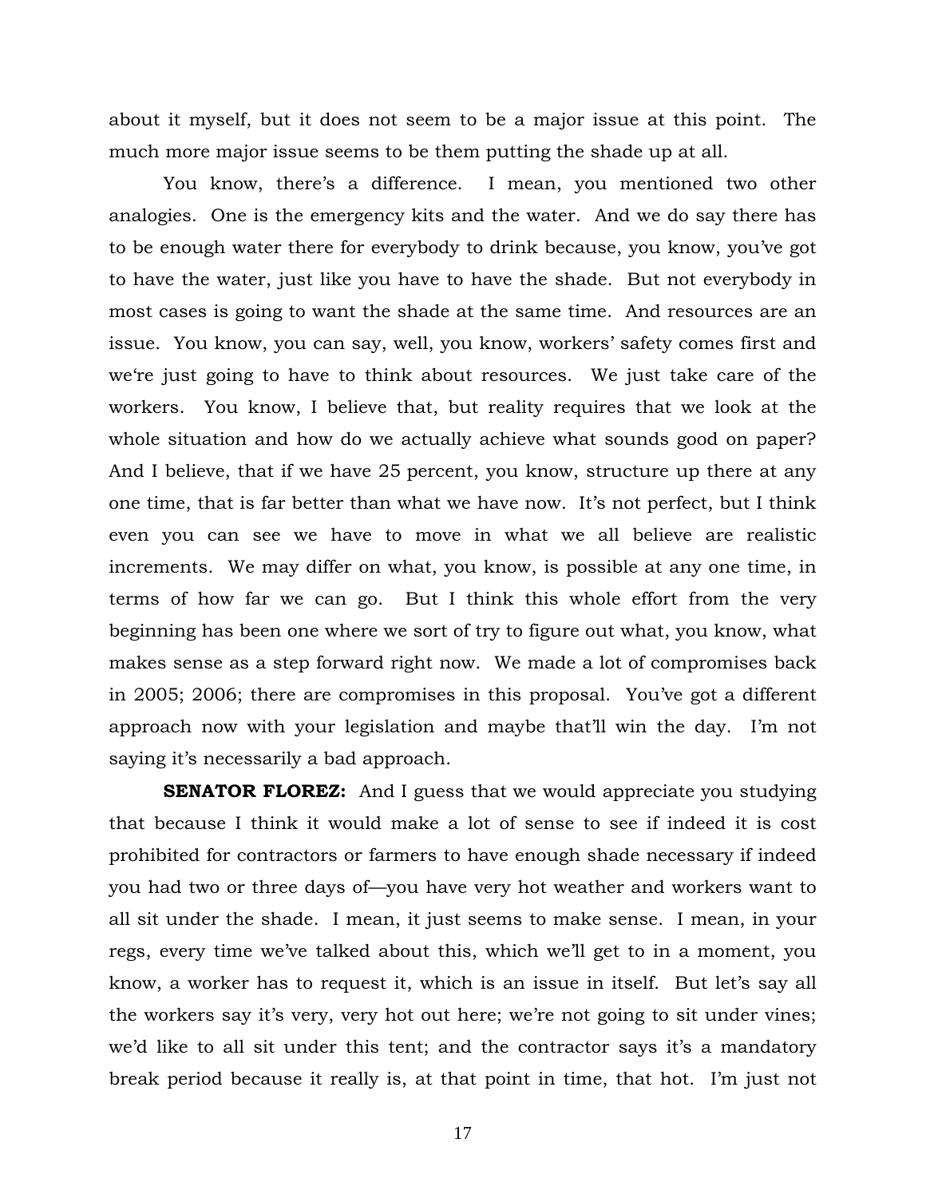about it myself, but it does not seem to be a major issue at this point. The much more major issue seems to be them putting the shade up at all.

You know, there's a difference. I mean, you mentioned two other analogies. One is the emergency kits and the water. And we do say there has to be enough water there for everybody to drink because, you know, you've got to have the water, just like you have to have the shade. But not everybody in most cases is going to want the shade at the same time. And resources are an issue. You know, you can say, well, you know, workers' safety comes first and we're just going to have to think about resources. We just take care of the workers. You know, I believe that, but reality requires that we look at the whole situation and how do we actually achieve what sounds good on paper? And I believe, that if we have 25 percent, you know, structure up there at any one time, that is far better than what we have now. It's not perfect, but I think even you can see we have to move in what we all believe are realistic increments. We may differ on what, you know, is possible at any one time, in terms of how far we can go. But I think this whole effort from the very beginning has been one where we sort of try to figure out what, you know, what makes sense as a step forward right now. We made a lot of compromises back in 2005; 2006; there are compromises in this proposal. You've got a different approach now with your legislation and maybe that'll win the day. I'm not saying it's necessarily a bad approach.

**SENATOR FLOREZ:** And I guess that we would appreciate you studying that because I think it would make a lot of sense to see if indeed it is cost prohibited for contractors or farmers to have enough shade necessary if indeed you had two or three days of—you have very hot weather and workers want to all sit under the shade. I mean, it just seems to make sense. I mean, in your regs, every time we've talked about this, which we'll get to in a moment, you know, a worker has to request it, which is an issue in itself. But let's say all the workers say it's very, very hot out here; we're not going to sit under vines; we'd like to all sit under this tent; and the contractor says it's a mandatory break period because it really is, at that point in time, that hot. I'm just not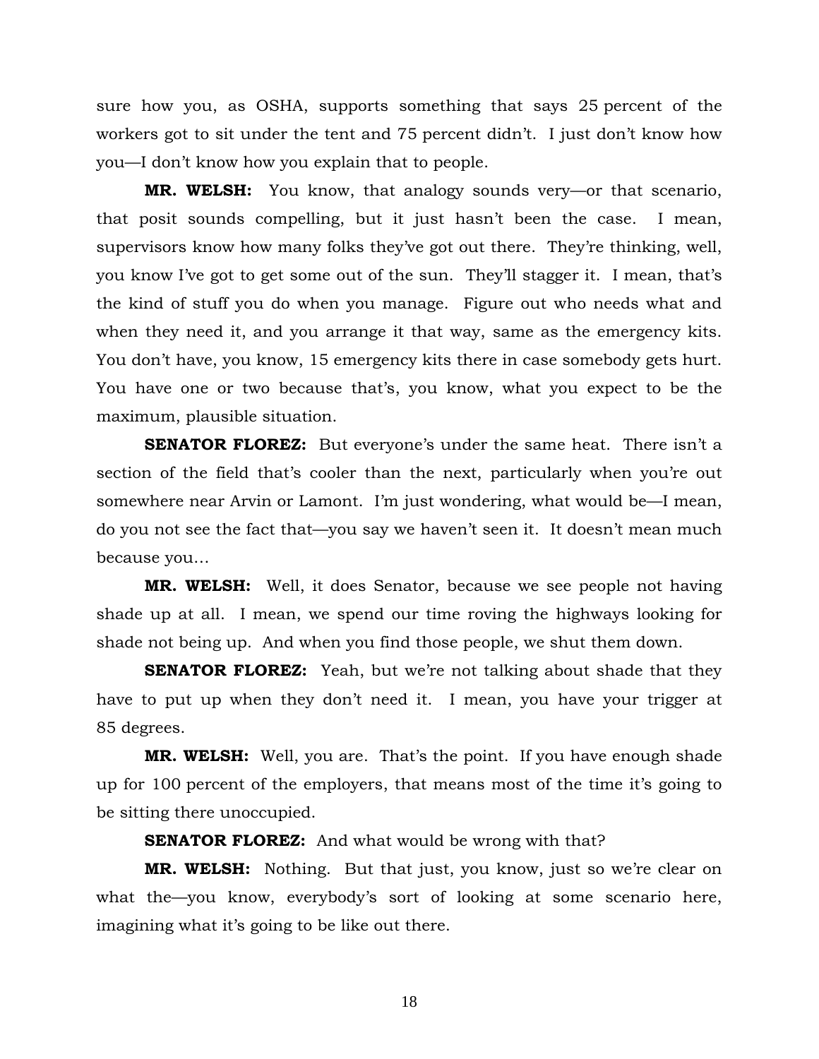sure how you, as OSHA, supports something that says 25 percent of the workers got to sit under the tent and 75 percent didn't. I just don't know how you—I don't know how you explain that to people.

**MR. WELSH:** You know, that analogy sounds very—or that scenario, that posit sounds compelling, but it just hasn't been the case. I mean, supervisors know how many folks they've got out there. They're thinking, well, you know I've got to get some out of the sun. They'll stagger it. I mean, that's the kind of stuff you do when you manage. Figure out who needs what and when they need it, and you arrange it that way, same as the emergency kits. You don't have, you know, 15 emergency kits there in case somebody gets hurt. You have one or two because that's, you know, what you expect to be the maximum, plausible situation.

**SENATOR FLOREZ:** But everyone's under the same heat. There isn't a section of the field that's cooler than the next, particularly when you're out somewhere near Arvin or Lamont. I'm just wondering, what would be—I mean, do you not see the fact that—you say we haven't seen it. It doesn't mean much because you…

**MR. WELSH:** Well, it does Senator, because we see people not having shade up at all. I mean, we spend our time roving the highways looking for shade not being up. And when you find those people, we shut them down.

**SENATOR FLOREZ:** Yeah, but we're not talking about shade that they have to put up when they don't need it. I mean, you have your trigger at 85 degrees.

**MR. WELSH:** Well, you are. That's the point. If you have enough shade up for 100 percent of the employers, that means most of the time it's going to be sitting there unoccupied.

**SENATOR FLOREZ:** And what would be wrong with that?

**MR. WELSH:** Nothing. But that just, you know, just so we're clear on what the—you know, everybody's sort of looking at some scenario here, imagining what it's going to be like out there.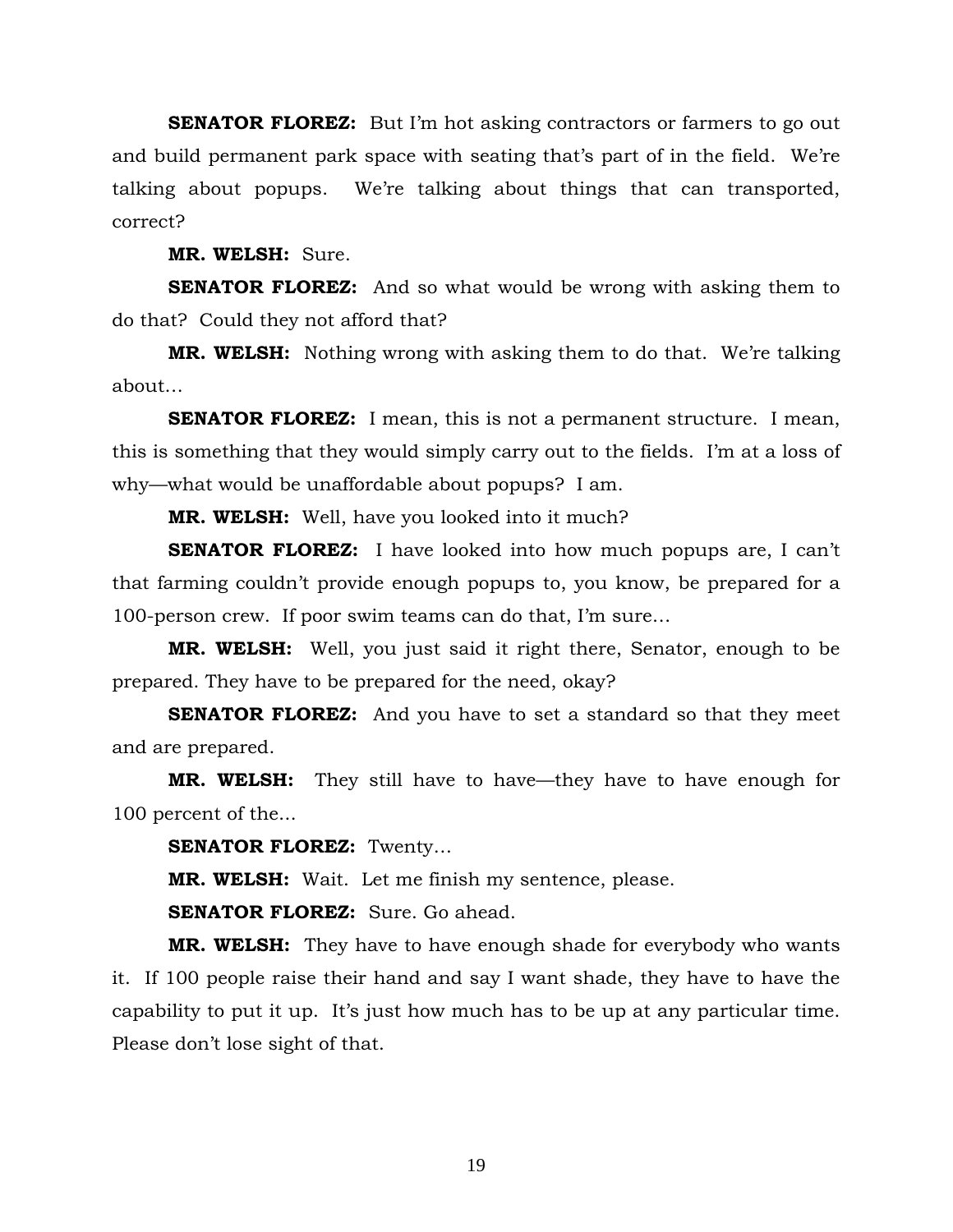**SENATOR FLOREZ:** But I'm hot asking contractors or farmers to go out and build permanent park space with seating that's part of in the field. We're talking about popups. We're talking about things that can transported, correct?

**MR. WELSH:** Sure.

**SENATOR FLOREZ:** And so what would be wrong with asking them to do that? Could they not afford that?

**MR. WELSH:** Nothing wrong with asking them to do that. We're talking about…

**SENATOR FLOREZ:** I mean, this is not a permanent structure. I mean, this is something that they would simply carry out to the fields. I'm at a loss of why—what would be unaffordable about popups? I am.

**MR. WELSH:** Well, have you looked into it much?

**SENATOR FLOREZ:** I have looked into how much popups are, I can't that farming couldn't provide enough popups to, you know, be prepared for a 100-person crew. If poor swim teams can do that, I'm sure…

**MR. WELSH:** Well, you just said it right there, Senator, enough to be prepared. They have to be prepared for the need, okay?

**SENATOR FLOREZ:** And you have to set a standard so that they meet and are prepared.

**MR. WELSH:** They still have to have—they have to have enough for 100 percent of the...

**SENATOR FLOREZ:** Twenty…

**MR. WELSH:** Wait. Let me finish my sentence, please.

**SENATOR FLOREZ:** Sure. Go ahead.

**MR. WELSH:** They have to have enough shade for everybody who wants it. If 100 people raise their hand and say I want shade, they have to have the capability to put it up. It's just how much has to be up at any particular time. Please don't lose sight of that.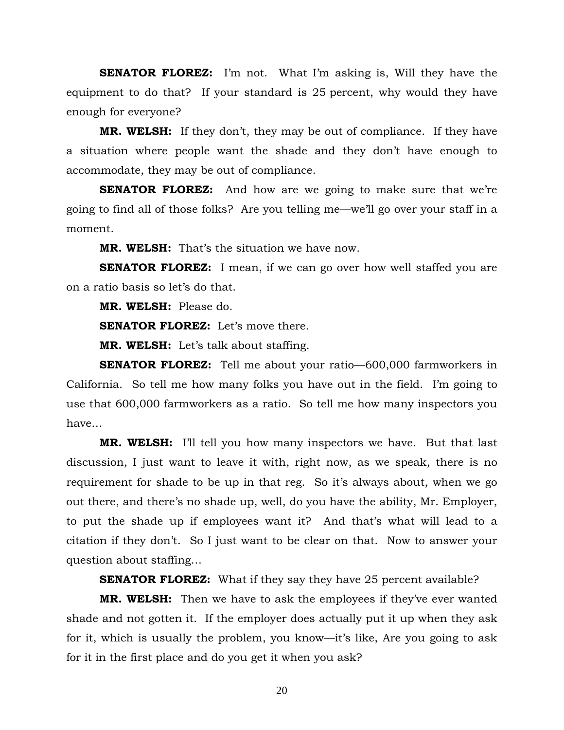**SENATOR FLOREZ:** I'm not. What I'm asking is, Will they have the equipment to do that? If your standard is 25 percent, why would they have enough for everyone?

**MR. WELSH:** If they don't, they may be out of compliance. If they have a situation where people want the shade and they don't have enough to accommodate, they may be out of compliance.

**SENATOR FLOREZ:** And how are we going to make sure that we're going to find all of those folks? Are you telling me—we'll go over your staff in a moment.

**MR. WELSH:** That's the situation we have now.

**SENATOR FLOREZ:** I mean, if we can go over how well staffed you are on a ratio basis so let's do that.

**MR. WELSH:** Please do.

**SENATOR FLOREZ:** Let's move there.

**MR. WELSH:** Let's talk about staffing.

**SENATOR FLOREZ:** Tell me about your ratio—600,000 farmworkers in California. So tell me how many folks you have out in the field. I'm going to use that 600,000 farmworkers as a ratio. So tell me how many inspectors you have…

**MR. WELSH:** I'll tell you how many inspectors we have. But that last discussion, I just want to leave it with, right now, as we speak, there is no requirement for shade to be up in that reg. So it's always about, when we go out there, and there's no shade up, well, do you have the ability, Mr. Employer, to put the shade up if employees want it? And that's what will lead to a citation if they don't. So I just want to be clear on that. Now to answer your question about staffing…

**SENATOR FLOREZ:** What if they say they have 25 percent available?

**MR. WELSH:** Then we have to ask the employees if they've ever wanted shade and not gotten it. If the employer does actually put it up when they ask for it, which is usually the problem, you know—it's like, Are you going to ask for it in the first place and do you get it when you ask?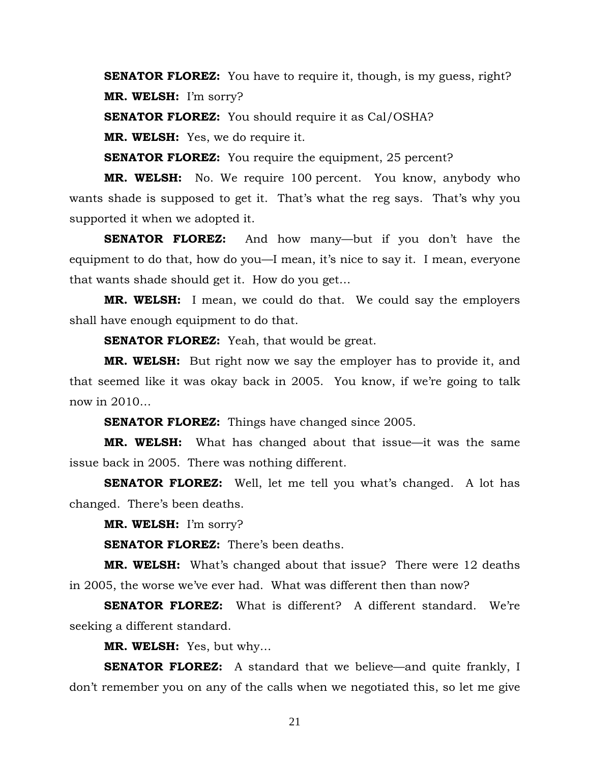**SENATOR FLOREZ:** You have to require it, though, is my guess, right?

**MR. WELSH:** I'm sorry?

**SENATOR FLOREZ:** You should require it as Cal/OSHA?

**MR. WELSH:** Yes, we do require it.

**SENATOR FLOREZ:** You require the equipment, 25 percent?

**MR. WELSH:** No. We require 100 percent. You know, anybody who wants shade is supposed to get it. That's what the reg says. That's why you supported it when we adopted it.

**SENATOR FLOREZ:** And how many—but if you don't have the equipment to do that, how do you—I mean, it's nice to say it. I mean, everyone that wants shade should get it. How do you get…

**MR. WELSH:** I mean, we could do that. We could say the employers shall have enough equipment to do that.

**SENATOR FLOREZ:** Yeah, that would be great.

**MR. WELSH:** But right now we say the employer has to provide it, and that seemed like it was okay back in 2005. You know, if we're going to talk now in 2010…

**SENATOR FLOREZ:** Things have changed since 2005.

**MR. WELSH:** What has changed about that issue—it was the same issue back in 2005. There was nothing different.

**SENATOR FLOREZ:** Well, let me tell you what's changed. A lot has changed. There's been deaths.

**MR. WELSH:** I'm sorry?

**SENATOR FLOREZ:** There's been deaths.

**MR. WELSH:** What's changed about that issue? There were 12 deaths in 2005, the worse we've ever had. What was different then than now?

**SENATOR FLOREZ:** What is different? A different standard. We're seeking a different standard.

**MR. WELSH:** Yes, but why…

**SENATOR FLOREZ:** A standard that we believe—and quite frankly, I don't remember you on any of the calls when we negotiated this, so let me give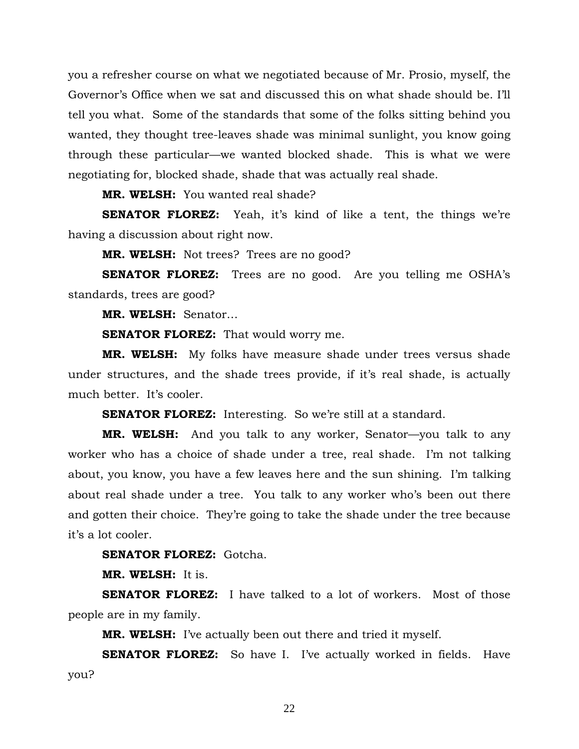you a refresher course on what we negotiated because of Mr. Prosio, myself, the Governor's Office when we sat and discussed this on what shade should be. I'll tell you what. Some of the standards that some of the folks sitting behind you wanted, they thought tree-leaves shade was minimal sunlight, you know going through these particular—we wanted blocked shade. This is what we were negotiating for, blocked shade, shade that was actually real shade.

**MR. WELSH:** You wanted real shade?

**SENATOR FLOREZ:** Yeah, it's kind of like a tent, the things we're having a discussion about right now.

**MR. WELSH:** Not trees? Trees are no good?

**SENATOR FLOREZ:** Trees are no good. Are you telling me OSHA's standards, trees are good?

**MR. WELSH:** Senator…

**SENATOR FLOREZ:** That would worry me.

**MR. WELSH:** My folks have measure shade under trees versus shade under structures, and the shade trees provide, if it's real shade, is actually much better. It's cooler.

**SENATOR FLOREZ:** Interesting. So we're still at a standard.

**MR. WELSH:** And you talk to any worker, Senator—you talk to any worker who has a choice of shade under a tree, real shade. I'm not talking about, you know, you have a few leaves here and the sun shining. I'm talking about real shade under a tree. You talk to any worker who's been out there and gotten their choice. They're going to take the shade under the tree because it's a lot cooler.

**SENATOR FLOREZ:** Gotcha.

**MR. WELSH:** It is.

**SENATOR FLOREZ:** I have talked to a lot of workers. Most of those people are in my family.

**MR. WELSH:** I've actually been out there and tried it myself.

**SENATOR FLOREZ:** So have I. I've actually worked in fields. Have you?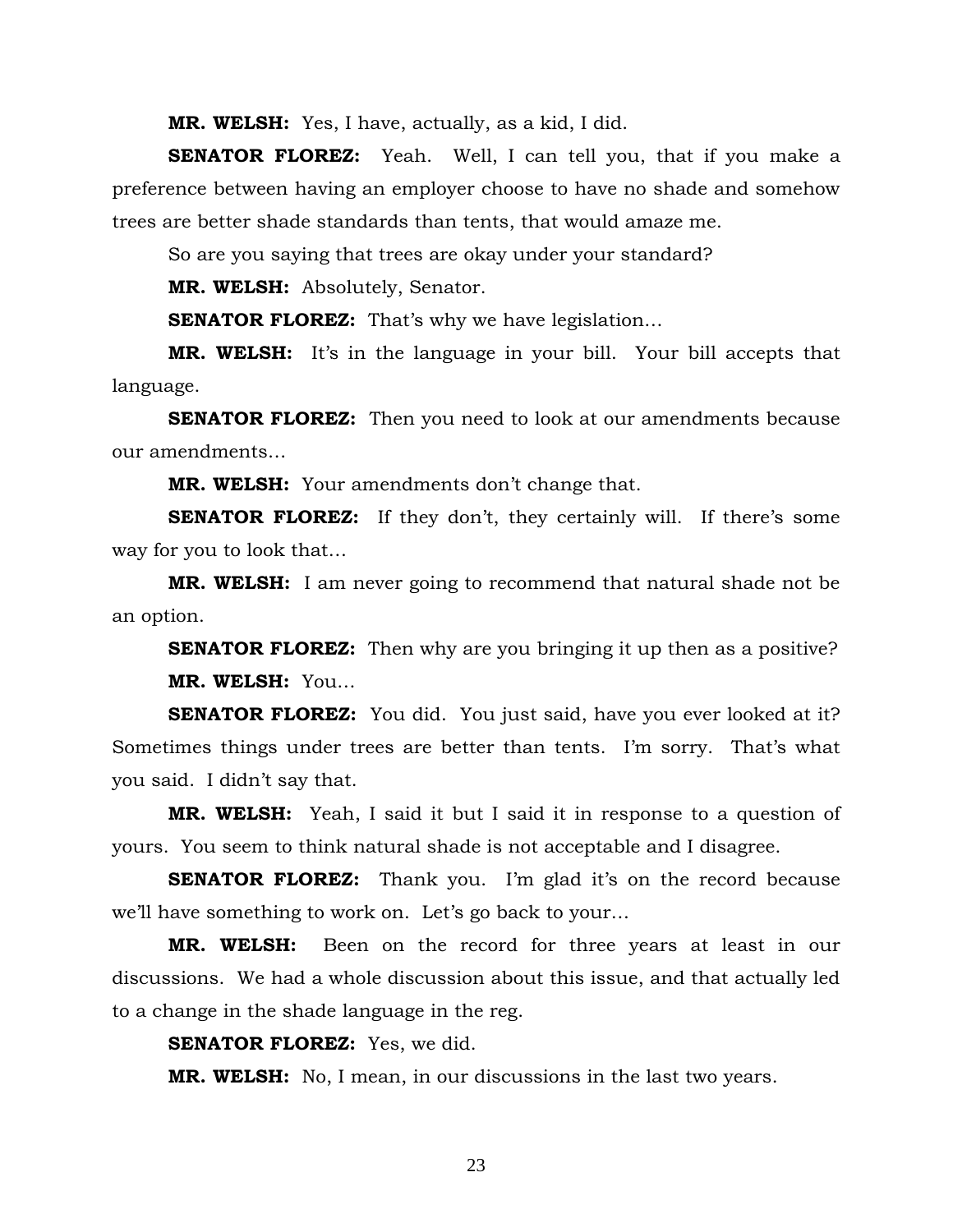**MR. WELSH:** Yes, I have, actually, as a kid, I did.

**SENATOR FLOREZ:** Yeah. Well, I can tell you, that if you make a preference between having an employer choose to have no shade and somehow trees are better shade standards than tents, that would amaze me.

So are you saying that trees are okay under your standard?

**MR. WELSH:** Absolutely, Senator.

**SENATOR FLOREZ:** That's why we have legislation…

**MR. WELSH:** It's in the language in your bill. Your bill accepts that language.

**SENATOR FLOREZ:** Then you need to look at our amendments because our amendments…

**MR. WELSH:** Your amendments don't change that.

**SENATOR FLOREZ:** If they don't, they certainly will. If there's some way for you to look that…

**MR. WELSH:** I am never going to recommend that natural shade not be an option.

**SENATOR FLOREZ:** Then why are you bringing it up then as a positive?

**MR. WELSH:** You…

**SENATOR FLOREZ:** You did. You just said, have you ever looked at it? Sometimes things under trees are better than tents. I'm sorry. That's what you said. I didn't say that.

**MR. WELSH:** Yeah, I said it but I said it in response to a question of yours. You seem to think natural shade is not acceptable and I disagree.

**SENATOR FLOREZ:** Thank you. I'm glad it's on the record because we'll have something to work on. Let's go back to your…

**MR. WELSH:** Been on the record for three years at least in our discussions. We had a whole discussion about this issue, and that actually led to a change in the shade language in the reg.

**SENATOR FLOREZ:** Yes, we did.

**MR. WELSH:** No, I mean, in our discussions in the last two years.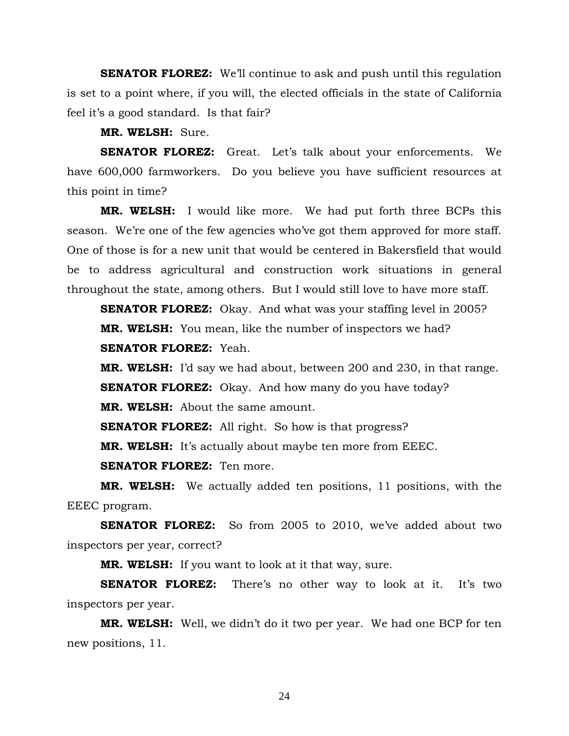**SENATOR FLOREZ:** We'll continue to ask and push until this regulation is set to a point where, if you will, the elected officials in the state of California feel it's a good standard. Is that fair?

**MR. WELSH:** Sure.

**SENATOR FLOREZ:** Great. Let's talk about your enforcements. We have 600,000 farmworkers. Do you believe you have sufficient resources at this point in time?

**MR. WELSH:** I would like more. We had put forth three BCPs this season. We're one of the few agencies who've got them approved for more staff. One of those is for a new unit that would be centered in Bakersfield that would be to address agricultural and construction work situations in general throughout the state, among others. But I would still love to have more staff.

**SENATOR FLOREZ:** Okay. And what was your staffing level in 2005?

**MR. WELSH:** You mean, like the number of inspectors we had?

**SENATOR FLOREZ:** Yeah.

**MR. WELSH:** I'd say we had about, between 200 and 230, in that range.

**SENATOR FLOREZ:** Okay. And how many do you have today?

**MR. WELSH:** About the same amount.

**SENATOR FLOREZ:** All right. So how is that progress?

**MR. WELSH:** It's actually about maybe ten more from EEEC.

**SENATOR FLOREZ:** Ten more.

**MR. WELSH:** We actually added ten positions, 11 positions, with the EEEC program.

**SENATOR FLOREZ:** So from 2005 to 2010, we've added about two inspectors per year, correct?

**MR. WELSH:** If you want to look at it that way, sure.

**SENATOR FLOREZ:** There's no other way to look at it. It's two inspectors per year.

**MR. WELSH:** Well, we didn't do it two per year. We had one BCP for ten new positions, 11.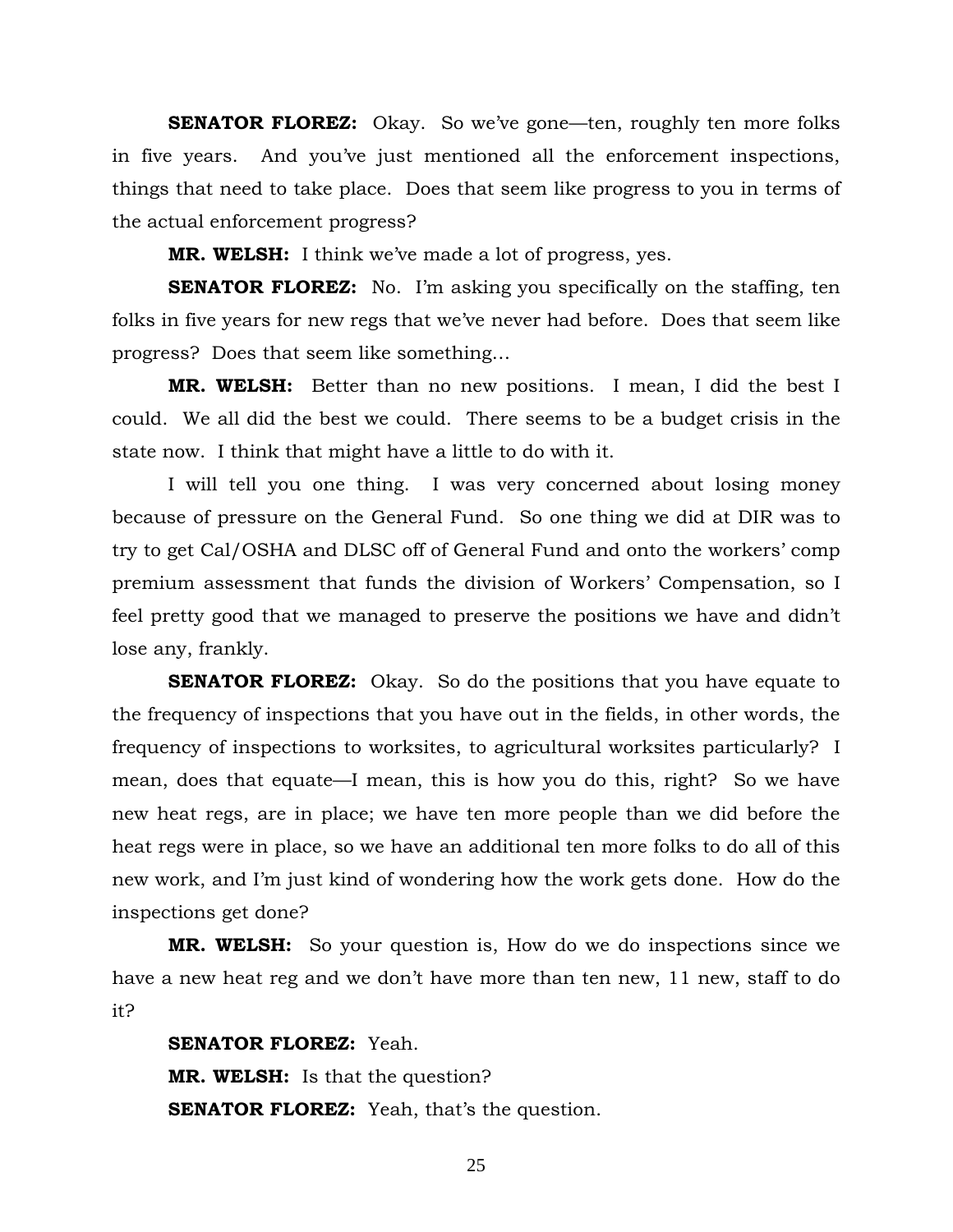**SENATOR FLOREZ:** Okay. So we've gone—ten, roughly ten more folks in five years. And you've just mentioned all the enforcement inspections, things that need to take place. Does that seem like progress to you in terms of the actual enforcement progress?

**MR. WELSH:** I think we've made a lot of progress, yes.

**SENATOR FLOREZ:** No. I'm asking you specifically on the staffing, ten folks in five years for new regs that we've never had before. Does that seem like progress? Does that seem like something…

**MR. WELSH:** Better than no new positions. I mean, I did the best I could. We all did the best we could. There seems to be a budget crisis in the state now. I think that might have a little to do with it.

I will tell you one thing. I was very concerned about losing money because of pressure on the General Fund. So one thing we did at DIR was to try to get Cal/OSHA and DLSC off of General Fund and onto the workers' comp premium assessment that funds the division of Workers' Compensation, so I feel pretty good that we managed to preserve the positions we have and didn't lose any, frankly.

**SENATOR FLOREZ:** Okay. So do the positions that you have equate to the frequency of inspections that you have out in the fields, in other words, the frequency of inspections to worksites, to agricultural worksites particularly? I mean, does that equate—I mean, this is how you do this, right? So we have new heat regs, are in place; we have ten more people than we did before the heat regs were in place, so we have an additional ten more folks to do all of this new work, and I'm just kind of wondering how the work gets done. How do the inspections get done?

**MR. WELSH:** So your question is, How do we do inspections since we have a new heat reg and we don't have more than ten new, 11 new, staff to do it?

**SENATOR FLOREZ:** Yeah.

**MR. WELSH:** Is that the question?

**SENATOR FLOREZ:** Yeah, that's the question.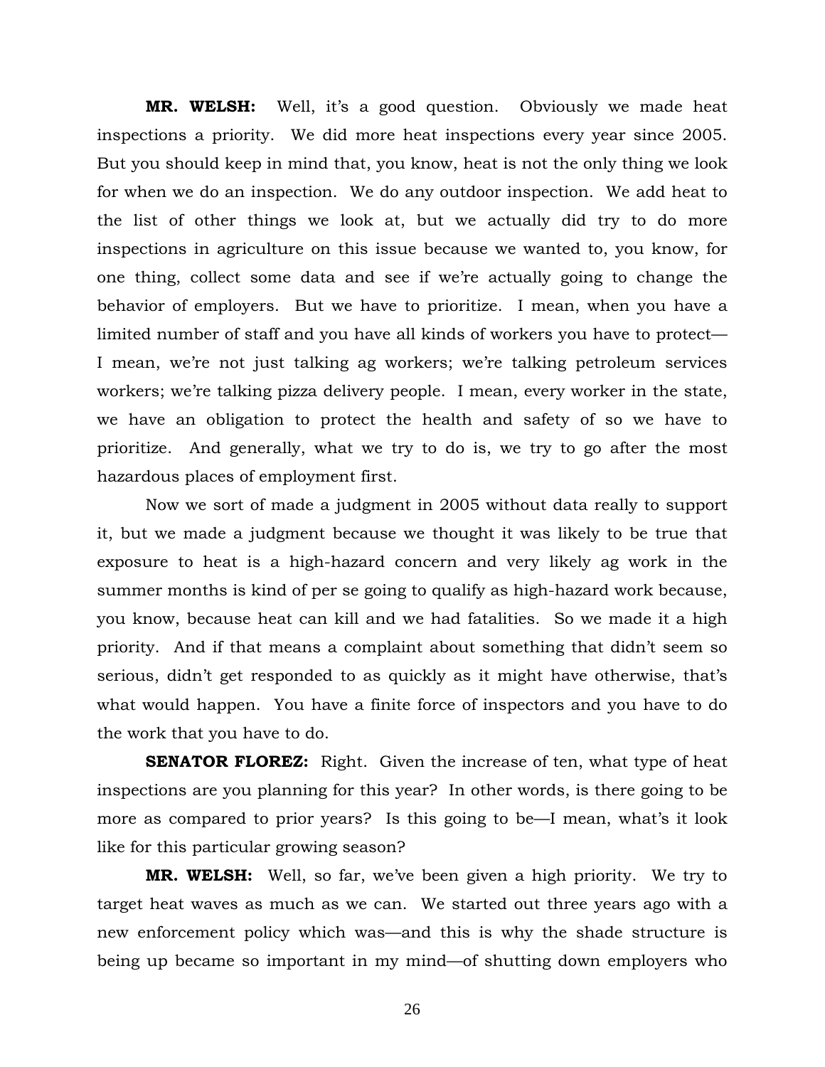**MR. WELSH:** Well, it's a good question. Obviously we made heat inspections a priority. We did more heat inspections every year since 2005. But you should keep in mind that, you know, heat is not the only thing we look for when we do an inspection. We do any outdoor inspection. We add heat to the list of other things we look at, but we actually did try to do more inspections in agriculture on this issue because we wanted to, you know, for one thing, collect some data and see if we're actually going to change the behavior of employers. But we have to prioritize. I mean, when you have a limited number of staff and you have all kinds of workers you have to protect—I mean, we're not just talking ag workers; we're talking petroleum services workers; we're talking pizza delivery people. I mean, every worker in the state, we have an obligation to protect the health and safety of so we have to prioritize. And generally, what we try to do is, we try to go after the most hazardous places of employment first.

Now we sort of made a judgment in 2005 without data really to support it, but we made a judgment because we thought it was likely to be true that exposure to heat is a high-hazard concern and very likely ag work in the summer months is kind of per se going to qualify as high-hazard work because, you know, because heat can kill and we had fatalities. So we made it a high priority. And if that means a complaint about something that didn't seem so serious, didn't get responded to as quickly as it might have otherwise, that's what would happen. You have a finite force of inspectors and you have to do the work that you have to do.

**SENATOR FLOREZ:** Right. Given the increase of ten, what type of heat inspections are you planning for this year? In other words, is there going to be more as compared to prior years? Is this going to be—I mean, what's it look like for this particular growing season?

**MR. WELSH:** Well, so far, we've been given a high priority. We try to target heat waves as much as we can. We started out three years ago with a new enforcement policy which was—and this is why the shade structure is being up became so important in my mind—of shutting down employers who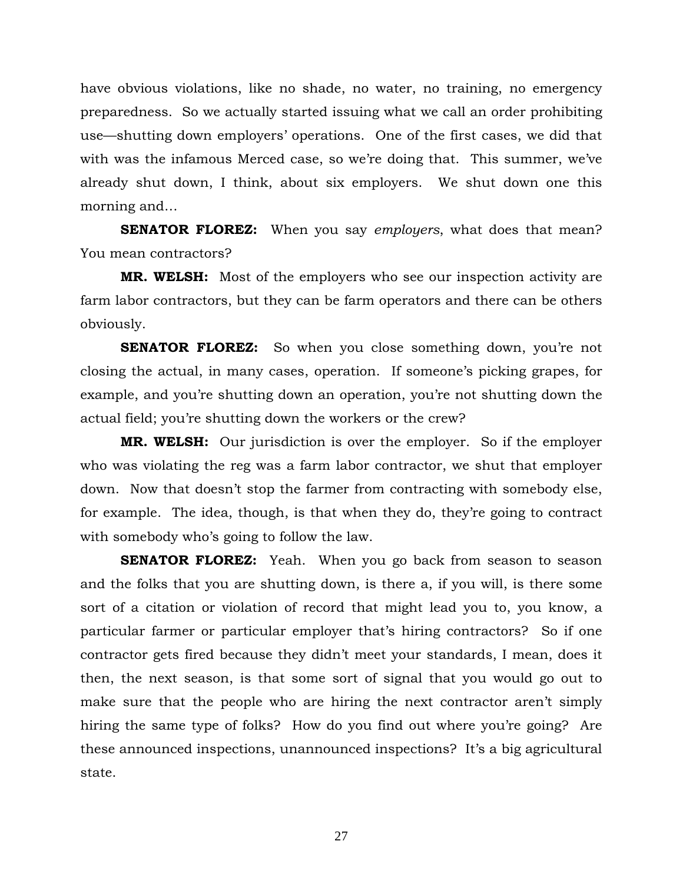have obvious violations, like no shade, no water, no training, no emergency preparedness. So we actually started issuing what we call an order prohibiting use—shutting down employers' operations. One of the first cases, we did that with was the infamous Merced case, so we're doing that. This summer, we've already shut down, I think, about six employers. We shut down one this morning and…

**SENATOR FLOREZ:** When you say *employers*, what does that mean? You mean contractors?

**MR. WELSH:** Most of the employers who see our inspection activity are farm labor contractors, but they can be farm operators and there can be others obviously.

**SENATOR FLOREZ:** So when you close something down, you're not closing the actual, in many cases, operation. If someone's picking grapes, for example, and you're shutting down an operation, you're not shutting down the actual field; you're shutting down the workers or the crew?

**MR. WELSH:** Our jurisdiction is over the employer. So if the employer who was violating the reg was a farm labor contractor, we shut that employer down. Now that doesn't stop the farmer from contracting with somebody else, for example. The idea, though, is that when they do, they're going to contract with somebody who's going to follow the law.

**SENATOR FLOREZ:** Yeah. When you go back from season to season and the folks that you are shutting down, is there a, if you will, is there some sort of a citation or violation of record that might lead you to, you know, a particular farmer or particular employer that's hiring contractors? So if one contractor gets fired because they didn't meet your standards, I mean, does it then, the next season, is that some sort of signal that you would go out to make sure that the people who are hiring the next contractor aren't simply hiring the same type of folks? How do you find out where you're going? Are these announced inspections, unannounced inspections? It's a big agricultural state.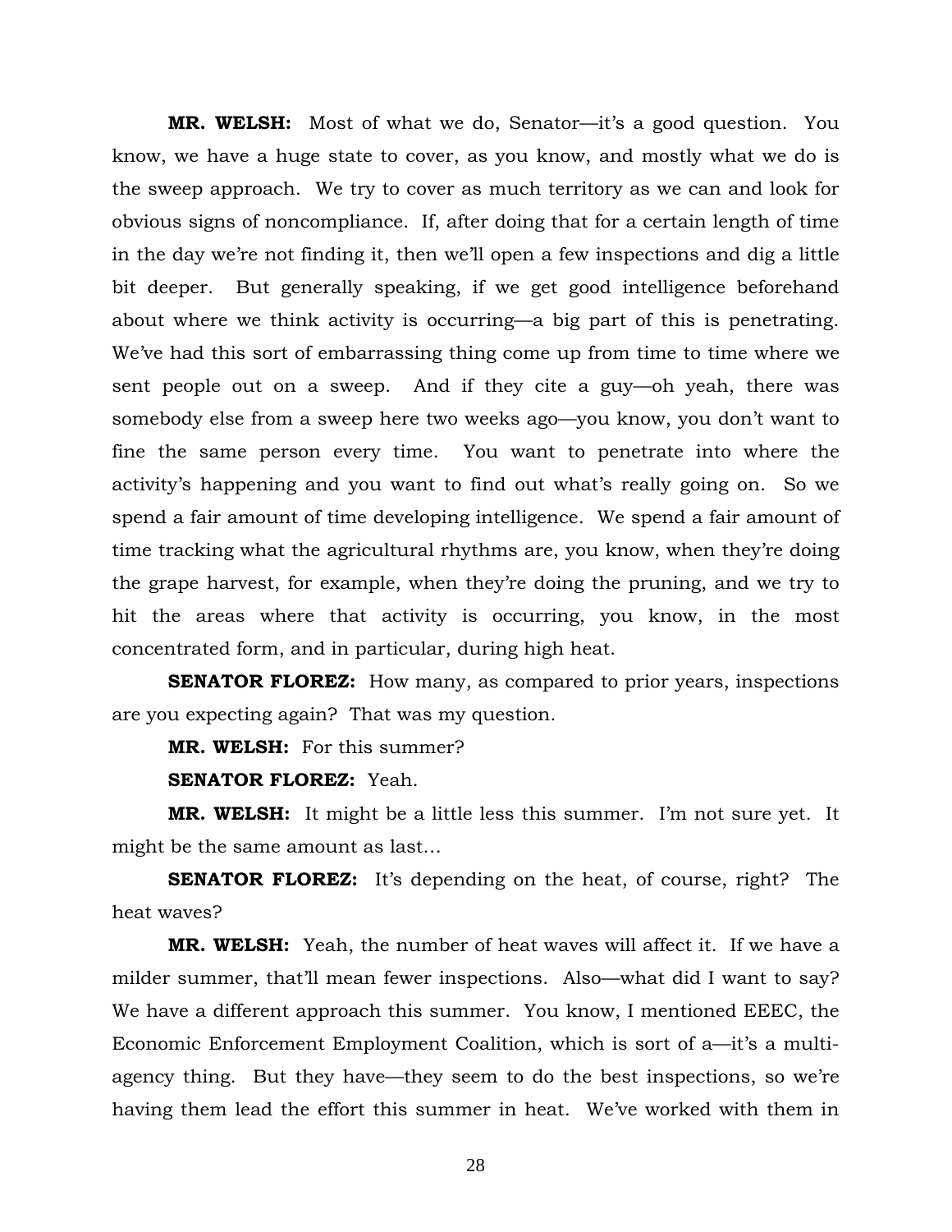**MR. WELSH:** Most of what we do, Senator—it's a good question. You know, we have a huge state to cover, as you know, and mostly what we do is the sweep approach. We try to cover as much territory as we can and look for obvious signs of noncompliance. If, after doing that for a certain length of time in the day we're not finding it, then we'll open a few inspections and dig a little bit deeper. But generally speaking, if we get good intelligence beforehand about where we think activity is occurring—a big part of this is penetrating. We've had this sort of embarrassing thing come up from time to time where we sent people out on a sweep. And if they cite a guy—oh yeah, there was somebody else from a sweep here two weeks ago—you know, you don't want to fine the same person every time. You want to penetrate into where the activity's happening and you want to find out what's really going on. So we spend a fair amount of time developing intelligence. We spend a fair amount of time tracking what the agricultural rhythms are, you know, when they're doing the grape harvest, for example, when they're doing the pruning, and we try to hit the areas where that activity is occurring, you know, in the most concentrated form, and in particular, during high heat.

**SENATOR FLOREZ:** How many, as compared to prior years, inspections are you expecting again? That was my question.

**MR. WELSH:** For this summer?

**SENATOR FLOREZ:** Yeah.

**MR. WELSH:** It might be a little less this summer. I'm not sure yet. It might be the same amount as last…

**SENATOR FLOREZ:** It's depending on the heat, of course, right? The heat waves?

**MR. WELSH:** Yeah, the number of heat waves will affect it. If we have a milder summer, that'll mean fewer inspections. Also—what did I want to say? We have a different approach this summer. You know, I mentioned EEEC, the Economic Enforcement Employment Coalition, which is sort of a—it's a multi-agency thing. But they have—they seem to do the best inspections, so we're having them lead the effort this summer in heat. We've worked with them in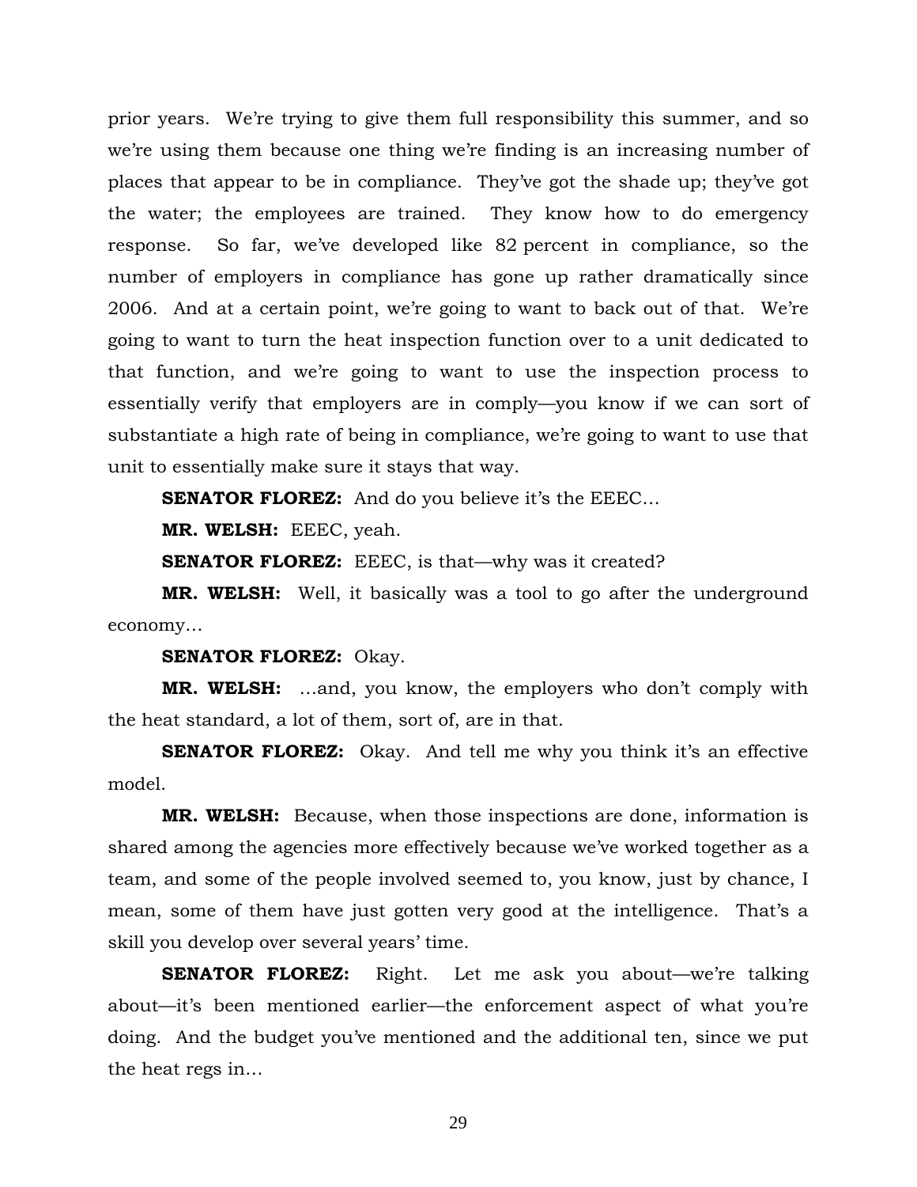prior years. We're trying to give them full responsibility this summer, and so we're using them because one thing we're finding is an increasing number of places that appear to be in compliance. They've got the shade up; they've got the water; the employees are trained. They know how to do emergency response. So far, we've developed like 82 percent in compliance, so the number of employers in compliance has gone up rather dramatically since 2006. And at a certain point, we're going to want to back out of that. We're going to want to turn the heat inspection function over to a unit dedicated to that function, and we're going to want to use the inspection process to essentially verify that employers are in comply—you know if we can sort of substantiate a high rate of being in compliance, we're going to want to use that unit to essentially make sure it stays that way.

**SENATOR FLOREZ:** And do you believe it's the EEEC…

**MR. WELSH:** EEEC, yeah.

**SENATOR FLOREZ:** EEEC, is that—why was it created?

**MR. WELSH:** Well, it basically was a tool to go after the underground economy…

**SENATOR FLOREZ:** Okay.

**MR. WELSH:** …and, you know, the employers who don't comply with the heat standard, a lot of them, sort of, are in that.

**SENATOR FLOREZ:** Okay. And tell me why you think it's an effective model.

**MR. WELSH:** Because, when those inspections are done, information is shared among the agencies more effectively because we've worked together as a team, and some of the people involved seemed to, you know, just by chance, I mean, some of them have just gotten very good at the intelligence. That's a skill you develop over several years' time.

**SENATOR FLOREZ:** Right. Let me ask you about—we're talking about—it's been mentioned earlier—the enforcement aspect of what you're doing. And the budget you've mentioned and the additional ten, since we put the heat regs in…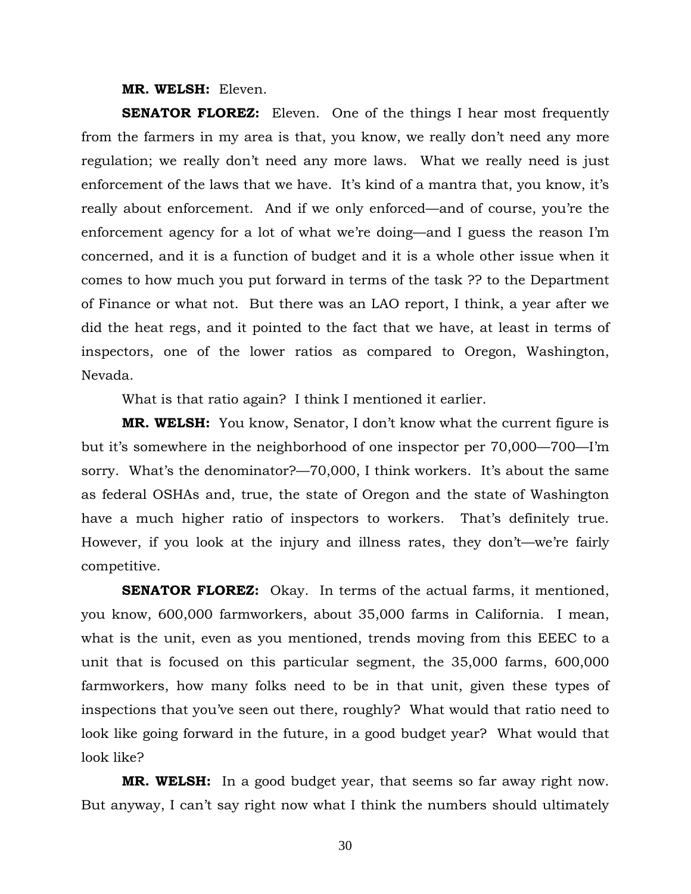**MR. WELSH:** Eleven.

**SENATOR FLOREZ:** Eleven. One of the things I hear most frequently from the farmers in my area is that, you know, we really don't need any more regulation; we really don't need any more laws. What we really need is just enforcement of the laws that we have. It's kind of a mantra that, you know, it's really about enforcement. And if we only enforced—and of course, you're the enforcement agency for a lot of what we're doing—and I guess the reason I'm concerned, and it is a function of budget and it is a whole other issue when it comes to how much you put forward in terms of the task ?? to the Department of Finance or what not. But there was an LAO report, I think, a year after we did the heat regs, and it pointed to the fact that we have, at least in terms of inspectors, one of the lower ratios as compared to Oregon, Washington, Nevada.

What is that ratio again? I think I mentioned it earlier.

**MR. WELSH:** You know, Senator, I don't know what the current figure is but it's somewhere in the neighborhood of one inspector per 70,000—700—I'm sorry. What's the denominator?—70,000, I think workers. It's about the same as federal OSHAs and, true, the state of Oregon and the state of Washington have a much higher ratio of inspectors to workers. That's definitely true. However, if you look at the injury and illness rates, they don't—we're fairly competitive.

**SENATOR FLOREZ:** Okay. In terms of the actual farms, it mentioned, you know, 600,000 farmworkers, about 35,000 farms in California. I mean, what is the unit, even as you mentioned, trends moving from this EEEC to a unit that is focused on this particular segment, the 35,000 farms, 600,000 farmworkers, how many folks need to be in that unit, given these types of inspections that you've seen out there, roughly? What would that ratio need to look like going forward in the future, in a good budget year? What would that look like?

**MR. WELSH:** In a good budget year, that seems so far away right now. But anyway, I can't say right now what I think the numbers should ultimately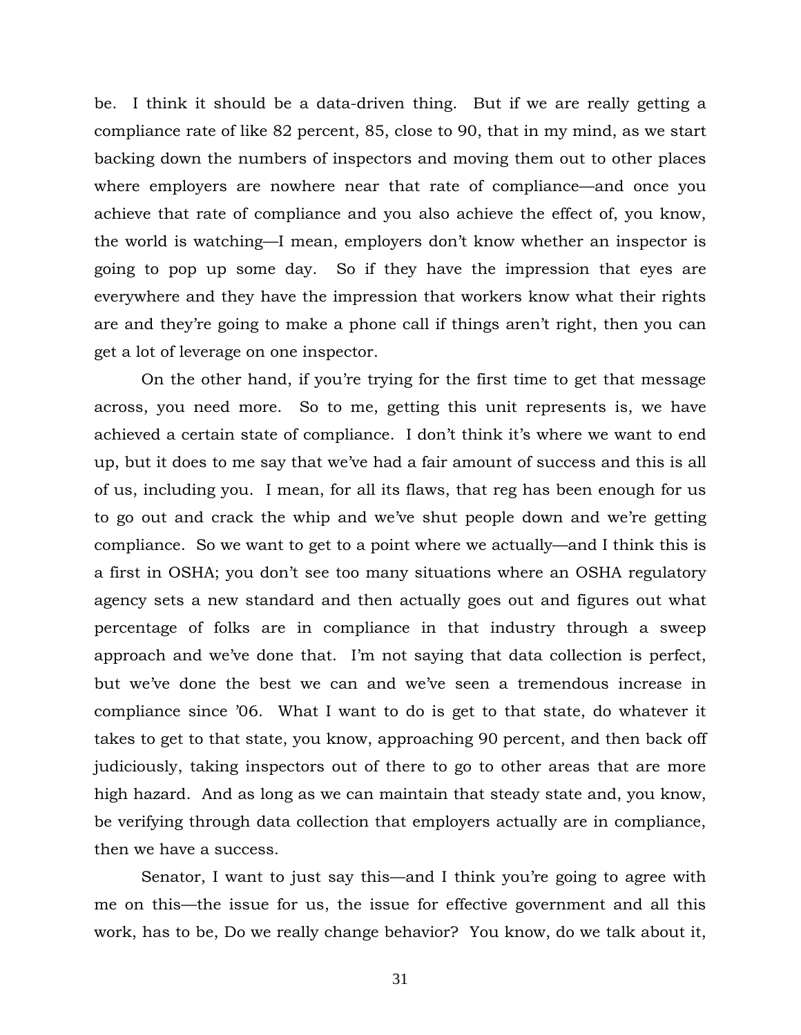be. I think it should be a data-driven thing. But if we are really getting a compliance rate of like 82 percent, 85, close to 90, that in my mind, as we start backing down the numbers of inspectors and moving them out to other places where employers are nowhere near that rate of compliance—and once you achieve that rate of compliance and you also achieve the effect of, you know, the world is watching—I mean, employers don't know whether an inspector is going to pop up some day. So if they have the impression that eyes are everywhere and they have the impression that workers know what their rights are and they're going to make a phone call if things aren't right, then you can get a lot of leverage on one inspector.

On the other hand, if you're trying for the first time to get that message across, you need more. So to me, getting this unit represents is, we have achieved a certain state of compliance. I don't think it's where we want to end up, but it does to me say that we've had a fair amount of success and this is all of us, including you. I mean, for all its flaws, that reg has been enough for us to go out and crack the whip and we've shut people down and we're getting compliance. So we want to get to a point where we actually—and I think this is a first in OSHA; you don't see too many situations where an OSHA regulatory agency sets a new standard and then actually goes out and figures out what percentage of folks are in compliance in that industry through a sweep approach and we've done that. I'm not saying that data collection is perfect, but we've done the best we can and we've seen a tremendous increase in compliance since '06. What I want to do is get to that state, do whatever it takes to get to that state, you know, approaching 90 percent, and then back off judiciously, taking inspectors out of there to go to other areas that are more high hazard. And as long as we can maintain that steady state and, you know, be verifying through data collection that employers actually are in compliance, then we have a success.

Senator, I want to just say this—and I think you're going to agree with me on this—the issue for us, the issue for effective government and all this work, has to be, Do we really change behavior? You know, do we talk about it,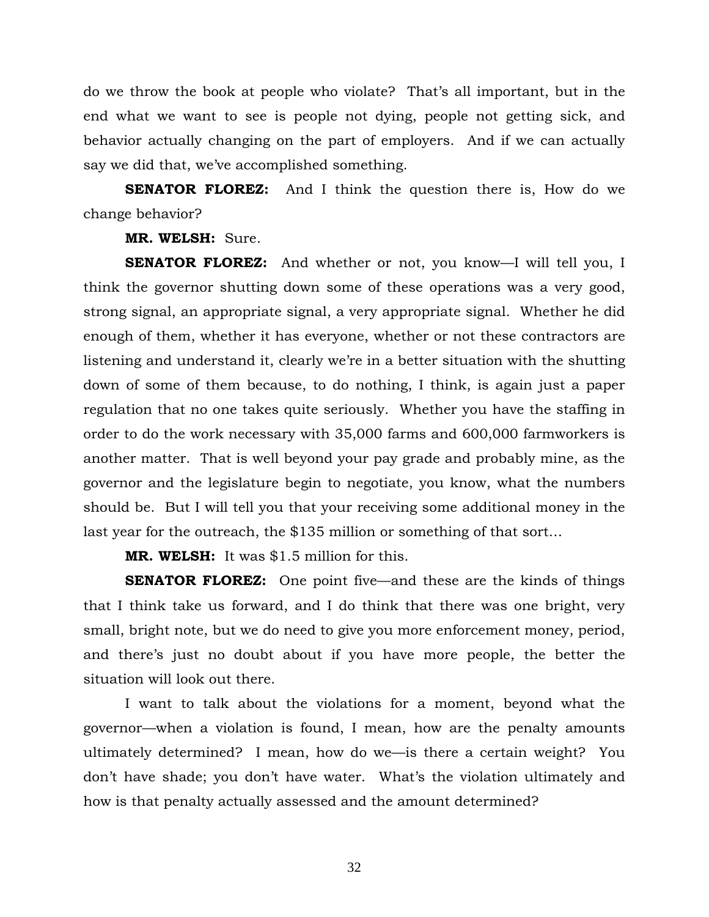do we throw the book at people who violate? That's all important, but in the end what we want to see is people not dying, people not getting sick, and behavior actually changing on the part of employers. And if we can actually say we did that, we've accomplished something.

**SENATOR FLOREZ:** And I think the question there is, How do we change behavior?

**MR. WELSH:** Sure.

**SENATOR FLOREZ:** And whether or not, you know—I will tell you, I think the governor shutting down some of these operations was a very good, strong signal, an appropriate signal, a very appropriate signal. Whether he did enough of them, whether it has everyone, whether or not these contractors are listening and understand it, clearly we're in a better situation with the shutting down of some of them because, to do nothing, I think, is again just a paper regulation that no one takes quite seriously. Whether you have the staffing in order to do the work necessary with 35,000 farms and 600,000 farmworkers is another matter. That is well beyond your pay grade and probably mine, as the governor and the legislature begin to negotiate, you know, what the numbers should be. But I will tell you that your receiving some additional money in the last year for the outreach, the $135 million or something of that sort…

**MR. WELSH:** It was $1.5 million for this.

**SENATOR FLOREZ:** One point five—and these are the kinds of things that I think take us forward, and I do think that there was one bright, very small, bright note, but we do need to give you more enforcement money, period, and there's just no doubt about if you have more people, the better the situation will look out there.

I want to talk about the violations for a moment, beyond what the governor—when a violation is found, I mean, how are the penalty amounts ultimately determined? I mean, how do we—is there a certain weight? You don't have shade; you don't have water. What's the violation ultimately and how is that penalty actually assessed and the amount determined?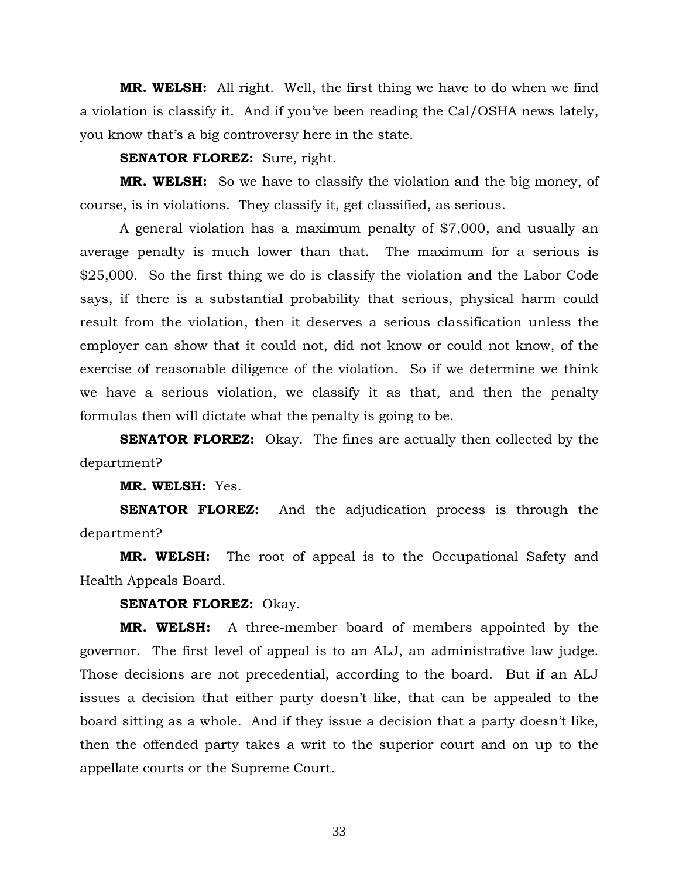**MR. WELSH:** All right. Well, the first thing we have to do when we find a violation is classify it. And if you've been reading the Cal/OSHA news lately, you know that's a big controversy here in the state.

**SENATOR FLOREZ:** Sure, right.

**MR. WELSH:** So we have to classify the violation and the big money, of course, is in violations. They classify it, get classified, as serious.

A general violation has a maximum penalty of $7,000, and usually an average penalty is much lower than that. The maximum for a serious is $25,000. So the first thing we do is classify the violation and the Labor Code says, if there is a substantial probability that serious, physical harm could result from the violation, then it deserves a serious classification unless the employer can show that it could not, did not know or could not know, of the exercise of reasonable diligence of the violation. So if we determine we think we have a serious violation, we classify it as that, and then the penalty formulas then will dictate what the penalty is going to be.

**SENATOR FLOREZ:** Okay. The fines are actually then collected by the department?

**MR. WELSH:** Yes.

**SENATOR FLOREZ:** And the adjudication process is through the department?

**MR. WELSH:** The root of appeal is to the Occupational Safety and Health Appeals Board.

**SENATOR FLOREZ:** Okay.

**MR. WELSH:** A three-member board of members appointed by the governor. The first level of appeal is to an ALJ, an administrative law judge. Those decisions are not precedential, according to the board. But if an ALJ issues a decision that either party doesn't like, that can be appealed to the board sitting as a whole. And if they issue a decision that a party doesn't like, then the offended party takes a writ to the superior court and on up to the appellate courts or the Supreme Court.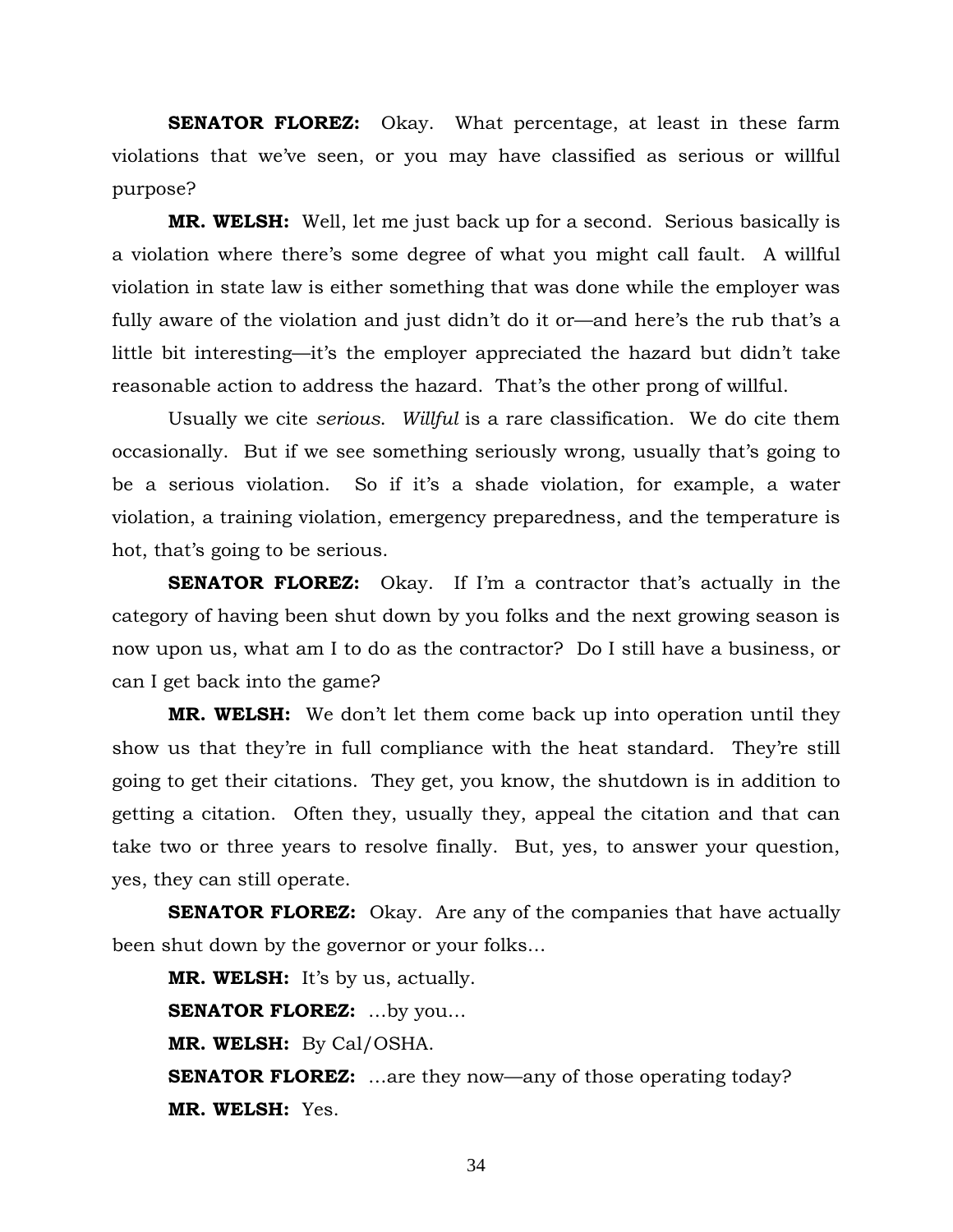**SENATOR FLOREZ:** Okay. What percentage, at least in these farm violations that we've seen, or you may have classified as serious or willful purpose?

**MR. WELSH:** Well, let me just back up for a second. Serious basically is a violation where there's some degree of what you might call fault. A willful violation in state law is either something that was done while the employer was fully aware of the violation and just didn't do it or—and here's the rub that's a little bit interesting—it's the employer appreciated the hazard but didn't take reasonable action to address the hazard. That's the other prong of willful.

Usually we cite *serious*. *Willful* is a rare classification. We do cite them occasionally. But if we see something seriously wrong, usually that's going to be a serious violation. So if it's a shade violation, for example, a water violation, a training violation, emergency preparedness, and the temperature is hot, that's going to be serious.

**SENATOR FLOREZ:** Okay. If I'm a contractor that's actually in the category of having been shut down by you folks and the next growing season is now upon us, what am I to do as the contractor? Do I still have a business, or can I get back into the game?

**MR. WELSH:** We don't let them come back up into operation until they show us that they're in full compliance with the heat standard. They're still going to get their citations. They get, you know, the shutdown is in addition to getting a citation. Often they, usually they, appeal the citation and that can take two or three years to resolve finally. But, yes, to answer your question, yes, they can still operate.

**SENATOR FLOREZ:** Okay. Are any of the companies that have actually been shut down by the governor or your folks…

**MR. WELSH:** It's by us, actually.

**SENATOR FLOREZ:** …by you…

**MR. WELSH:** By Cal/OSHA.

**SENATOR FLOREZ:** …are they now—any of those operating today?

**MR. WELSH:** Yes.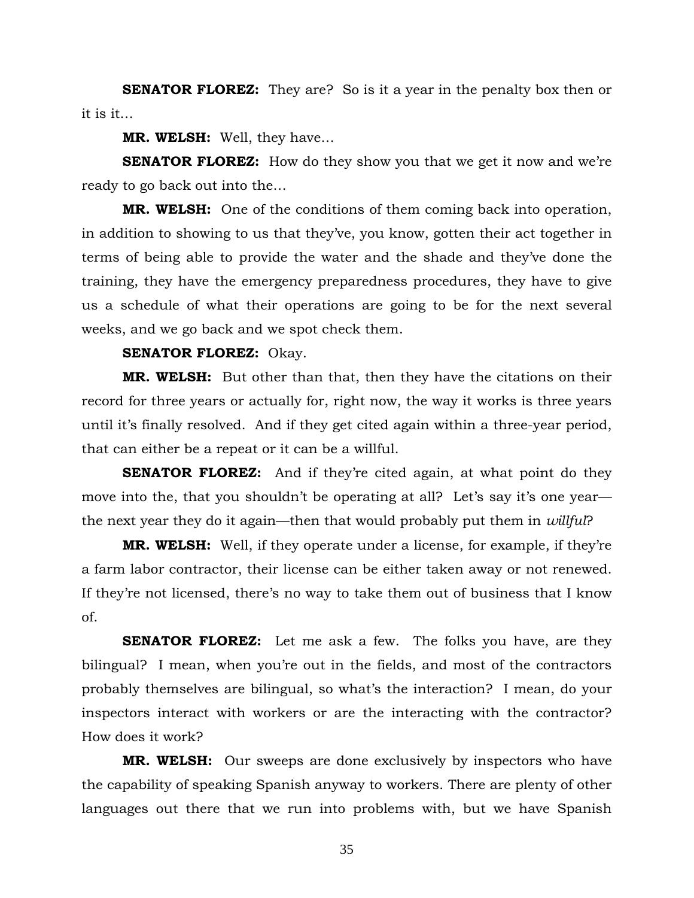**SENATOR FLOREZ:** They are? So is it a year in the penalty box then or it is it…

**MR. WELSH:** Well, they have…

**SENATOR FLOREZ:** How do they show you that we get it now and we're ready to go back out into the…

**MR. WELSH:** One of the conditions of them coming back into operation, in addition to showing to us that they've, you know, gotten their act together in terms of being able to provide the water and the shade and they've done the training, they have the emergency preparedness procedures, they have to give us a schedule of what their operations are going to be for the next several weeks, and we go back and we spot check them.

**SENATOR FLOREZ:** Okay.

**MR. WELSH:** But other than that, then they have the citations on their record for three years or actually for, right now, the way it works is three years until it's finally resolved. And if they get cited again within a three-year period, that can either be a repeat or it can be a willful.

**SENATOR FLOREZ:** And if they're cited again, at what point do they move into the, that you shouldn't be operating at all? Let's say it's one year—the next year they do it again—then that would probably put them in *willful*?

**MR. WELSH:** Well, if they operate under a license, for example, if they're a farm labor contractor, their license can be either taken away or not renewed. If they're not licensed, there's no way to take them out of business that I know of.

**SENATOR FLOREZ:** Let me ask a few. The folks you have, are they bilingual? I mean, when you're out in the fields, and most of the contractors probably themselves are bilingual, so what's the interaction? I mean, do your inspectors interact with workers or are the interacting with the contractor? How does it work?

**MR. WELSH:** Our sweeps are done exclusively by inspectors who have the capability of speaking Spanish anyway to workers. There are plenty of other languages out there that we run into problems with, but we have Spanish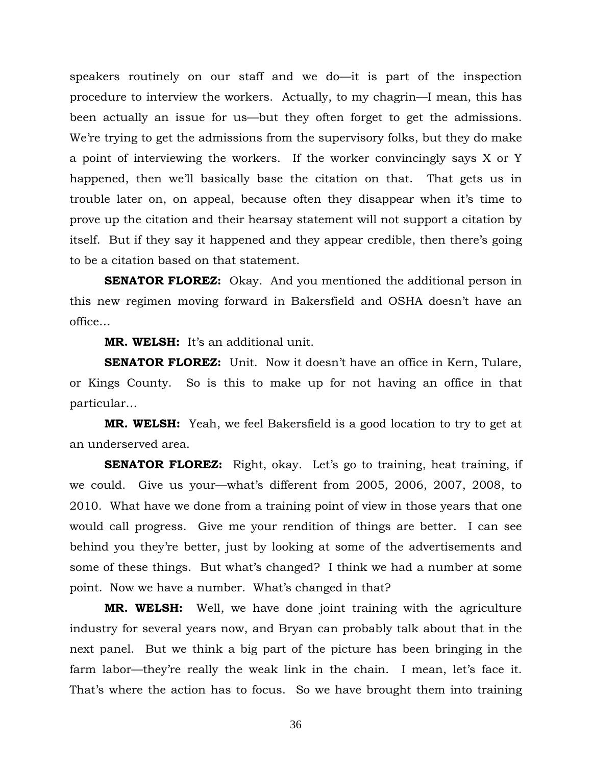speakers routinely on our staff and we do—it is part of the inspection procedure to interview the workers. Actually, to my chagrin—I mean, this has been actually an issue for us—but they often forget to get the admissions. We're trying to get the admissions from the supervisory folks, but they do make a point of interviewing the workers. If the worker convincingly says X or Y happened, then we'll basically base the citation on that. That gets us in trouble later on, on appeal, because often they disappear when it's time to prove up the citation and their hearsay statement will not support a citation by itself. But if they say it happened and they appear credible, then there's going to be a citation based on that statement.

**SENATOR FLOREZ:** Okay. And you mentioned the additional person in this new regimen moving forward in Bakersfield and OSHA doesn't have an office…

**MR. WELSH:** It's an additional unit.

**SENATOR FLOREZ:** Unit. Now it doesn't have an office in Kern, Tulare, or Kings County. So is this to make up for not having an office in that particular…

**MR. WELSH:** Yeah, we feel Bakersfield is a good location to try to get at an underserved area.

**SENATOR FLOREZ:** Right, okay. Let's go to training, heat training, if we could. Give us your—what's different from 2005, 2006, 2007, 2008, to 2010. What have we done from a training point of view in those years that one would call progress. Give me your rendition of things are better. I can see behind you they're better, just by looking at some of the advertisements and some of these things. But what's changed? I think we had a number at some point. Now we have a number. What's changed in that?

**MR. WELSH:** Well, we have done joint training with the agriculture industry for several years now, and Bryan can probably talk about that in the next panel. But we think a big part of the picture has been bringing in the farm labor—they're really the weak link in the chain. I mean, let's face it. That's where the action has to focus. So we have brought them into training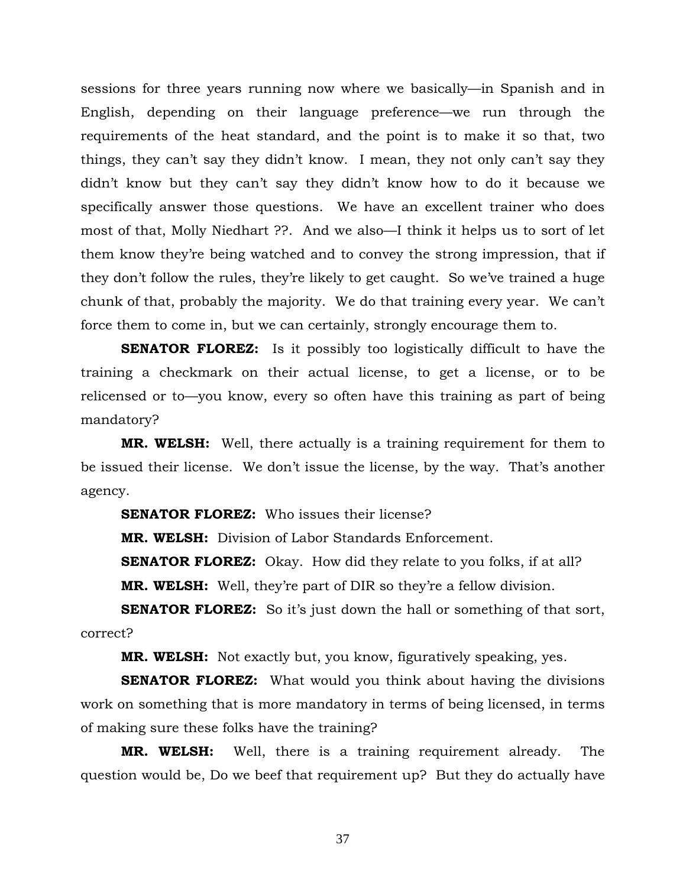sessions for three years running now where we basically—in Spanish and in English, depending on their language preference—we run through the requirements of the heat standard, and the point is to make it so that, two things, they can't say they didn't know. I mean, they not only can't say they didn't know but they can't say they didn't know how to do it because we specifically answer those questions. We have an excellent trainer who does most of that, Molly Niedhart ??. And we also—I think it helps us to sort of let them know they're being watched and to convey the strong impression, that if they don't follow the rules, they're likely to get caught. So we've trained a huge chunk of that, probably the majority. We do that training every year. We can't force them to come in, but we can certainly, strongly encourage them to.

**SENATOR FLOREZ:** Is it possibly too logistically difficult to have the training a checkmark on their actual license, to get a license, or to be relicensed or to—you know, every so often have this training as part of being mandatory?

**MR. WELSH:** Well, there actually is a training requirement for them to be issued their license. We don't issue the license, by the way. That's another agency.

**SENATOR FLOREZ:** Who issues their license?

**MR. WELSH:** Division of Labor Standards Enforcement.

**SENATOR FLOREZ:** Okay. How did they relate to you folks, if at all?

**MR. WELSH:** Well, they're part of DIR so they're a fellow division.

**SENATOR FLOREZ:** So it's just down the hall or something of that sort, correct?

**MR. WELSH:** Not exactly but, you know, figuratively speaking, yes.

**SENATOR FLOREZ:** What would you think about having the divisions work on something that is more mandatory in terms of being licensed, in terms of making sure these folks have the training?

**MR. WELSH:** Well, there is a training requirement already. The question would be, Do we beef that requirement up? But they do actually have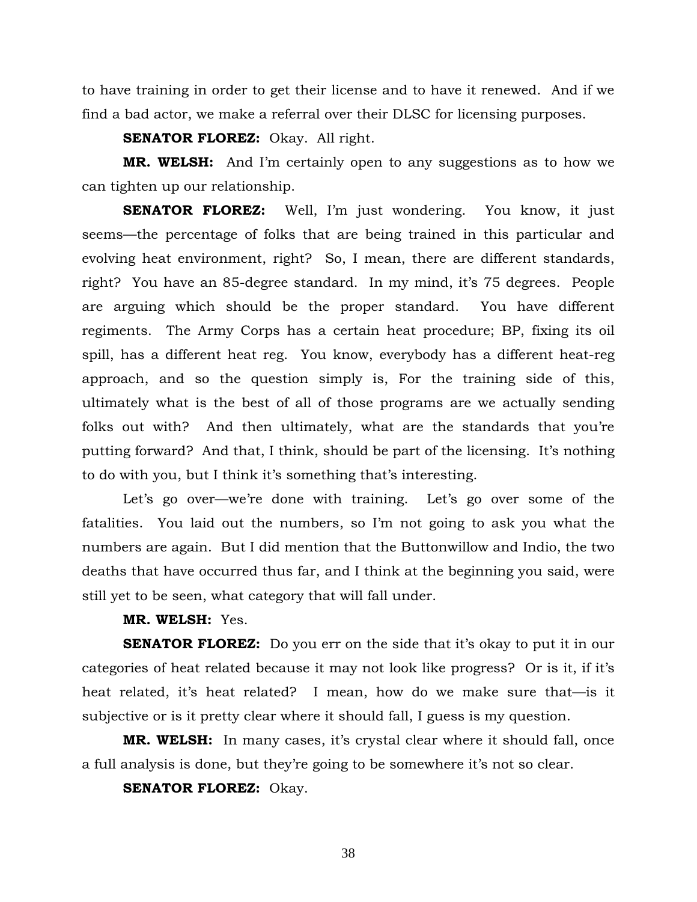to have training in order to get their license and to have it renewed. And if we find a bad actor, we make a referral over their DLSC for licensing purposes.

**SENATOR FLOREZ:** Okay. All right.

**MR. WELSH:** And I'm certainly open to any suggestions as to how we can tighten up our relationship.

**SENATOR FLOREZ:** Well, I'm just wondering. You know, it just seems—the percentage of folks that are being trained in this particular and evolving heat environment, right? So, I mean, there are different standards, right? You have an 85-degree standard. In my mind, it's 75 degrees. People are arguing which should be the proper standard. You have different regiments. The Army Corps has a certain heat procedure; BP, fixing its oil spill, has a different heat reg. You know, everybody has a different heat-reg approach, and so the question simply is, For the training side of this, ultimately what is the best of all of those programs are we actually sending folks out with? And then ultimately, what are the standards that you're putting forward? And that, I think, should be part of the licensing. It's nothing to do with you, but I think it's something that's interesting.

Let's go over—we're done with training. Let's go over some of the fatalities. You laid out the numbers, so I'm not going to ask you what the numbers are again. But I did mention that the Buttonwillow and Indio, the two deaths that have occurred thus far, and I think at the beginning you said, were still yet to be seen, what category that will fall under.

**MR. WELSH:** Yes.

**SENATOR FLOREZ:** Do you err on the side that it's okay to put it in our categories of heat related because it may not look like progress? Or is it, if it's heat related, it's heat related? I mean, how do we make sure that—is it subjective or is it pretty clear where it should fall, I guess is my question.

**MR. WELSH:** In many cases, it's crystal clear where it should fall, once a full analysis is done, but they're going to be somewhere it's not so clear.

**SENATOR FLOREZ:** Okay.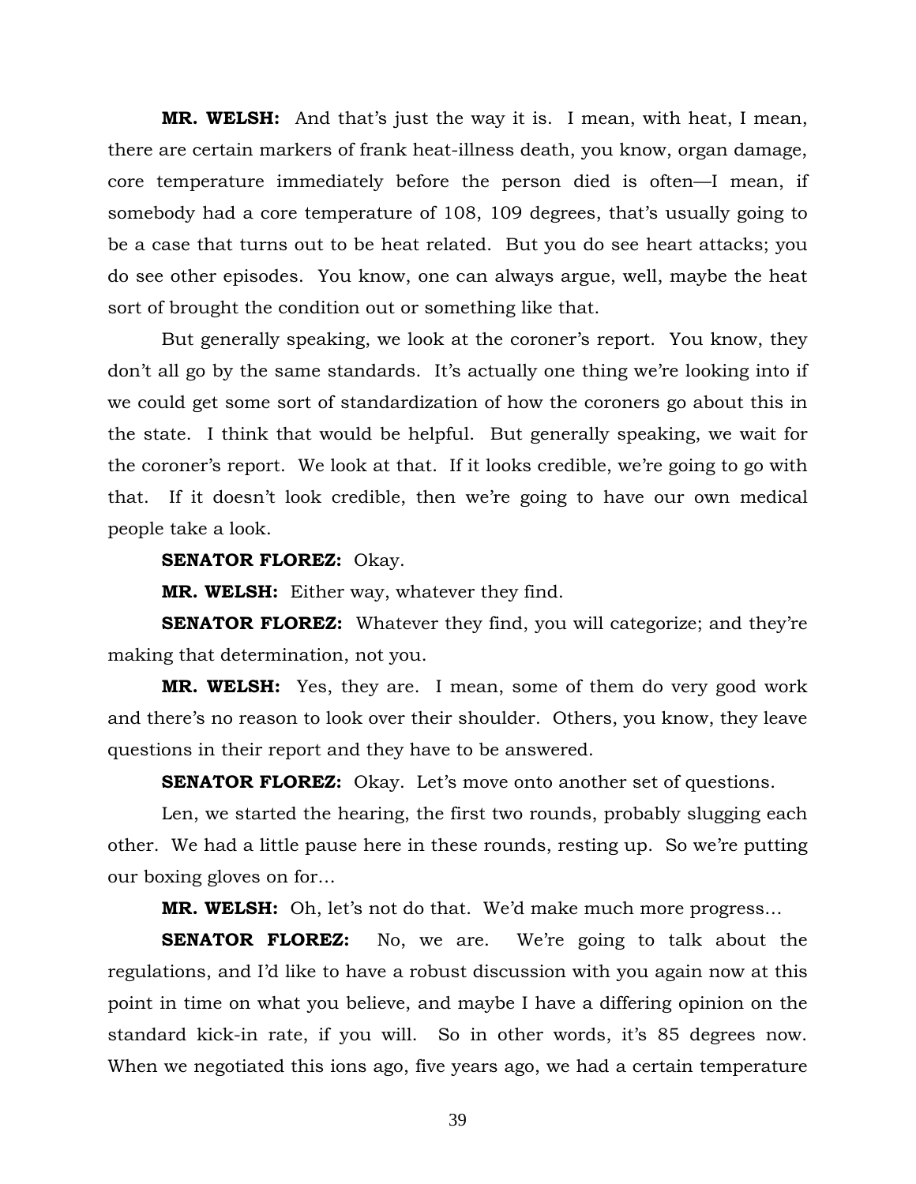**MR. WELSH:** And that's just the way it is. I mean, with heat, I mean, there are certain markers of frank heat-illness death, you know, organ damage, core temperature immediately before the person died is often—I mean, if somebody had a core temperature of 108, 109 degrees, that's usually going to be a case that turns out to be heat related. But you do see heart attacks; you do see other episodes. You know, one can always argue, well, maybe the heat sort of brought the condition out or something like that.

But generally speaking, we look at the coroner's report. You know, they don't all go by the same standards. It's actually one thing we're looking into if we could get some sort of standardization of how the coroners go about this in the state. I think that would be helpful. But generally speaking, we wait for the coroner's report. We look at that. If it looks credible, we're going to go with that. If it doesn't look credible, then we're going to have our own medical people take a look.

**SENATOR FLOREZ:** Okay.

**MR. WELSH:** Either way, whatever they find.

**SENATOR FLOREZ:** Whatever they find, you will categorize; and they're making that determination, not you.

**MR. WELSH:** Yes, they are. I mean, some of them do very good work and there's no reason to look over their shoulder. Others, you know, they leave questions in their report and they have to be answered.

**SENATOR FLOREZ:** Okay. Let's move onto another set of questions.

Len, we started the hearing, the first two rounds, probably slugging each other. We had a little pause here in these rounds, resting up. So we're putting our boxing gloves on for…

**MR. WELSH:** Oh, let's not do that. We'd make much more progress…

**SENATOR FLOREZ:** No, we are. We're going to talk about the regulations, and I'd like to have a robust discussion with you again now at this point in time on what you believe, and maybe I have a differing opinion on the standard kick-in rate, if you will. So in other words, it's 85 degrees now. When we negotiated this ions ago, five years ago, we had a certain temperature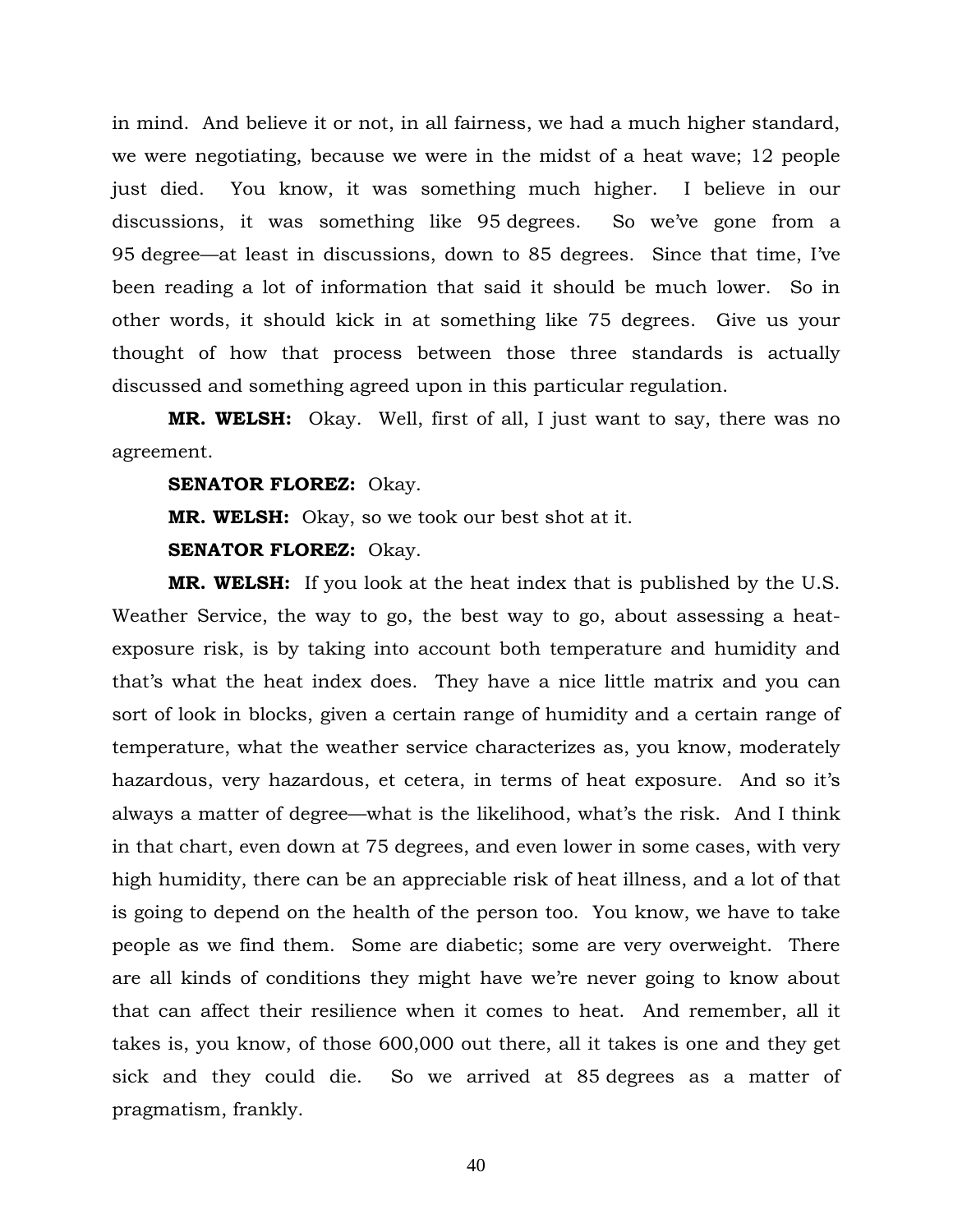in mind. And believe it or not, in all fairness, we had a much higher standard, we were negotiating, because we were in the midst of a heat wave; 12 people just died. You know, it was something much higher. I believe in our discussions, it was something like 95 degrees. So we've gone from a 95 degree—at least in discussions, down to 85 degrees. Since that time, I've been reading a lot of information that said it should be much lower. So in other words, it should kick in at something like 75 degrees. Give us your thought of how that process between those three standards is actually discussed and something agreed upon in this particular regulation.

**MR. WELSH:** Okay. Well, first of all, I just want to say, there was no agreement.

**SENATOR FLOREZ:** Okay.

**MR. WELSH:** Okay, so we took our best shot at it.

**SENATOR FLOREZ:** Okay.

**MR. WELSH:** If you look at the heat index that is published by the U.S. Weather Service, the way to go, the best way to go, about assessing a heat-exposure risk, is by taking into account both temperature and humidity and that's what the heat index does. They have a nice little matrix and you can sort of look in blocks, given a certain range of humidity and a certain range of temperature, what the weather service characterizes as, you know, moderately hazardous, very hazardous, et cetera, in terms of heat exposure. And so it's always a matter of degree—what is the likelihood, what's the risk. And I think in that chart, even down at 75 degrees, and even lower in some cases, with very high humidity, there can be an appreciable risk of heat illness, and a lot of that is going to depend on the health of the person too. You know, we have to take people as we find them. Some are diabetic; some are very overweight. There are all kinds of conditions they might have we're never going to know about that can affect their resilience when it comes to heat. And remember, all it takes is, you know, of those 600,000 out there, all it takes is one and they get sick and they could die. So we arrived at 85 degrees as a matter of pragmatism, frankly.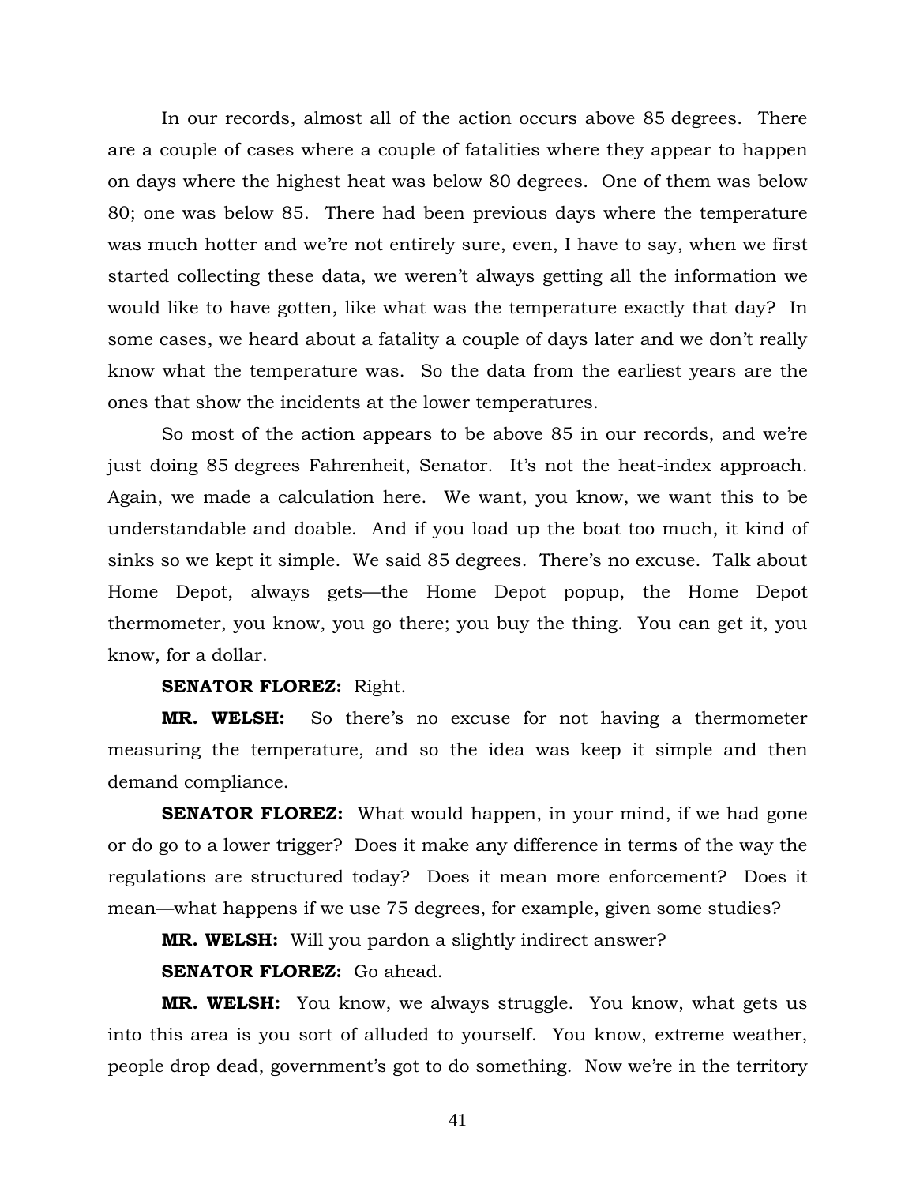In our records, almost all of the action occurs above 85 degrees. There are a couple of cases where a couple of fatalities where they appear to happen on days where the highest heat was below 80 degrees. One of them was below 80; one was below 85. There had been previous days where the temperature was much hotter and we're not entirely sure, even, I have to say, when we first started collecting these data, we weren't always getting all the information we would like to have gotten, like what was the temperature exactly that day? In some cases, we heard about a fatality a couple of days later and we don't really know what the temperature was. So the data from the earliest years are the ones that show the incidents at the lower temperatures.

So most of the action appears to be above 85 in our records, and we're just doing 85 degrees Fahrenheit, Senator. It's not the heat-index approach. Again, we made a calculation here. We want, you know, we want this to be understandable and doable. And if you load up the boat too much, it kind of sinks so we kept it simple. We said 85 degrees. There's no excuse. Talk about Home Depot, always gets—the Home Depot popup, the Home Depot thermometer, you know, you go there; you buy the thing. You can get it, you know, for a dollar.

**SENATOR FLOREZ:** Right.

**MR. WELSH:** So there's no excuse for not having a thermometer measuring the temperature, and so the idea was keep it simple and then demand compliance.

**SENATOR FLOREZ:** What would happen, in your mind, if we had gone or do go to a lower trigger? Does it make any difference in terms of the way the regulations are structured today? Does it mean more enforcement? Does it mean—what happens if we use 75 degrees, for example, given some studies?

**MR. WELSH:** Will you pardon a slightly indirect answer?

**SENATOR FLOREZ:** Go ahead.

**MR. WELSH:** You know, we always struggle. You know, what gets us into this area is you sort of alluded to yourself. You know, extreme weather, people drop dead, government's got to do something. Now we're in the territory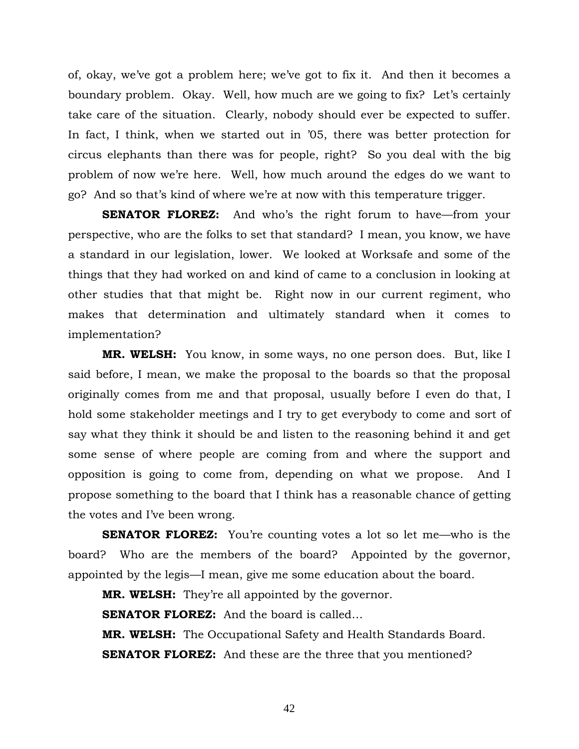of, okay, we've got a problem here; we've got to fix it. And then it becomes a boundary problem. Okay. Well, how much are we going to fix? Let's certainly take care of the situation. Clearly, nobody should ever be expected to suffer. In fact, I think, when we started out in '05, there was better protection for circus elephants than there was for people, right? So you deal with the big problem of now we're here. Well, how much around the edges do we want to go? And so that's kind of where we're at now with this temperature trigger.

**SENATOR FLOREZ:** And who's the right forum to have—from your perspective, who are the folks to set that standard? I mean, you know, we have a standard in our legislation, lower. We looked at Worksafe and some of the things that they had worked on and kind of came to a conclusion in looking at other studies that that might be. Right now in our current regiment, who makes that determination and ultimately standard when it comes to implementation?

**MR. WELSH:** You know, in some ways, no one person does. But, like I said before, I mean, we make the proposal to the boards so that the proposal originally comes from me and that proposal, usually before I even do that, I hold some stakeholder meetings and I try to get everybody to come and sort of say what they think it should be and listen to the reasoning behind it and get some sense of where people are coming from and where the support and opposition is going to come from, depending on what we propose. And I propose something to the board that I think has a reasonable chance of getting the votes and I've been wrong.

**SENATOR FLOREZ:** You're counting votes a lot so let me—who is the board? Who are the members of the board? Appointed by the governor, appointed by the legis—I mean, give me some education about the board.

**MR. WELSH:** They're all appointed by the governor.

**SENATOR FLOREZ:** And the board is called…

**MR. WELSH:** The Occupational Safety and Health Standards Board.

**SENATOR FLOREZ:** And these are the three that you mentioned?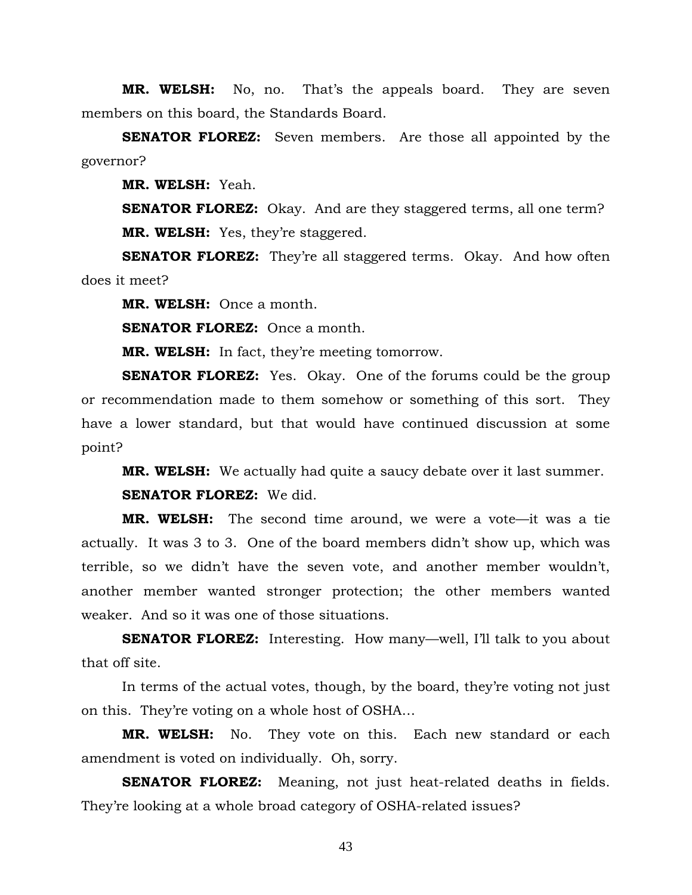**MR. WELSH:** No, no. That's the appeals board. They are seven members on this board, the Standards Board.

**SENATOR FLOREZ:** Seven members. Are those all appointed by the governor?

**MR. WELSH:** Yeah.

**SENATOR FLOREZ:** Okay. And are they staggered terms, all one term?

**MR. WELSH:** Yes, they're staggered.

**SENATOR FLOREZ:** They're all staggered terms. Okay. And how often does it meet?

**MR. WELSH:** Once a month.

**SENATOR FLOREZ:** Once a month.

**MR. WELSH:** In fact, they're meeting tomorrow.

**SENATOR FLOREZ:** Yes. Okay. One of the forums could be the group or recommendation made to them somehow or something of this sort. They have a lower standard, but that would have continued discussion at some point?

**MR. WELSH:** We actually had quite a saucy debate over it last summer.

**SENATOR FLOREZ:** We did.

**MR. WELSH:** The second time around, we were a vote—it was a tie actually. It was 3 to 3. One of the board members didn't show up, which was terrible, so we didn't have the seven vote, and another member wouldn't, another member wanted stronger protection; the other members wanted weaker. And so it was one of those situations.

**SENATOR FLOREZ:** Interesting. How many—well, I'll talk to you about that off site.

In terms of the actual votes, though, by the board, they're voting not just on this. They're voting on a whole host of OSHA…

**MR. WELSH:** No. They vote on this. Each new standard or each amendment is voted on individually. Oh, sorry.

**SENATOR FLOREZ:** Meaning, not just heat-related deaths in fields. They're looking at a whole broad category of OSHA-related issues?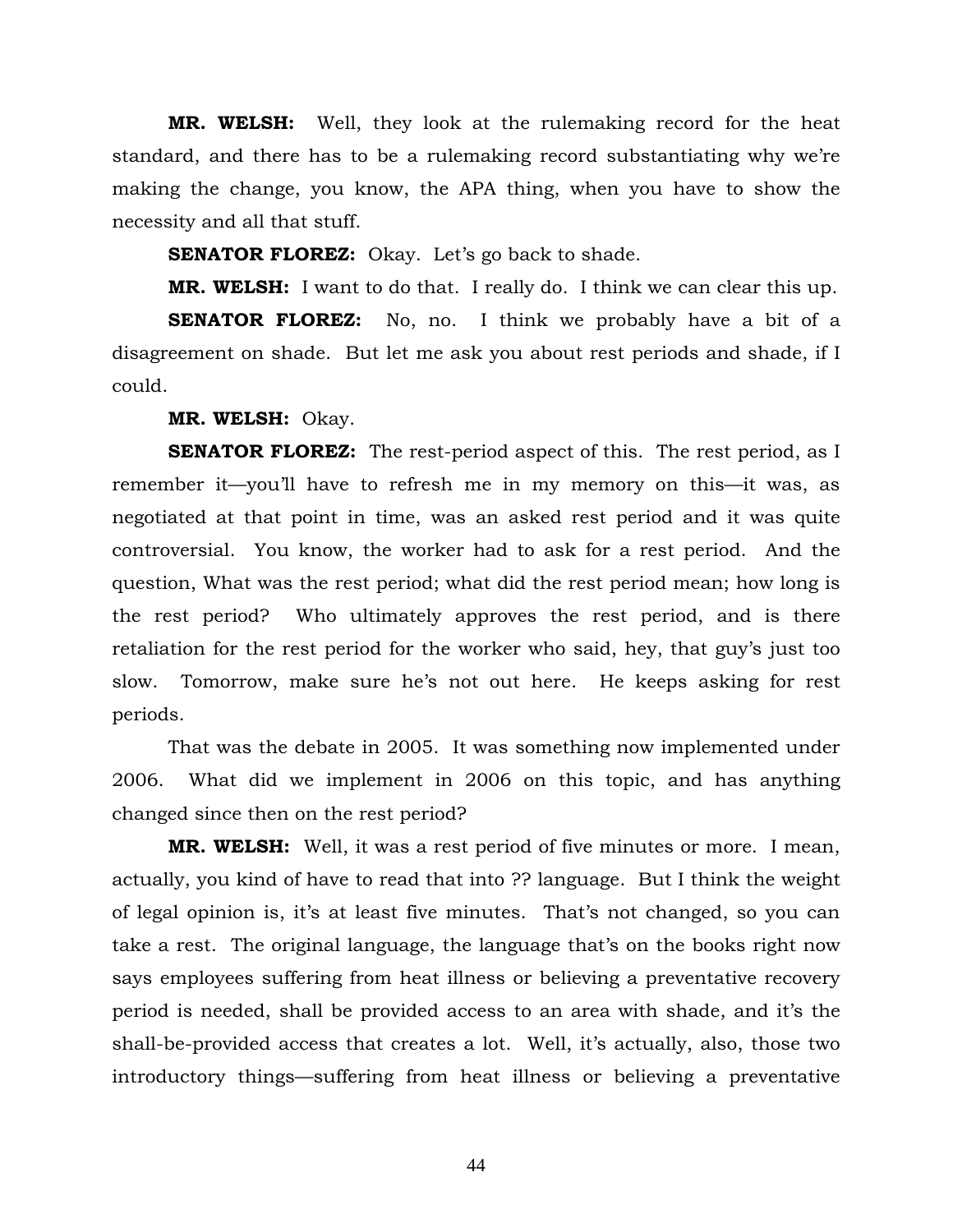**MR. WELSH:** Well, they look at the rulemaking record for the heat standard, and there has to be a rulemaking record substantiating why we're making the change, you know, the APA thing, when you have to show the necessity and all that stuff.

**SENATOR FLOREZ:** Okay. Let's go back to shade.

**MR. WELSH:** I want to do that. I really do. I think we can clear this up.

**SENATOR FLOREZ:** No, no. I think we probably have a bit of a disagreement on shade. But let me ask you about rest periods and shade, if I could.

**MR. WELSH:** Okay.

**SENATOR FLOREZ:** The rest-period aspect of this. The rest period, as I remember it—you'll have to refresh me in my memory on this—it was, as negotiated at that point in time, was an asked rest period and it was quite controversial. You know, the worker had to ask for a rest period. And the question, What was the rest period; what did the rest period mean; how long is the rest period? Who ultimately approves the rest period, and is there retaliation for the rest period for the worker who said, hey, that guy's just too slow. Tomorrow, make sure he's not out here. He keeps asking for rest periods.

That was the debate in 2005. It was something now implemented under 2006. What did we implement in 2006 on this topic, and has anything changed since then on the rest period?

**MR. WELSH:** Well, it was a rest period of five minutes or more. I mean, actually, you kind of have to read that into ?? language. But I think the weight of legal opinion is, it's at least five minutes. That's not changed, so you can take a rest. The original language, the language that's on the books right now says employees suffering from heat illness or believing a preventative recovery period is needed, shall be provided access to an area with shade, and it's the shall-be-provided access that creates a lot. Well, it's actually, also, those two introductory things—suffering from heat illness or believing a preventative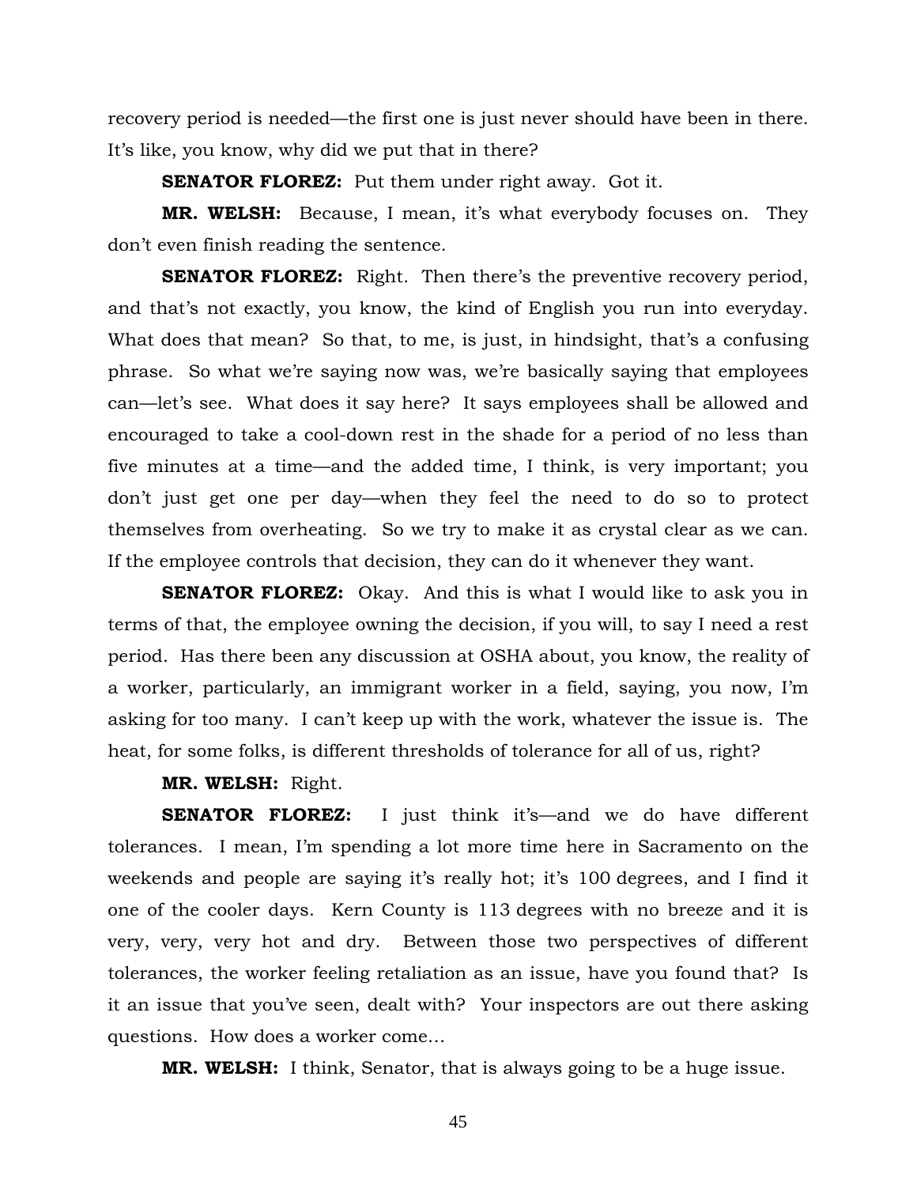recovery period is needed—the first one is just never should have been in there. It's like, you know, why did we put that in there?

**SENATOR FLOREZ:** Put them under right away. Got it.

**MR. WELSH:** Because, I mean, it's what everybody focuses on. They don't even finish reading the sentence.

**SENATOR FLOREZ:** Right. Then there's the preventive recovery period, and that's not exactly, you know, the kind of English you run into everyday. What does that mean? So that, to me, is just, in hindsight, that's a confusing phrase. So what we're saying now was, we're basically saying that employees can—let's see. What does it say here? It says employees shall be allowed and encouraged to take a cool-down rest in the shade for a period of no less than five minutes at a time—and the added time, I think, is very important; you don't just get one per day—when they feel the need to do so to protect themselves from overheating. So we try to make it as crystal clear as we can. If the employee controls that decision, they can do it whenever they want.

**SENATOR FLOREZ:** Okay. And this is what I would like to ask you in terms of that, the employee owning the decision, if you will, to say I need a rest period. Has there been any discussion at OSHA about, you know, the reality of a worker, particularly, an immigrant worker in a field, saying, you now, I'm asking for too many. I can't keep up with the work, whatever the issue is. The heat, for some folks, is different thresholds of tolerance for all of us, right?

**MR. WELSH:** Right.

**SENATOR FLOREZ:** I just think it's—and we do have different tolerances. I mean, I'm spending a lot more time here in Sacramento on the weekends and people are saying it's really hot; it's 100 degrees, and I find it one of the cooler days. Kern County is 113 degrees with no breeze and it is very, very, very hot and dry. Between those two perspectives of different tolerances, the worker feeling retaliation as an issue, have you found that? Is it an issue that you've seen, dealt with? Your inspectors are out there asking questions. How does a worker come…

**MR. WELSH:** I think, Senator, that is always going to be a huge issue.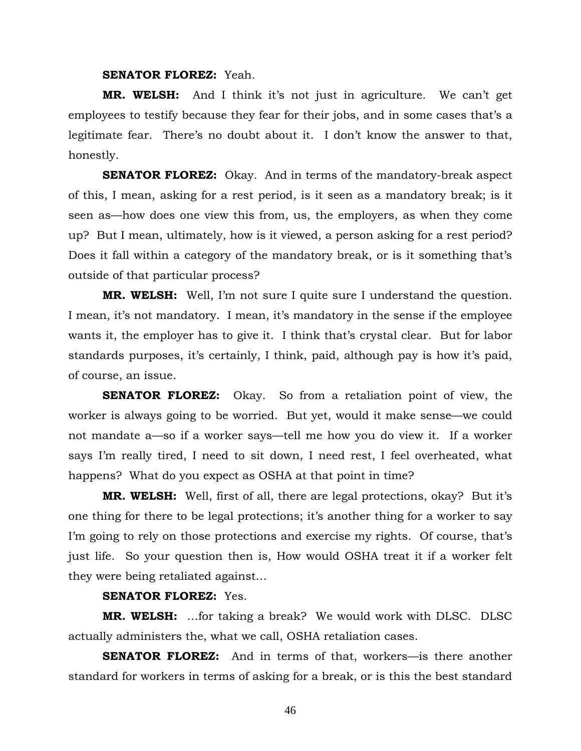**SENATOR FLOREZ:** Yeah.

**MR. WELSH:** And I think it's not just in agriculture. We can't get employees to testify because they fear for their jobs, and in some cases that's a legitimate fear. There's no doubt about it. I don't know the answer to that, honestly.

**SENATOR FLOREZ:** Okay. And in terms of the mandatory-break aspect of this, I mean, asking for a rest period, is it seen as a mandatory break; is it seen as—how does one view this from, us, the employers, as when they come up? But I mean, ultimately, how is it viewed, a person asking for a rest period? Does it fall within a category of the mandatory break, or is it something that's outside of that particular process?

**MR. WELSH:** Well, I'm not sure I quite sure I understand the question. I mean, it's not mandatory. I mean, it's mandatory in the sense if the employee wants it, the employer has to give it. I think that's crystal clear. But for labor standards purposes, it's certainly, I think, paid, although pay is how it's paid, of course, an issue.

**SENATOR FLOREZ:** Okay. So from a retaliation point of view, the worker is always going to be worried. But yet, would it make sense—we could not mandate a—so if a worker says—tell me how you do view it. If a worker says I'm really tired, I need to sit down, I need rest, I feel overheated, what happens? What do you expect as OSHA at that point in time?

**MR. WELSH:** Well, first of all, there are legal protections, okay? But it's one thing for there to be legal protections; it's another thing for a worker to say I'm going to rely on those protections and exercise my rights. Of course, that's just life. So your question then is, How would OSHA treat it if a worker felt they were being retaliated against…

**SENATOR FLOREZ:** Yes.

**MR. WELSH:** …for taking a break? We would work with DLSC. DLSC actually administers the, what we call, OSHA retaliation cases.

**SENATOR FLOREZ:** And in terms of that, workers—is there another standard for workers in terms of asking for a break, or is this the best standard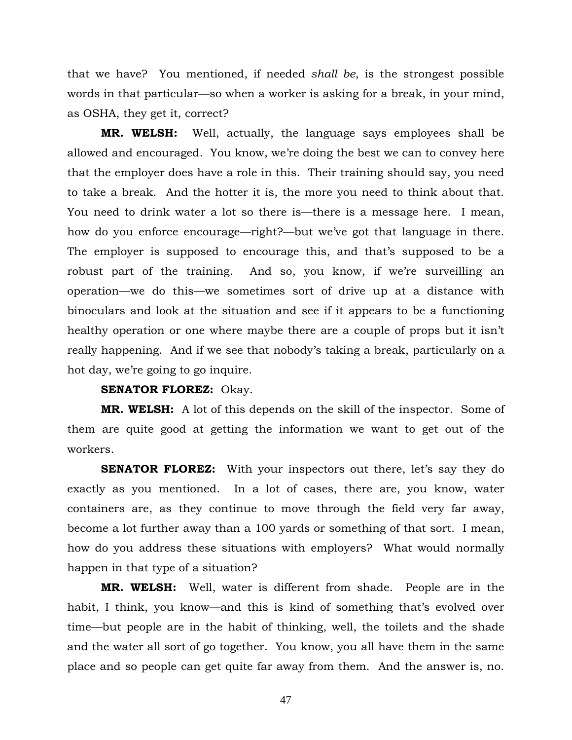that we have? You mentioned, if needed *shall be*, is the strongest possible words in that particular—so when a worker is asking for a break, in your mind, as OSHA, they get it, correct?

**MR. WELSH:** Well, actually, the language says employees shall be allowed and encouraged. You know, we're doing the best we can to convey here that the employer does have a role in this. Their training should say, you need to take a break. And the hotter it is, the more you need to think about that. You need to drink water a lot so there is—there is a message here. I mean, how do you enforce encourage—right?—but we've got that language in there. The employer is supposed to encourage this, and that's supposed to be a robust part of the training. And so, you know, if we're surveilling an operation—we do this—we sometimes sort of drive up at a distance with binoculars and look at the situation and see if it appears to be a functioning healthy operation or one where maybe there are a couple of props but it isn't really happening. And if we see that nobody's taking a break, particularly on a hot day, we're going to go inquire.

**SENATOR FLOREZ:** Okay.

**MR. WELSH:** A lot of this depends on the skill of the inspector. Some of them are quite good at getting the information we want to get out of the workers.

**SENATOR FLOREZ:** With your inspectors out there, let's say they do exactly as you mentioned. In a lot of cases, there are, you know, water containers are, as they continue to move through the field very far away, become a lot further away than a 100 yards or something of that sort. I mean, how do you address these situations with employers? What would normally happen in that type of a situation?

**MR. WELSH:** Well, water is different from shade. People are in the habit, I think, you know—and this is kind of something that's evolved over time—but people are in the habit of thinking, well, the toilets and the shade and the water all sort of go together. You know, you all have them in the same place and so people can get quite far away from them. And the answer is, no.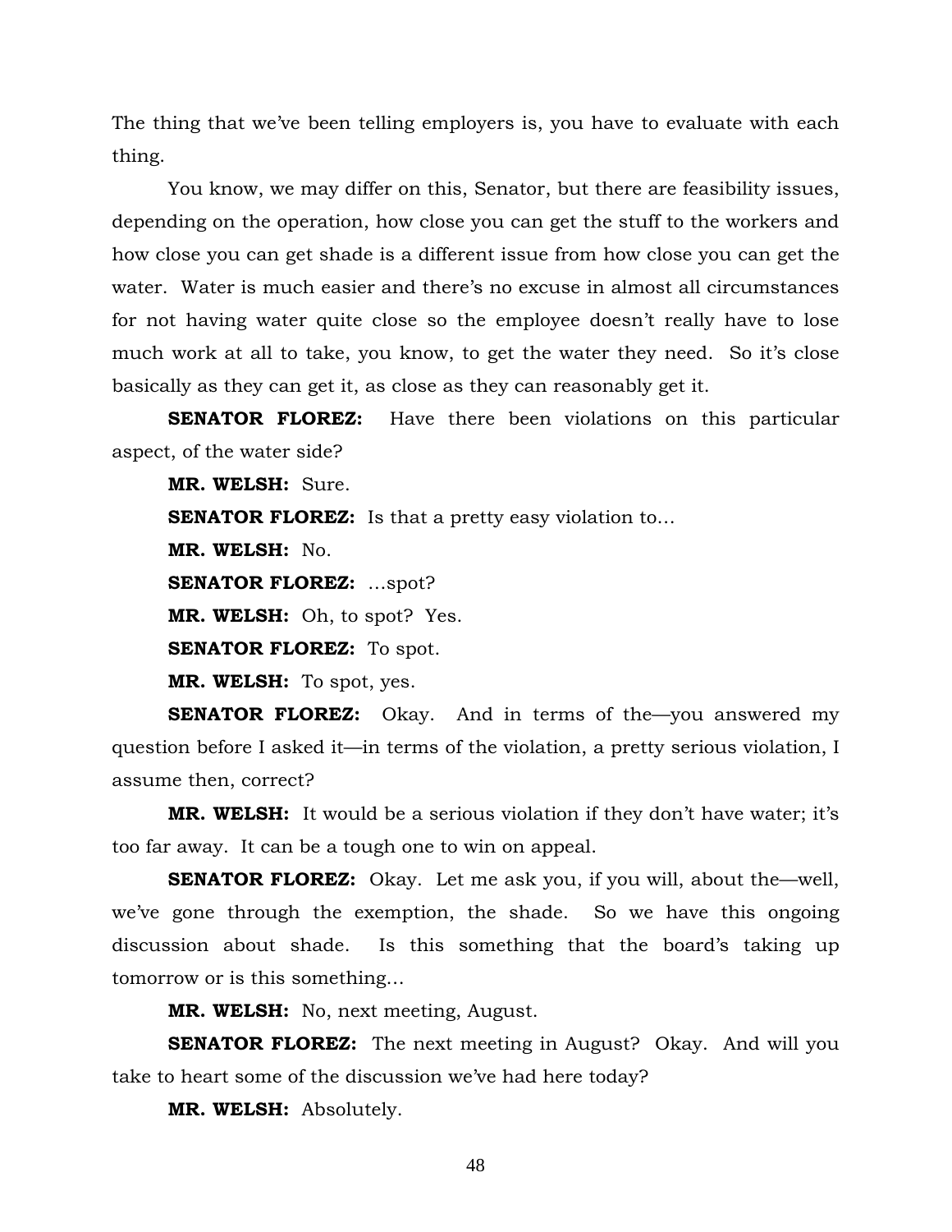The thing that we've been telling employers is, you have to evaluate with each thing.

You know, we may differ on this, Senator, but there are feasibility issues, depending on the operation, how close you can get the stuff to the workers and how close you can get shade is a different issue from how close you can get the water. Water is much easier and there's no excuse in almost all circumstances for not having water quite close so the employee doesn't really have to lose much work at all to take, you know, to get the water they need. So it's close basically as they can get it, as close as they can reasonably get it.

**SENATOR FLOREZ:** Have there been violations on this particular aspect, of the water side?

**MR. WELSH:** Sure.

**SENATOR FLOREZ:** Is that a pretty easy violation to…

**MR. WELSH:** No.

**SENATOR FLOREZ:** …spot?

**MR. WELSH:** Oh, to spot? Yes.

**SENATOR FLOREZ:** To spot.

**MR. WELSH:** To spot, yes.

**SENATOR FLOREZ:** Okay. And in terms of the—you answered my question before I asked it—in terms of the violation, a pretty serious violation, I assume then, correct?

**MR. WELSH:** It would be a serious violation if they don't have water; it's too far away. It can be a tough one to win on appeal.

**SENATOR FLOREZ:** Okay. Let me ask you, if you will, about the—well, we've gone through the exemption, the shade. So we have this ongoing discussion about shade. Is this something that the board's taking up tomorrow or is this something…

**MR. WELSH:** No, next meeting, August.

**SENATOR FLOREZ:** The next meeting in August? Okay. And will you take to heart some of the discussion we've had here today?

**MR. WELSH:** Absolutely.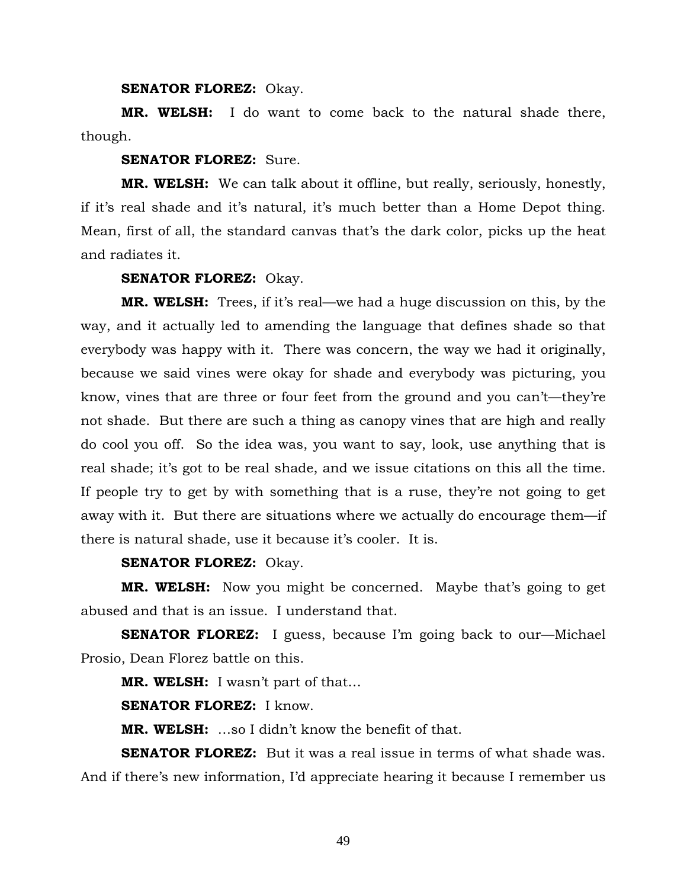**SENATOR FLOREZ:** Okay.

**MR. WELSH:** I do want to come back to the natural shade there, though.

**SENATOR FLOREZ:** Sure.

**MR. WELSH:** We can talk about it offline, but really, seriously, honestly, if it's real shade and it's natural, it's much better than a Home Depot thing. Mean, first of all, the standard canvas that's the dark color, picks up the heat and radiates it.

**SENATOR FLOREZ:** Okay.

**MR. WELSH:** Trees, if it's real—we had a huge discussion on this, by the way, and it actually led to amending the language that defines shade so that everybody was happy with it. There was concern, the way we had it originally, because we said vines were okay for shade and everybody was picturing, you know, vines that are three or four feet from the ground and you can't—they're not shade. But there are such a thing as canopy vines that are high and really do cool you off. So the idea was, you want to say, look, use anything that is real shade; it's got to be real shade, and we issue citations on this all the time. If people try to get by with something that is a ruse, they're not going to get away with it. But there are situations where we actually do encourage them—if there is natural shade, use it because it's cooler. It is.

**SENATOR FLOREZ:** Okay.

**MR. WELSH:** Now you might be concerned. Maybe that's going to get abused and that is an issue. I understand that.

**SENATOR FLOREZ:** I guess, because I'm going back to our—Michael Prosio, Dean Florez battle on this.

**MR. WELSH:** I wasn't part of that…

**SENATOR FLOREZ:** I know.

**MR. WELSH:** …so I didn't know the benefit of that.

**SENATOR FLOREZ:** But it was a real issue in terms of what shade was. And if there's new information, I'd appreciate hearing it because I remember us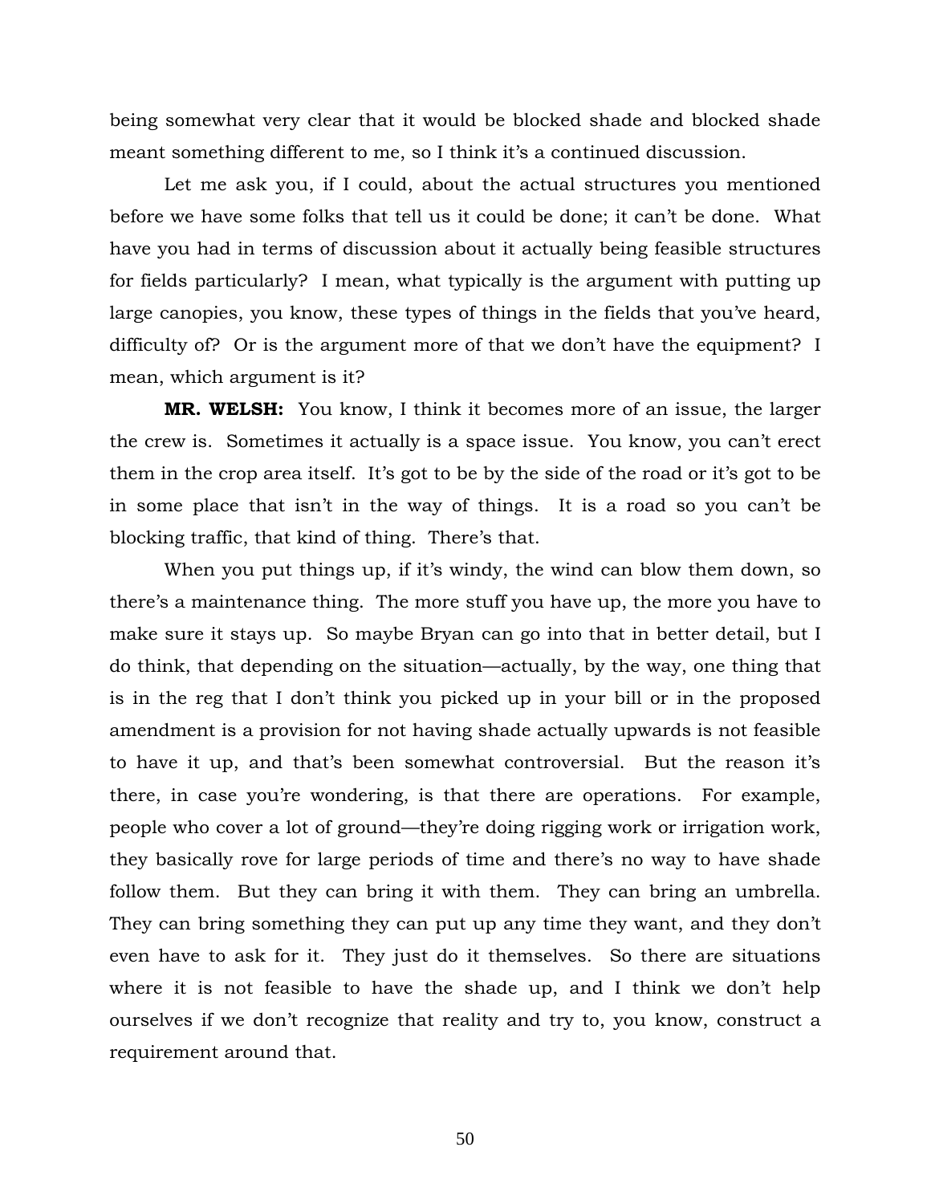being somewhat very clear that it would be blocked shade and blocked shade meant something different to me, so I think it's a continued discussion.

Let me ask you, if I could, about the actual structures you mentioned before we have some folks that tell us it could be done; it can't be done. What have you had in terms of discussion about it actually being feasible structures for fields particularly? I mean, what typically is the argument with putting up large canopies, you know, these types of things in the fields that you've heard, difficulty of? Or is the argument more of that we don't have the equipment? I mean, which argument is it?

**MR. WELSH:** You know, I think it becomes more of an issue, the larger the crew is. Sometimes it actually is a space issue. You know, you can't erect them in the crop area itself. It's got to be by the side of the road or it's got to be in some place that isn't in the way of things. It is a road so you can't be blocking traffic, that kind of thing. There's that.

When you put things up, if it's windy, the wind can blow them down, so there's a maintenance thing. The more stuff you have up, the more you have to make sure it stays up. So maybe Bryan can go into that in better detail, but I do think, that depending on the situation—actually, by the way, one thing that is in the reg that I don't think you picked up in your bill or in the proposed amendment is a provision for not having shade actually upwards is not feasible to have it up, and that's been somewhat controversial. But the reason it's there, in case you're wondering, is that there are operations. For example, people who cover a lot of ground—they're doing rigging work or irrigation work, they basically rove for large periods of time and there's no way to have shade follow them. But they can bring it with them. They can bring an umbrella. They can bring something they can put up any time they want, and they don't even have to ask for it. They just do it themselves. So there are situations where it is not feasible to have the shade up, and I think we don't help ourselves if we don't recognize that reality and try to, you know, construct a requirement around that.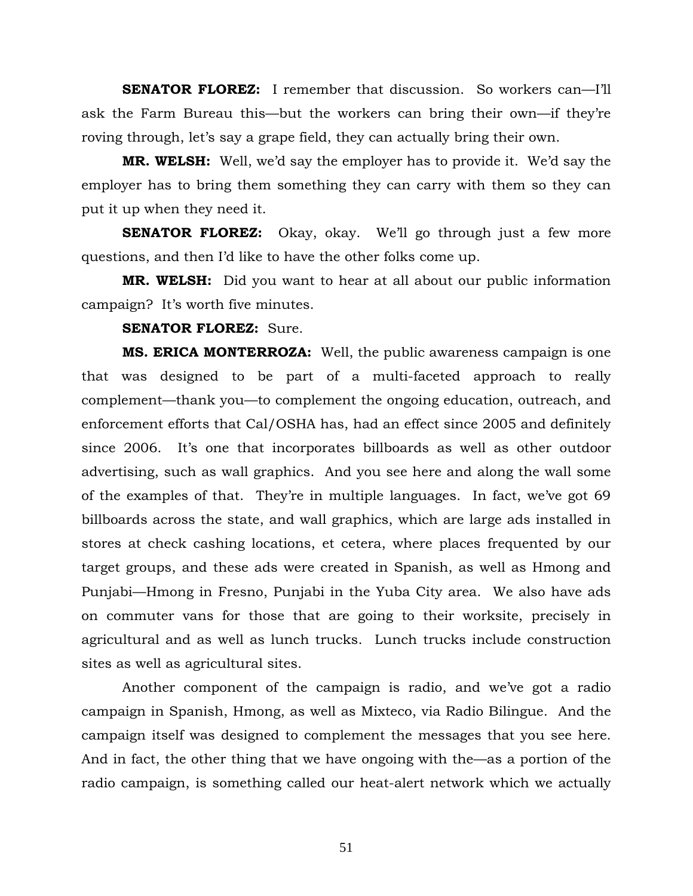**SENATOR FLOREZ:** I remember that discussion. So workers can—I'll ask the Farm Bureau this—but the workers can bring their own—if they're roving through, let's say a grape field, they can actually bring their own.

**MR. WELSH:** Well, we'd say the employer has to provide it. We'd say the employer has to bring them something they can carry with them so they can put it up when they need it.

**SENATOR FLOREZ:** Okay, okay. We'll go through just a few more questions, and then I'd like to have the other folks come up.

**MR. WELSH:** Did you want to hear at all about our public information campaign? It's worth five minutes.

**SENATOR FLOREZ:** Sure.

**MS. ERICA MONTERROZA:** Well, the public awareness campaign is one that was designed to be part of a multi-faceted approach to really complement—thank you—to complement the ongoing education, outreach, and enforcement efforts that Cal/OSHA has, had an effect since 2005 and definitely since 2006. It's one that incorporates billboards as well as other outdoor advertising, such as wall graphics. And you see here and along the wall some of the examples of that. They're in multiple languages. In fact, we've got 69 billboards across the state, and wall graphics, which are large ads installed in stores at check cashing locations, et cetera, where places frequented by our target groups, and these ads were created in Spanish, as well as Hmong and Punjabi—Hmong in Fresno, Punjabi in the Yuba City area. We also have ads on commuter vans for those that are going to their worksite, precisely in agricultural and as well as lunch trucks. Lunch trucks include construction sites as well as agricultural sites.

Another component of the campaign is radio, and we've got a radio campaign in Spanish, Hmong, as well as Mixteco, via Radio Bilingue. And the campaign itself was designed to complement the messages that you see here. And in fact, the other thing that we have ongoing with the—as a portion of the radio campaign, is something called our heat-alert network which we actually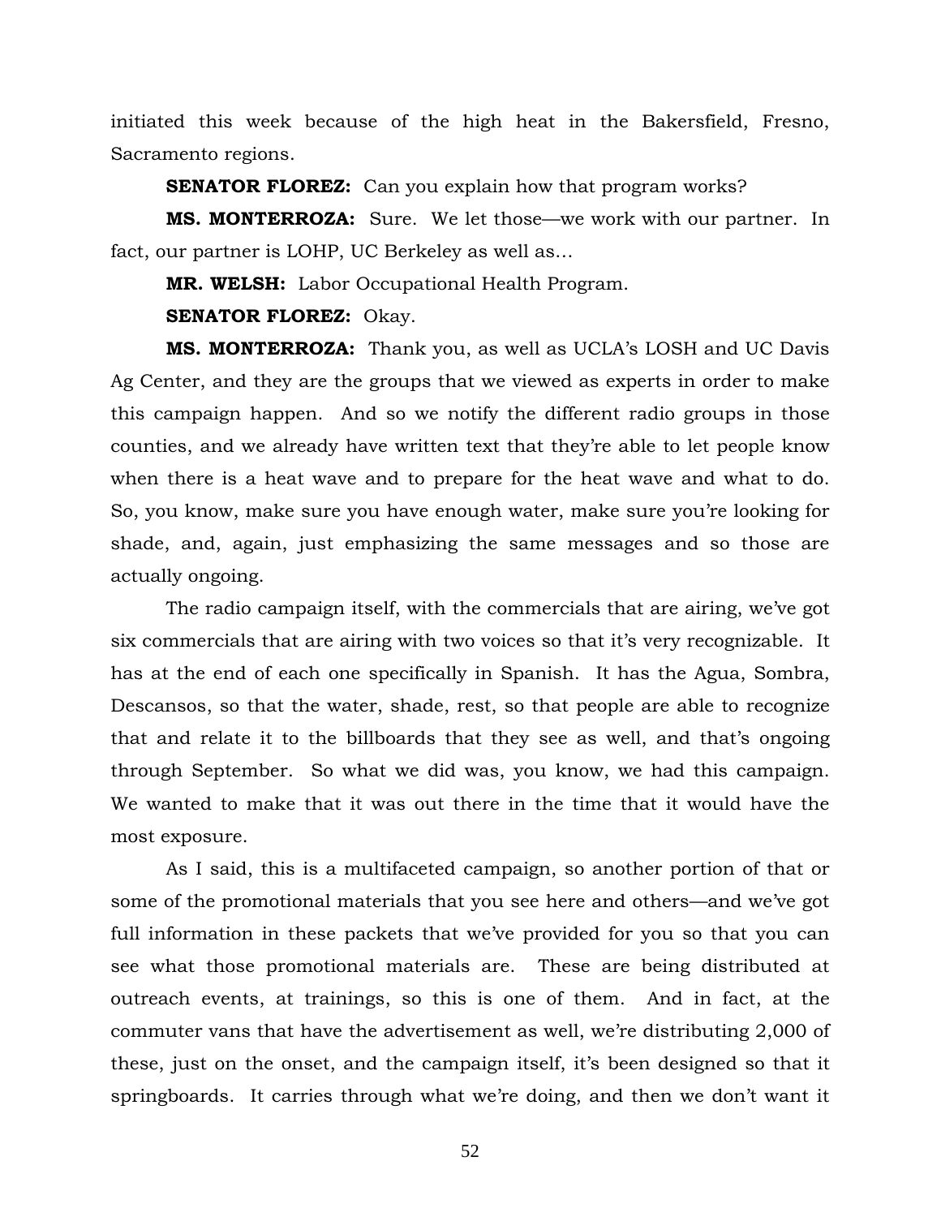initiated this week because of the high heat in the Bakersfield, Fresno, Sacramento regions.

**SENATOR FLOREZ:** Can you explain how that program works?

**MS. MONTERROZA:** Sure. We let those—we work with our partner. In fact, our partner is LOHP, UC Berkeley as well as…

**MR. WELSH:** Labor Occupational Health Program.

**SENATOR FLOREZ:** Okay.

**MS. MONTERROZA:** Thank you, as well as UCLA's LOSH and UC Davis Ag Center, and they are the groups that we viewed as experts in order to make this campaign happen. And so we notify the different radio groups in those counties, and we already have written text that they're able to let people know when there is a heat wave and to prepare for the heat wave and what to do. So, you know, make sure you have enough water, make sure you're looking for shade, and, again, just emphasizing the same messages and so those are actually ongoing.

The radio campaign itself, with the commercials that are airing, we've got six commercials that are airing with two voices so that it's very recognizable. It has at the end of each one specifically in Spanish. It has the Agua, Sombra, Descansos, so that the water, shade, rest, so that people are able to recognize that and relate it to the billboards that they see as well, and that's ongoing through September. So what we did was, you know, we had this campaign. We wanted to make that it was out there in the time that it would have the most exposure.

As I said, this is a multifaceted campaign, so another portion of that or some of the promotional materials that you see here and others—and we've got full information in these packets that we've provided for you so that you can see what those promotional materials are. These are being distributed at outreach events, at trainings, so this is one of them. And in fact, at the commuter vans that have the advertisement as well, we're distributing 2,000 of these, just on the onset, and the campaign itself, it's been designed so that it springboards. It carries through what we're doing, and then we don't want it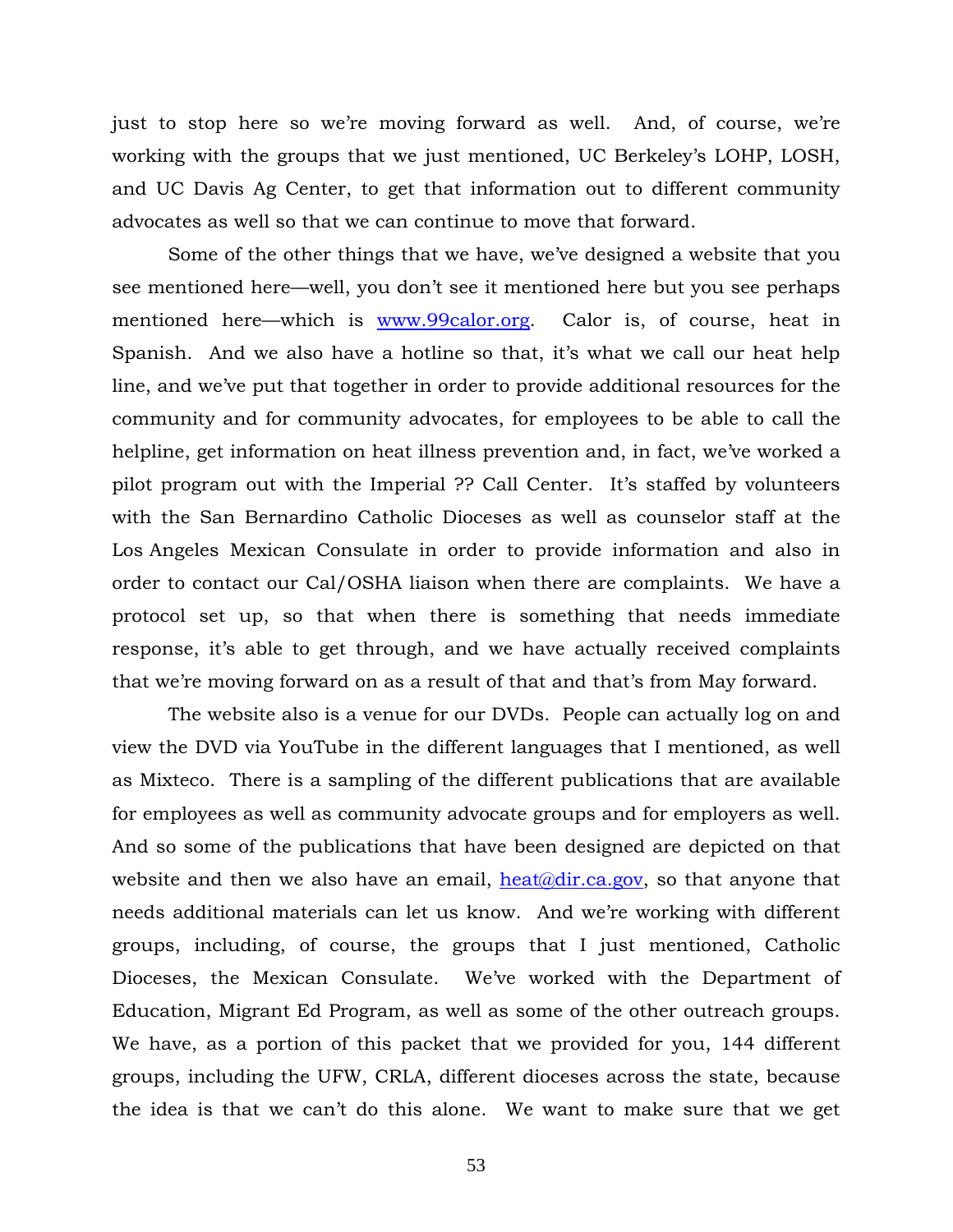just to stop here so we're moving forward as well. And, of course, we're working with the groups that we just mentioned, UC Berkeley's LOHP, LOSH, and UC Davis Ag Center, to get that information out to different community advocates as well so that we can continue to move that forward.

Some of the other things that we have, we've designed a website that you see mentioned here—well, you don't see it mentioned here but you see perhaps mentioned here—which is www.99calor.org. Calor is, of course, heat in Spanish. And we also have a hotline so that, it's what we call our heat help line, and we've put that together in order to provide additional resources for the community and for community advocates, for employees to be able to call the helpline, get information on heat illness prevention and, in fact, we've worked a pilot program out with the Imperial ?? Call Center. It's staffed by volunteers with the San Bernardino Catholic Dioceses as well as counselor staff at the Los Angeles Mexican Consulate in order to provide information and also in order to contact our Cal/OSHA liaison when there are complaints. We have a protocol set up, so that when there is something that needs immediate response, it's able to get through, and we have actually received complaints that we're moving forward on as a result of that and that's from May forward.

The website also is a venue for our DVDs. People can actually log on and view the DVD via YouTube in the different languages that I mentioned, as well as Mixteco. There is a sampling of the different publications that are available for employees as well as community advocate groups and for employers as well. And so some of the publications that have been designed are depicted on that website and then we also have an email, heat@dir.ca.gov, so that anyone that needs additional materials can let us know. And we're working with different groups, including, of course, the groups that I just mentioned, Catholic Dioceses, the Mexican Consulate. We've worked with the Department of Education, Migrant Ed Program, as well as some of the other outreach groups. We have, as a portion of this packet that we provided for you, 144 different groups, including the UFW, CRLA, different dioceses across the state, because the idea is that we can't do this alone. We want to make sure that we get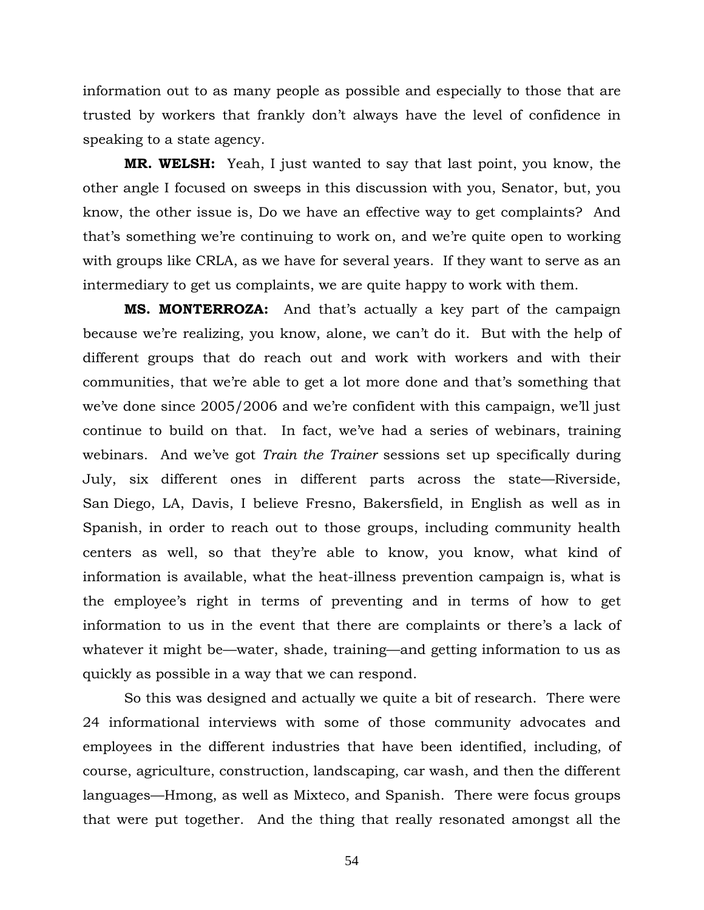information out to as many people as possible and especially to those that are trusted by workers that frankly don't always have the level of confidence in speaking to a state agency.

**MR. WELSH:** Yeah, I just wanted to say that last point, you know, the other angle I focused on sweeps in this discussion with you, Senator, but, you know, the other issue is, Do we have an effective way to get complaints? And that's something we're continuing to work on, and we're quite open to working with groups like CRLA, as we have for several years. If they want to serve as an intermediary to get us complaints, we are quite happy to work with them.

**MS. MONTERROZA:** And that's actually a key part of the campaign because we're realizing, you know, alone, we can't do it. But with the help of different groups that do reach out and work with workers and with their communities, that we're able to get a lot more done and that's something that we've done since 2005/2006 and we're confident with this campaign, we'll just continue to build on that. In fact, we've had a series of webinars, training webinars. And we've got *Train the Trainer* sessions set up specifically during July, six different ones in different parts across the state—Riverside, San Diego, LA, Davis, I believe Fresno, Bakersfield, in English as well as in Spanish, in order to reach out to those groups, including community health centers as well, so that they're able to know, you know, what kind of information is available, what the heat-illness prevention campaign is, what is the employee's right in terms of preventing and in terms of how to get information to us in the event that there are complaints or there's a lack of whatever it might be—water, shade, training—and getting information to us as quickly as possible in a way that we can respond.

So this was designed and actually we quite a bit of research. There were 24 informational interviews with some of those community advocates and employees in the different industries that have been identified, including, of course, agriculture, construction, landscaping, car wash, and then the different languages—Hmong, as well as Mixteco, and Spanish. There were focus groups that were put together. And the thing that really resonated amongst all the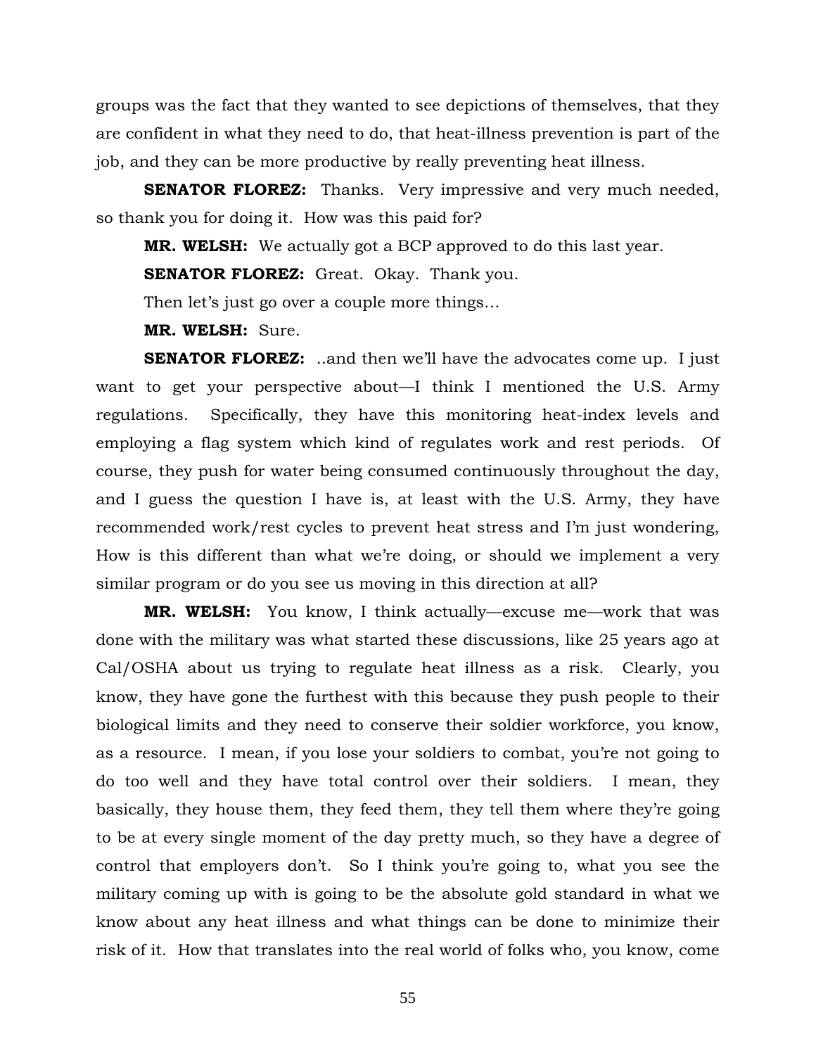groups was the fact that they wanted to see depictions of themselves, that they are confident in what they need to do, that heat-illness prevention is part of the job, and they can be more productive by really preventing heat illness.

**SENATOR FLOREZ:** Thanks. Very impressive and very much needed, so thank you for doing it. How was this paid for?

**MR. WELSH:** We actually got a BCP approved to do this last year.

**SENATOR FLOREZ:** Great. Okay. Thank you.

Then let's just go over a couple more things…

**MR. WELSH:** Sure.

**SENATOR FLOREZ:** ..and then we'll have the advocates come up. I just want to get your perspective about—I think I mentioned the U.S. Army regulations. Specifically, they have this monitoring heat-index levels and employing a flag system which kind of regulates work and rest periods. Of course, they push for water being consumed continuously throughout the day, and I guess the question I have is, at least with the U.S. Army, they have recommended work/rest cycles to prevent heat stress and I'm just wondering, How is this different than what we're doing, or should we implement a very similar program or do you see us moving in this direction at all?

**MR. WELSH:** You know, I think actually—excuse me—work that was done with the military was what started these discussions, like 25 years ago at Cal/OSHA about us trying to regulate heat illness as a risk. Clearly, you know, they have gone the furthest with this because they push people to their biological limits and they need to conserve their soldier workforce, you know, as a resource. I mean, if you lose your soldiers to combat, you're not going to do too well and they have total control over their soldiers. I mean, they basically, they house them, they feed them, they tell them where they're going to be at every single moment of the day pretty much, so they have a degree of control that employers don't. So I think you're going to, what you see the military coming up with is going to be the absolute gold standard in what we know about any heat illness and what things can be done to minimize their risk of it. How that translates into the real world of folks who, you know, come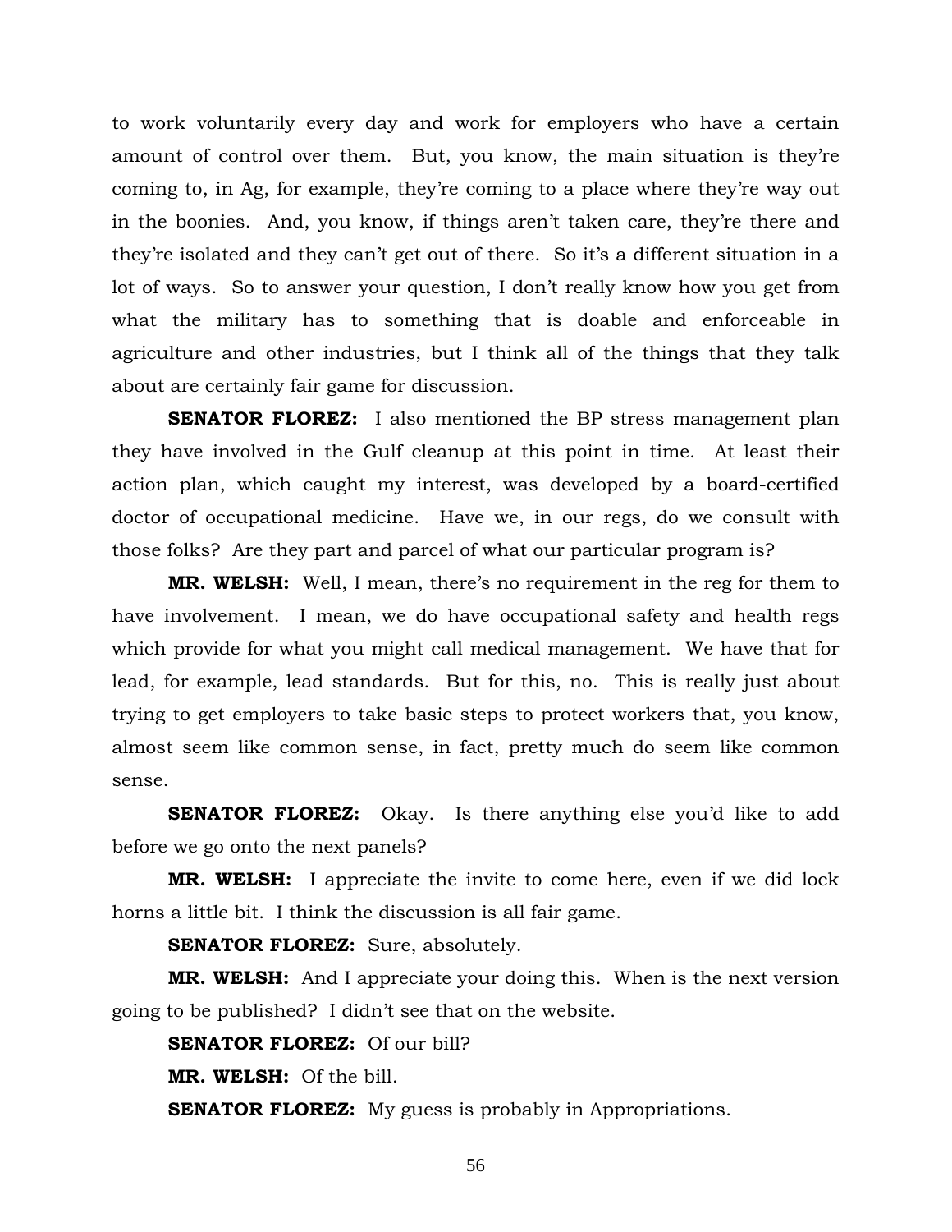to work voluntarily every day and work for employers who have a certain amount of control over them. But, you know, the main situation is they're coming to, in Ag, for example, they're coming to a place where they're way out in the boonies. And, you know, if things aren't taken care, they're there and they're isolated and they can't get out of there. So it's a different situation in a lot of ways. So to answer your question, I don't really know how you get from what the military has to something that is doable and enforceable in agriculture and other industries, but I think all of the things that they talk about are certainly fair game for discussion.

**SENATOR FLOREZ:** I also mentioned the BP stress management plan they have involved in the Gulf cleanup at this point in time. At least their action plan, which caught my interest, was developed by a board-certified doctor of occupational medicine. Have we, in our regs, do we consult with those folks? Are they part and parcel of what our particular program is?

**MR. WELSH:** Well, I mean, there's no requirement in the reg for them to have involvement. I mean, we do have occupational safety and health regs which provide for what you might call medical management. We have that for lead, for example, lead standards. But for this, no. This is really just about trying to get employers to take basic steps to protect workers that, you know, almost seem like common sense, in fact, pretty much do seem like common sense.

**SENATOR FLOREZ:** Okay. Is there anything else you'd like to add before we go onto the next panels?

**MR. WELSH:** I appreciate the invite to come here, even if we did lock horns a little bit. I think the discussion is all fair game.

**SENATOR FLOREZ:** Sure, absolutely.

**MR. WELSH:** And I appreciate your doing this. When is the next version going to be published? I didn't see that on the website.

**SENATOR FLOREZ:** Of our bill?

**MR. WELSH:** Of the bill.

**SENATOR FLOREZ:** My guess is probably in Appropriations.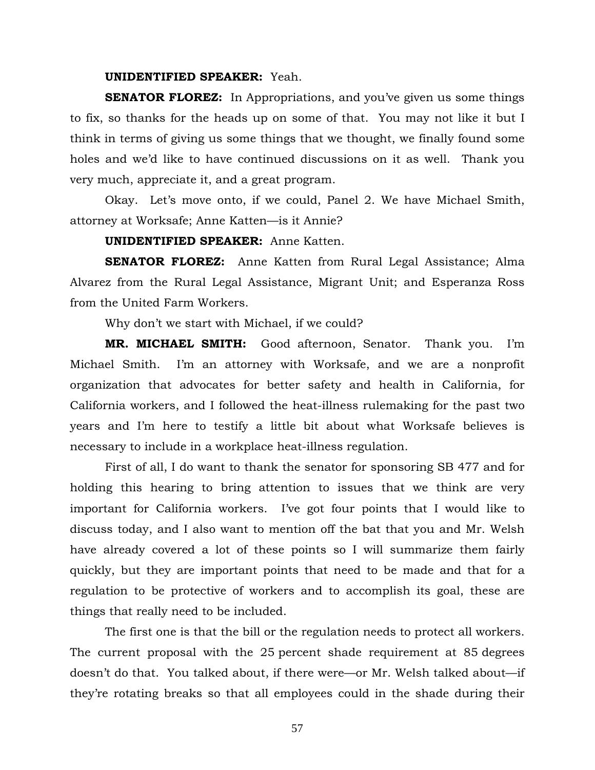**UNIDENTIFIED SPEAKER:** Yeah.

**SENATOR FLOREZ:** In Appropriations, and you've given us some things to fix, so thanks for the heads up on some of that. You may not like it but I think in terms of giving us some things that we thought, we finally found some holes and we'd like to have continued discussions on it as well. Thank you very much, appreciate it, and a great program.

Okay. Let's move onto, if we could, Panel 2. We have Michael Smith, attorney at Worksafe; Anne Katten—is it Annie?

**UNIDENTIFIED SPEAKER:** Anne Katten.

**SENATOR FLOREZ:** Anne Katten from Rural Legal Assistance; Alma Alvarez from the Rural Legal Assistance, Migrant Unit; and Esperanza Ross from the United Farm Workers.

Why don't we start with Michael, if we could?

**MR. MICHAEL SMITH:** Good afternoon, Senator. Thank you. I'm Michael Smith. I'm an attorney with Worksafe, and we are a nonprofit organization that advocates for better safety and health in California, for California workers, and I followed the heat-illness rulemaking for the past two years and I'm here to testify a little bit about what Worksafe believes is necessary to include in a workplace heat-illness regulation.

First of all, I do want to thank the senator for sponsoring SB 477 and for holding this hearing to bring attention to issues that we think are very important for California workers. I've got four points that I would like to discuss today, and I also want to mention off the bat that you and Mr. Welsh have already covered a lot of these points so I will summarize them fairly quickly, but they are important points that need to be made and that for a regulation to be protective of workers and to accomplish its goal, these are things that really need to be included.

The first one is that the bill or the regulation needs to protect all workers. The current proposal with the 25 percent shade requirement at 85 degrees doesn't do that. You talked about, if there were—or Mr. Welsh talked about—if they're rotating breaks so that all employees could in the shade during their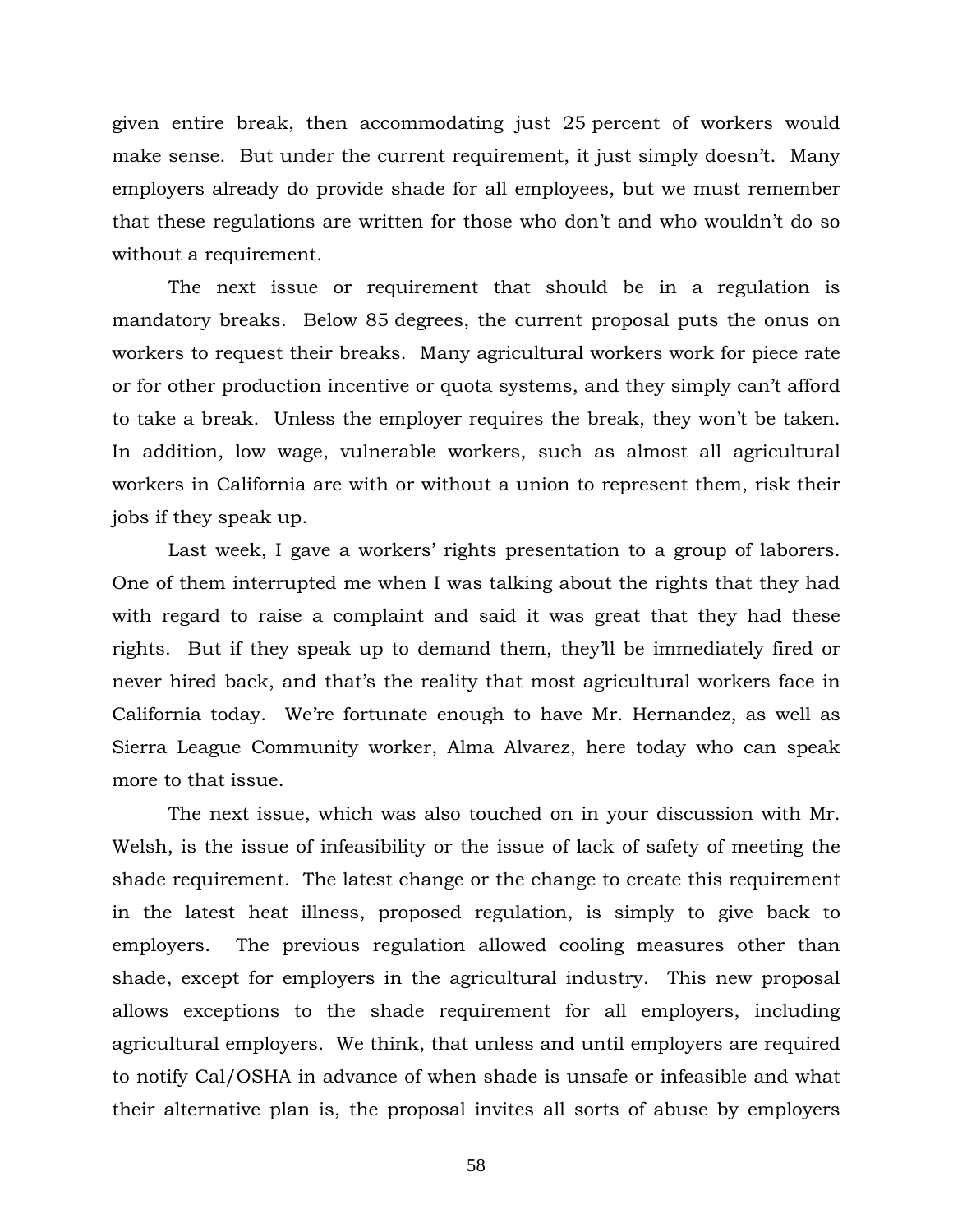given entire break, then accommodating just 25 percent of workers would make sense. But under the current requirement, it just simply doesn't. Many employers already do provide shade for all employees, but we must remember that these regulations are written for those who don't and who wouldn't do so without a requirement.

The next issue or requirement that should be in a regulation is mandatory breaks. Below 85 degrees, the current proposal puts the onus on workers to request their breaks. Many agricultural workers work for piece rate or for other production incentive or quota systems, and they simply can't afford to take a break. Unless the employer requires the break, they won't be taken. In addition, low wage, vulnerable workers, such as almost all agricultural workers in California are with or without a union to represent them, risk their jobs if they speak up.

Last week, I gave a workers' rights presentation to a group of laborers. One of them interrupted me when I was talking about the rights that they had with regard to raise a complaint and said it was great that they had these rights. But if they speak up to demand them, they'll be immediately fired or never hired back, and that's the reality that most agricultural workers face in California today. We're fortunate enough to have Mr. Hernandez, as well as Sierra League Community worker, Alma Alvarez, here today who can speak more to that issue.

The next issue, which was also touched on in your discussion with Mr. Welsh, is the issue of infeasibility or the issue of lack of safety of meeting the shade requirement. The latest change or the change to create this requirement in the latest heat illness, proposed regulation, is simply to give back to employers. The previous regulation allowed cooling measures other than shade, except for employers in the agricultural industry. This new proposal allows exceptions to the shade requirement for all employers, including agricultural employers. We think, that unless and until employers are required to notify Cal/OSHA in advance of when shade is unsafe or infeasible and what their alternative plan is, the proposal invites all sorts of abuse by employers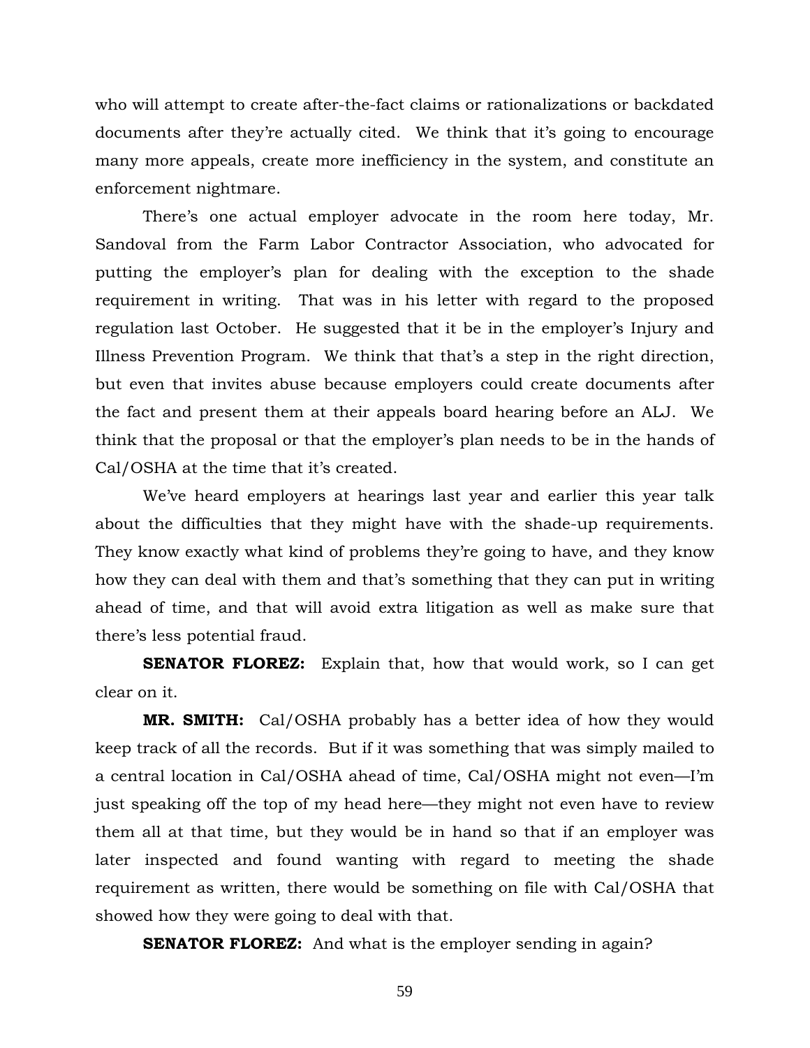who will attempt to create after-the-fact claims or rationalizations or backdated documents after they're actually cited. We think that it's going to encourage many more appeals, create more inefficiency in the system, and constitute an enforcement nightmare.

There's one actual employer advocate in the room here today, Mr. Sandoval from the Farm Labor Contractor Association, who advocated for putting the employer's plan for dealing with the exception to the shade requirement in writing. That was in his letter with regard to the proposed regulation last October. He suggested that it be in the employer's Injury and Illness Prevention Program. We think that that's a step in the right direction, but even that invites abuse because employers could create documents after the fact and present them at their appeals board hearing before an ALJ. We think that the proposal or that the employer's plan needs to be in the hands of Cal/OSHA at the time that it's created.

We've heard employers at hearings last year and earlier this year talk about the difficulties that they might have with the shade-up requirements. They know exactly what kind of problems they're going to have, and they know how they can deal with them and that's something that they can put in writing ahead of time, and that will avoid extra litigation as well as make sure that there's less potential fraud.

**SENATOR FLOREZ:** Explain that, how that would work, so I can get clear on it.

**MR. SMITH:** Cal/OSHA probably has a better idea of how they would keep track of all the records. But if it was something that was simply mailed to a central location in Cal/OSHA ahead of time, Cal/OSHA might not even—I'm just speaking off the top of my head here—they might not even have to review them all at that time, but they would be in hand so that if an employer was later inspected and found wanting with regard to meeting the shade requirement as written, there would be something on file with Cal/OSHA that showed how they were going to deal with that.

**SENATOR FLOREZ:** And what is the employer sending in again?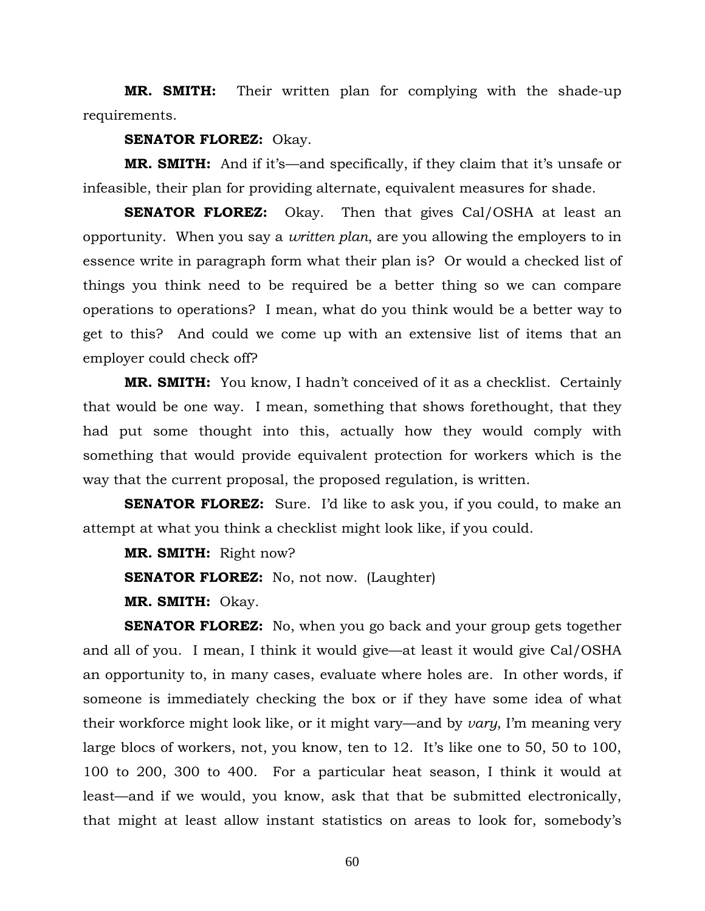**MR. SMITH:** Their written plan for complying with the shade-up requirements.

**SENATOR FLOREZ:** Okay.

**MR. SMITH:** And if it's—and specifically, if they claim that it's unsafe or infeasible, their plan for providing alternate, equivalent measures for shade.

**SENATOR FLOREZ:** Okay. Then that gives Cal/OSHA at least an opportunity. When you say a *written plan*, are you allowing the employers to in essence write in paragraph form what their plan is? Or would a checked list of things you think need to be required be a better thing so we can compare operations to operations? I mean, what do you think would be a better way to get to this? And could we come up with an extensive list of items that an employer could check off?

**MR. SMITH:** You know, I hadn't conceived of it as a checklist. Certainly that would be one way. I mean, something that shows forethought, that they had put some thought into this, actually how they would comply with something that would provide equivalent protection for workers which is the way that the current proposal, the proposed regulation, is written.

**SENATOR FLOREZ:** Sure. I'd like to ask you, if you could, to make an attempt at what you think a checklist might look like, if you could.

**MR. SMITH:** Right now?

**SENATOR FLOREZ:** No, not now. (Laughter)

**MR. SMITH:** Okay.

**SENATOR FLOREZ:** No, when you go back and your group gets together and all of you. I mean, I think it would give—at least it would give Cal/OSHA an opportunity to, in many cases, evaluate where holes are. In other words, if someone is immediately checking the box or if they have some idea of what their workforce might look like, or it might vary—and by *vary*, I'm meaning very large blocs of workers, not, you know, ten to 12. It's like one to 50, 50 to 100, 100 to 200, 300 to 400. For a particular heat season, I think it would at least—and if we would, you know, ask that that be submitted electronically, that might at least allow instant statistics on areas to look for, somebody's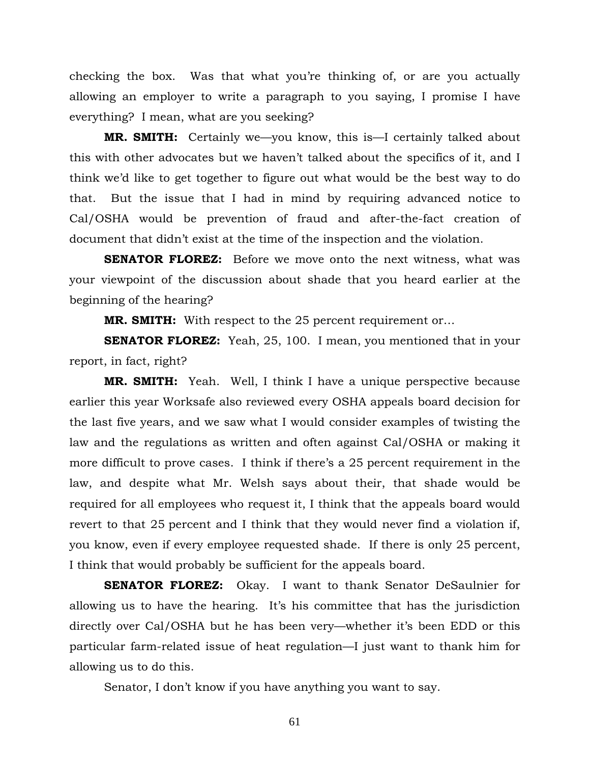checking the box. Was that what you're thinking of, or are you actually allowing an employer to write a paragraph to you saying, I promise I have everything? I mean, what are you seeking?

**MR. SMITH:** Certainly we—you know, this is—I certainly talked about this with other advocates but we haven't talked about the specifics of it, and I think we'd like to get together to figure out what would be the best way to do that. But the issue that I had in mind by requiring advanced notice to Cal/OSHA would be prevention of fraud and after-the-fact creation of document that didn't exist at the time of the inspection and the violation.

**SENATOR FLOREZ:** Before we move onto the next witness, what was your viewpoint of the discussion about shade that you heard earlier at the beginning of the hearing?

**MR. SMITH:** With respect to the 25 percent requirement or…

**SENATOR FLOREZ:** Yeah, 25, 100. I mean, you mentioned that in your report, in fact, right?

**MR. SMITH:** Yeah. Well, I think I have a unique perspective because earlier this year Worksafe also reviewed every OSHA appeals board decision for the last five years, and we saw what I would consider examples of twisting the law and the regulations as written and often against Cal/OSHA or making it more difficult to prove cases. I think if there's a 25 percent requirement in the law, and despite what Mr. Welsh says about their, that shade would be required for all employees who request it, I think that the appeals board would revert to that 25 percent and I think that they would never find a violation if, you know, even if every employee requested shade. If there is only 25 percent, I think that would probably be sufficient for the appeals board.

**SENATOR FLOREZ:** Okay. I want to thank Senator DeSaulnier for allowing us to have the hearing. It's his committee that has the jurisdiction directly over Cal/OSHA but he has been very—whether it's been EDD or this particular farm-related issue of heat regulation—I just want to thank him for allowing us to do this.

Senator, I don't know if you have anything you want to say.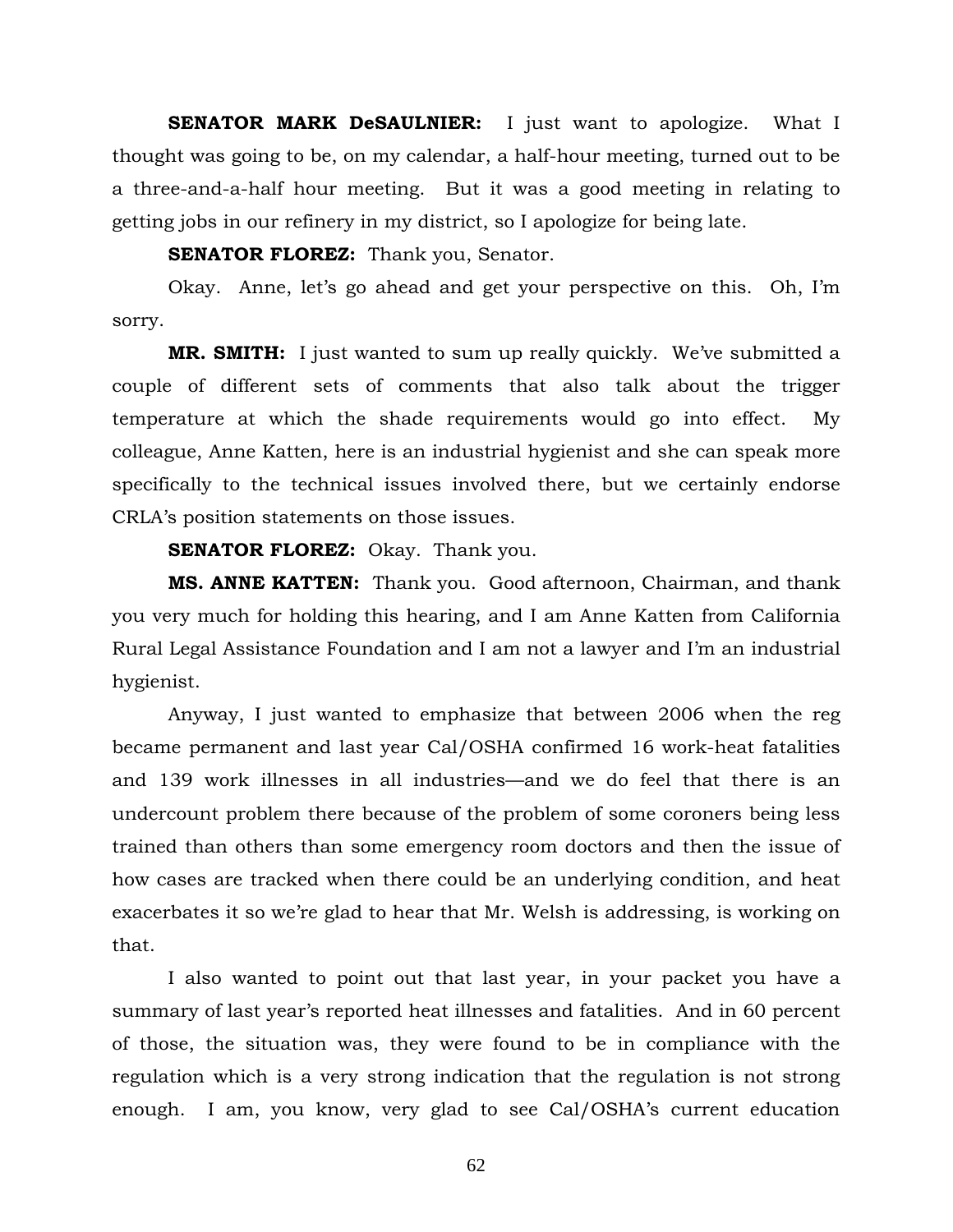**SENATOR MARK DeSAULNIER:** I just want to apologize. What I thought was going to be, on my calendar, a half-hour meeting, turned out to be a three-and-a-half hour meeting. But it was a good meeting in relating to getting jobs in our refinery in my district, so I apologize for being late.

**SENATOR FLOREZ:** Thank you, Senator.

Okay. Anne, let's go ahead and get your perspective on this. Oh, I'm sorry.

**MR. SMITH:** I just wanted to sum up really quickly. We've submitted a couple of different sets of comments that also talk about the trigger temperature at which the shade requirements would go into effect. My colleague, Anne Katten, here is an industrial hygienist and she can speak more specifically to the technical issues involved there, but we certainly endorse CRLA's position statements on those issues.

**SENATOR FLOREZ:** Okay. Thank you.

**MS. ANNE KATTEN:** Thank you. Good afternoon, Chairman, and thank you very much for holding this hearing, and I am Anne Katten from California Rural Legal Assistance Foundation and I am not a lawyer and I'm an industrial hygienist.

Anyway, I just wanted to emphasize that between 2006 when the reg became permanent and last year Cal/OSHA confirmed 16 work-heat fatalities and 139 work illnesses in all industries—and we do feel that there is an undercount problem there because of the problem of some coroners being less trained than others than some emergency room doctors and then the issue of how cases are tracked when there could be an underlying condition, and heat exacerbates it so we're glad to hear that Mr. Welsh is addressing, is working on that.

I also wanted to point out that last year, in your packet you have a summary of last year's reported heat illnesses and fatalities. And in 60 percent of those, the situation was, they were found to be in compliance with the regulation which is a very strong indication that the regulation is not strong enough. I am, you know, very glad to see Cal/OSHA's current education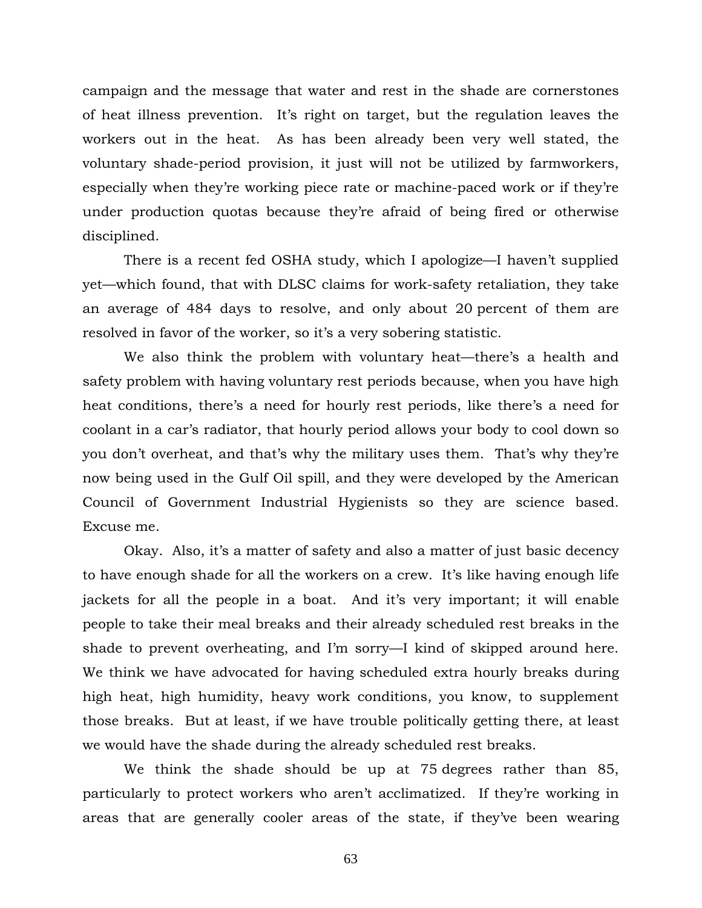campaign and the message that water and rest in the shade are cornerstones of heat illness prevention. It's right on target, but the regulation leaves the workers out in the heat. As has been already been very well stated, the voluntary shade-period provision, it just will not be utilized by farmworkers, especially when they're working piece rate or machine-paced work or if they're under production quotas because they're afraid of being fired or otherwise disciplined.

There is a recent fed OSHA study, which I apologize—I haven't supplied yet—which found, that with DLSC claims for work-safety retaliation, they take an average of 484 days to resolve, and only about 20 percent of them are resolved in favor of the worker, so it's a very sobering statistic.

We also think the problem with voluntary heat—there's a health and safety problem with having voluntary rest periods because, when you have high heat conditions, there's a need for hourly rest periods, like there's a need for coolant in a car's radiator, that hourly period allows your body to cool down so you don't overheat, and that's why the military uses them. That's why they're now being used in the Gulf Oil spill, and they were developed by the American Council of Government Industrial Hygienists so they are science based. Excuse me.

Okay. Also, it's a matter of safety and also a matter of just basic decency to have enough shade for all the workers on a crew. It's like having enough life jackets for all the people in a boat. And it's very important; it will enable people to take their meal breaks and their already scheduled rest breaks in the shade to prevent overheating, and I'm sorry—I kind of skipped around here. We think we have advocated for having scheduled extra hourly breaks during high heat, high humidity, heavy work conditions, you know, to supplement those breaks. But at least, if we have trouble politically getting there, at least we would have the shade during the already scheduled rest breaks.

We think the shade should be up at 75 degrees rather than 85, particularly to protect workers who aren't acclimatized. If they're working in areas that are generally cooler areas of the state, if they've been wearing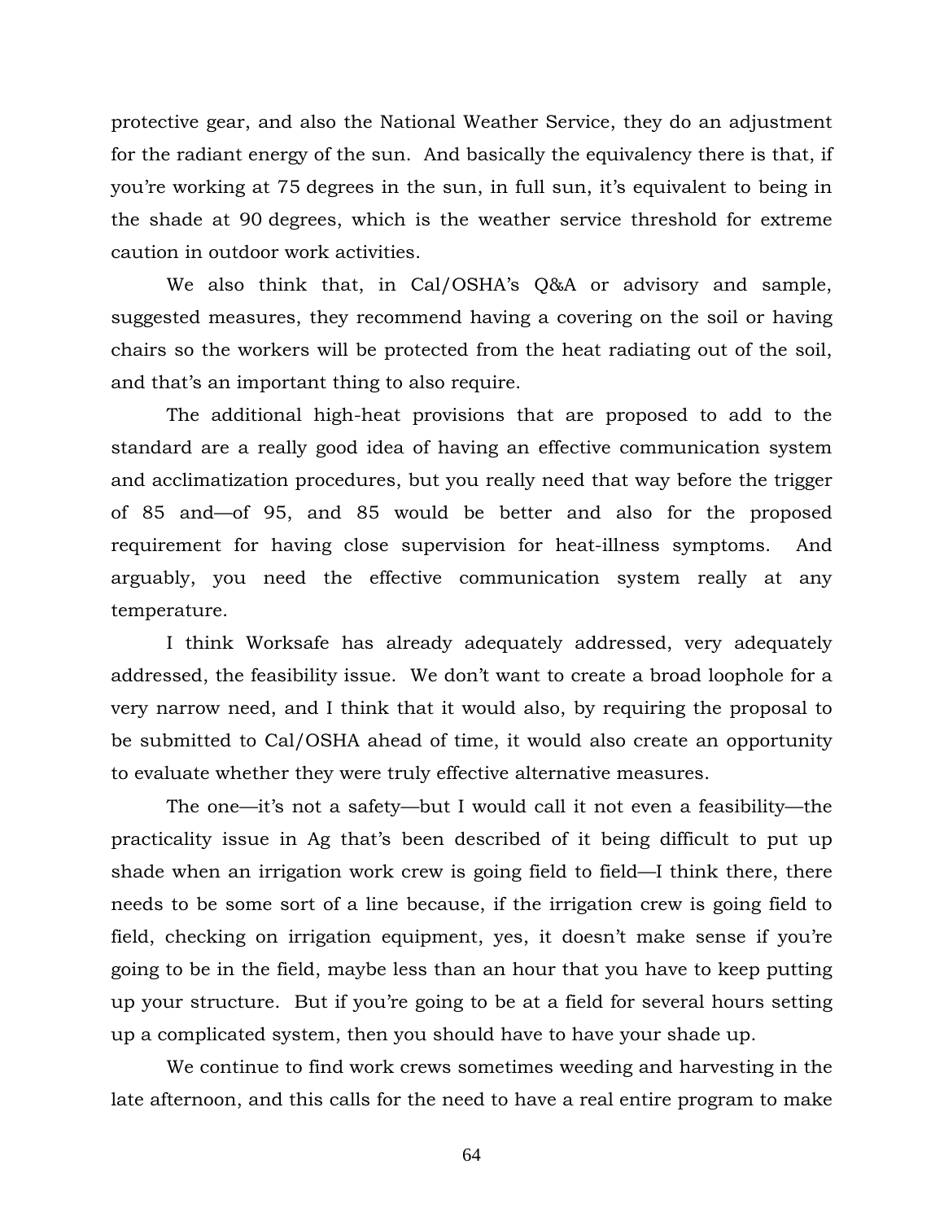protective gear, and also the National Weather Service, they do an adjustment for the radiant energy of the sun. And basically the equivalency there is that, if you're working at 75 degrees in the sun, in full sun, it's equivalent to being in the shade at 90 degrees, which is the weather service threshold for extreme caution in outdoor work activities.

We also think that, in Cal/OSHA's Q&A or advisory and sample, suggested measures, they recommend having a covering on the soil or having chairs so the workers will be protected from the heat radiating out of the soil, and that's an important thing to also require.

The additional high-heat provisions that are proposed to add to the standard are a really good idea of having an effective communication system and acclimatization procedures, but you really need that way before the trigger of 85 and—of 95, and 85 would be better and also for the proposed requirement for having close supervision for heat-illness symptoms. And arguably, you need the effective communication system really at any temperature.

I think Worksafe has already adequately addressed, very adequately addressed, the feasibility issue. We don't want to create a broad loophole for a very narrow need, and I think that it would also, by requiring the proposal to be submitted to Cal/OSHA ahead of time, it would also create an opportunity to evaluate whether they were truly effective alternative measures.

The one—it's not a safety—but I would call it not even a feasibility—the practicality issue in Ag that's been described of it being difficult to put up shade when an irrigation work crew is going field to field—I think there, there needs to be some sort of a line because, if the irrigation crew is going field to field, checking on irrigation equipment, yes, it doesn't make sense if you're going to be in the field, maybe less than an hour that you have to keep putting up your structure. But if you're going to be at a field for several hours setting up a complicated system, then you should have to have your shade up.

We continue to find work crews sometimes weeding and harvesting in the late afternoon, and this calls for the need to have a real entire program to make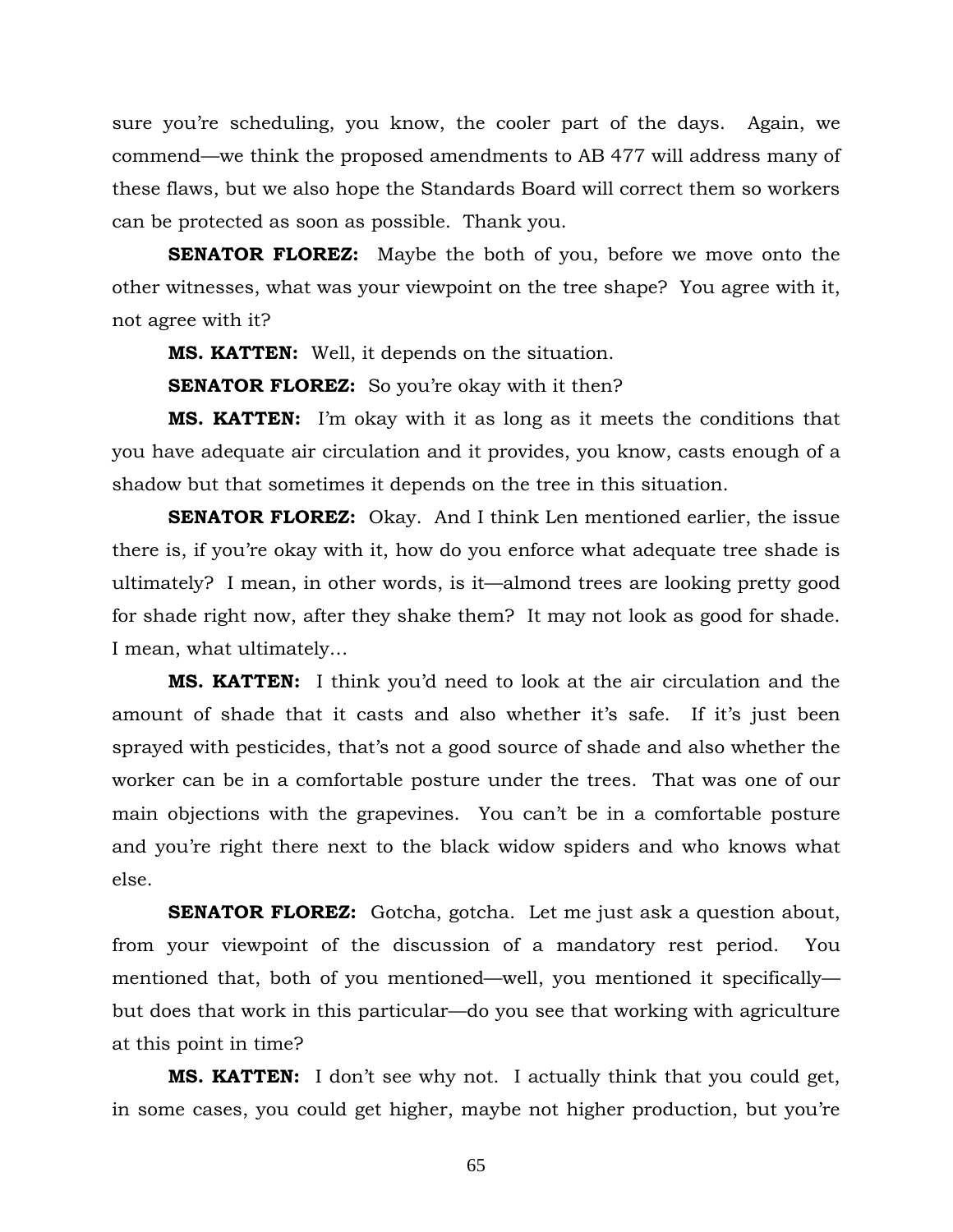sure you're scheduling, you know, the cooler part of the days. Again, we commend—we think the proposed amendments to AB 477 will address many of these flaws, but we also hope the Standards Board will correct them so workers can be protected as soon as possible. Thank you.

**SENATOR FLOREZ:** Maybe the both of you, before we move onto the other witnesses, what was your viewpoint on the tree shape? You agree with it, not agree with it?

**MS. KATTEN:** Well, it depends on the situation.

**SENATOR FLOREZ:** So you're okay with it then?

**MS. KATTEN:** I'm okay with it as long as it meets the conditions that you have adequate air circulation and it provides, you know, casts enough of a shadow but that sometimes it depends on the tree in this situation.

**SENATOR FLOREZ:** Okay. And I think Len mentioned earlier, the issue there is, if you're okay with it, how do you enforce what adequate tree shade is ultimately? I mean, in other words, is it—almond trees are looking pretty good for shade right now, after they shake them? It may not look as good for shade. I mean, what ultimately…

**MS. KATTEN:** I think you'd need to look at the air circulation and the amount of shade that it casts and also whether it's safe. If it's just been sprayed with pesticides, that's not a good source of shade and also whether the worker can be in a comfortable posture under the trees. That was one of our main objections with the grapevines. You can't be in a comfortable posture and you're right there next to the black widow spiders and who knows what else.

**SENATOR FLOREZ:** Gotcha, gotcha. Let me just ask a question about, from your viewpoint of the discussion of a mandatory rest period. You mentioned that, both of you mentioned—well, you mentioned it specifically—but does that work in this particular—do you see that working with agriculture at this point in time?

**MS. KATTEN:** I don't see why not. I actually think that you could get, in some cases, you could get higher, maybe not higher production, but you're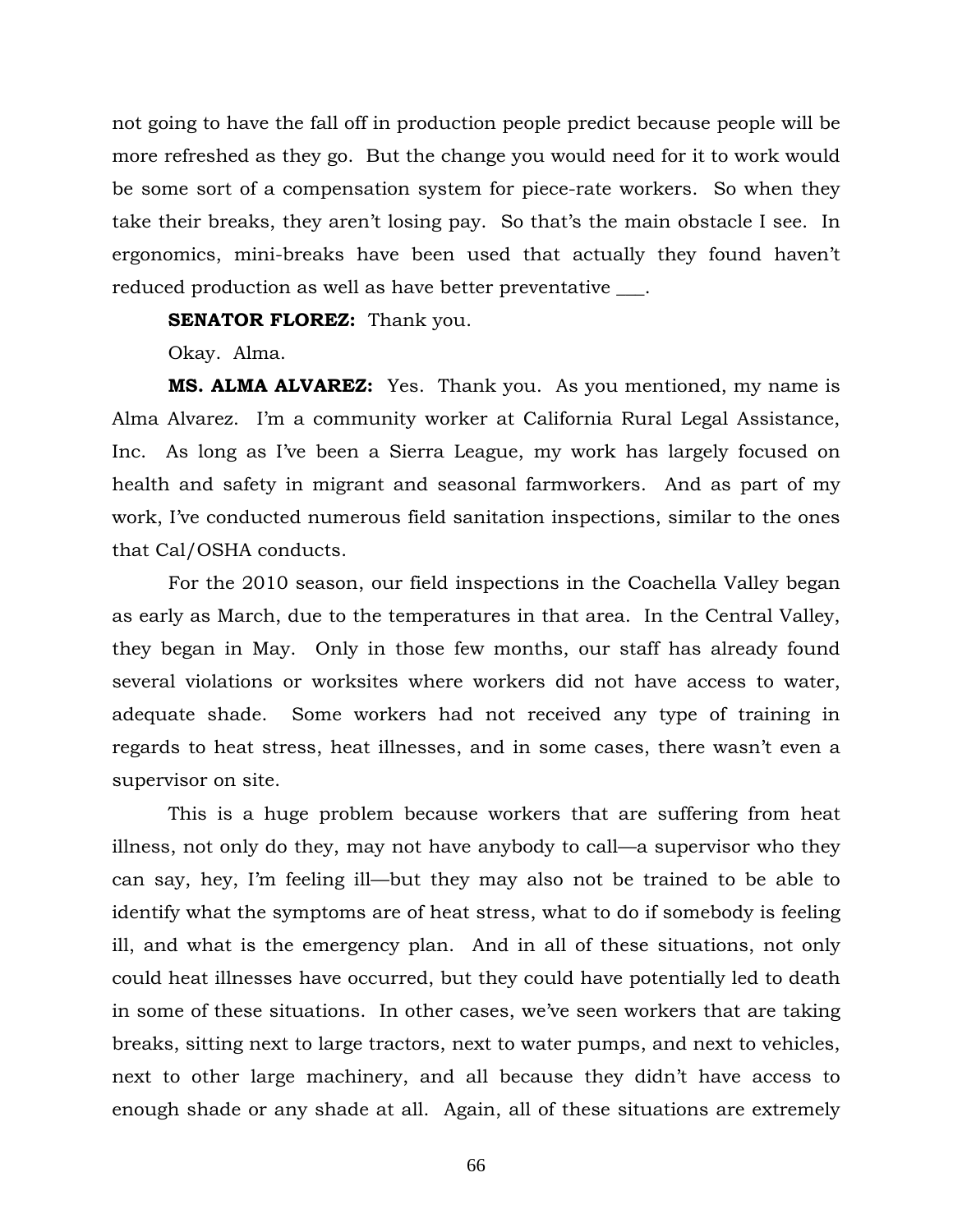not going to have the fall off in production people predict because people will be more refreshed as they go. But the change you would need for it to work would be some sort of a compensation system for piece-rate workers. So when they take their breaks, they aren't losing pay. So that's the main obstacle I see. In ergonomics, mini-breaks have been used that actually they found haven't reduced production as well as have better preventative ___.

**SENATOR FLOREZ:** Thank you.

Okay. Alma.

**MS. ALMA ALVAREZ:** Yes. Thank you. As you mentioned, my name is Alma Alvarez. I'm a community worker at California Rural Legal Assistance, Inc. As long as I've been a Sierra League, my work has largely focused on health and safety in migrant and seasonal farmworkers. And as part of my work, I've conducted numerous field sanitation inspections, similar to the ones that Cal/OSHA conducts.

For the 2010 season, our field inspections in the Coachella Valley began as early as March, due to the temperatures in that area. In the Central Valley, they began in May. Only in those few months, our staff has already found several violations or worksites where workers did not have access to water, adequate shade. Some workers had not received any type of training in regards to heat stress, heat illnesses, and in some cases, there wasn't even a supervisor on site.

This is a huge problem because workers that are suffering from heat illness, not only do they, may not have anybody to call—a supervisor who they can say, hey, I'm feeling ill—but they may also not be trained to be able to identify what the symptoms are of heat stress, what to do if somebody is feeling ill, and what is the emergency plan. And in all of these situations, not only could heat illnesses have occurred, but they could have potentially led to death in some of these situations. In other cases, we've seen workers that are taking breaks, sitting next to large tractors, next to water pumps, and next to vehicles, next to other large machinery, and all because they didn't have access to enough shade or any shade at all. Again, all of these situations are extremely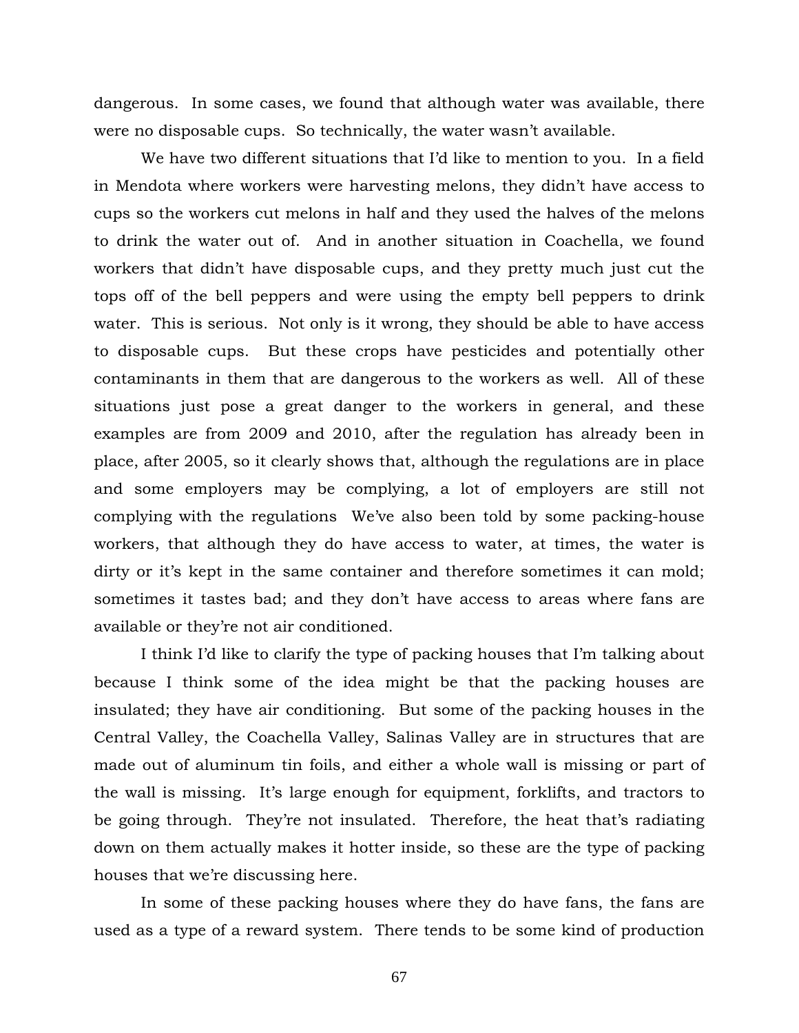dangerous. In some cases, we found that although water was available, there were no disposable cups. So technically, the water wasn't available.

We have two different situations that I'd like to mention to you. In a field in Mendota where workers were harvesting melons, they didn't have access to cups so the workers cut melons in half and they used the halves of the melons to drink the water out of. And in another situation in Coachella, we found workers that didn't have disposable cups, and they pretty much just cut the tops off of the bell peppers and were using the empty bell peppers to drink water. This is serious. Not only is it wrong, they should be able to have access to disposable cups. But these crops have pesticides and potentially other contaminants in them that are dangerous to the workers as well. All of these situations just pose a great danger to the workers in general, and these examples are from 2009 and 2010, after the regulation has already been in place, after 2005, so it clearly shows that, although the regulations are in place and some employers may be complying, a lot of employers are still not complying with the regulations We've also been told by some packing-house workers, that although they do have access to water, at times, the water is dirty or it's kept in the same container and therefore sometimes it can mold; sometimes it tastes bad; and they don't have access to areas where fans are available or they're not air conditioned.

I think I'd like to clarify the type of packing houses that I'm talking about because I think some of the idea might be that the packing houses are insulated; they have air conditioning. But some of the packing houses in the Central Valley, the Coachella Valley, Salinas Valley are in structures that are made out of aluminum tin foils, and either a whole wall is missing or part of the wall is missing. It's large enough for equipment, forklifts, and tractors to be going through. They're not insulated. Therefore, the heat that's radiating down on them actually makes it hotter inside, so these are the type of packing houses that we're discussing here.

In some of these packing houses where they do have fans, the fans are used as a type of a reward system. There tends to be some kind of production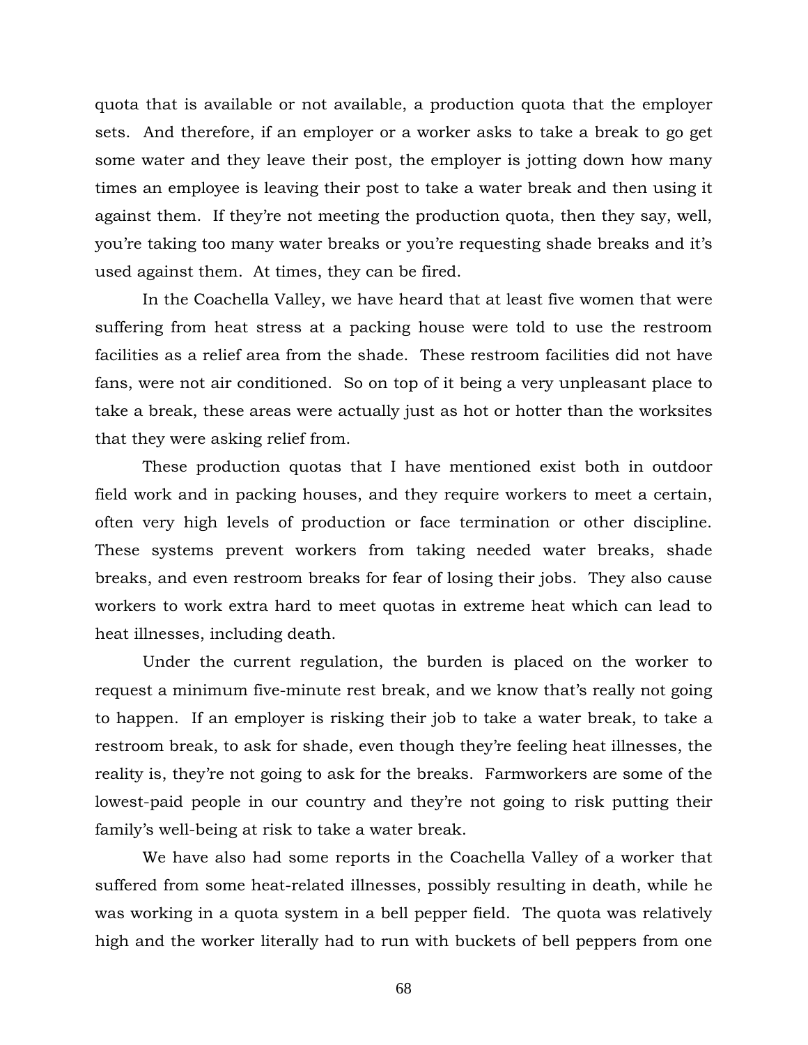quota that is available or not available, a production quota that the employer sets. And therefore, if an employer or a worker asks to take a break to go get some water and they leave their post, the employer is jotting down how many times an employee is leaving their post to take a water break and then using it against them. If they're not meeting the production quota, then they say, well, you're taking too many water breaks or you're requesting shade breaks and it's used against them. At times, they can be fired.

In the Coachella Valley, we have heard that at least five women that were suffering from heat stress at a packing house were told to use the restroom facilities as a relief area from the shade. These restroom facilities did not have fans, were not air conditioned. So on top of it being a very unpleasant place to take a break, these areas were actually just as hot or hotter than the worksites that they were asking relief from.

These production quotas that I have mentioned exist both in outdoor field work and in packing houses, and they require workers to meet a certain, often very high levels of production or face termination or other discipline. These systems prevent workers from taking needed water breaks, shade breaks, and even restroom breaks for fear of losing their jobs. They also cause workers to work extra hard to meet quotas in extreme heat which can lead to heat illnesses, including death.

Under the current regulation, the burden is placed on the worker to request a minimum five-minute rest break, and we know that's really not going to happen. If an employer is risking their job to take a water break, to take a restroom break, to ask for shade, even though they're feeling heat illnesses, the reality is, they're not going to ask for the breaks. Farmworkers are some of the lowest-paid people in our country and they're not going to risk putting their family's well-being at risk to take a water break.

We have also had some reports in the Coachella Valley of a worker that suffered from some heat-related illnesses, possibly resulting in death, while he was working in a quota system in a bell pepper field. The quota was relatively high and the worker literally had to run with buckets of bell peppers from one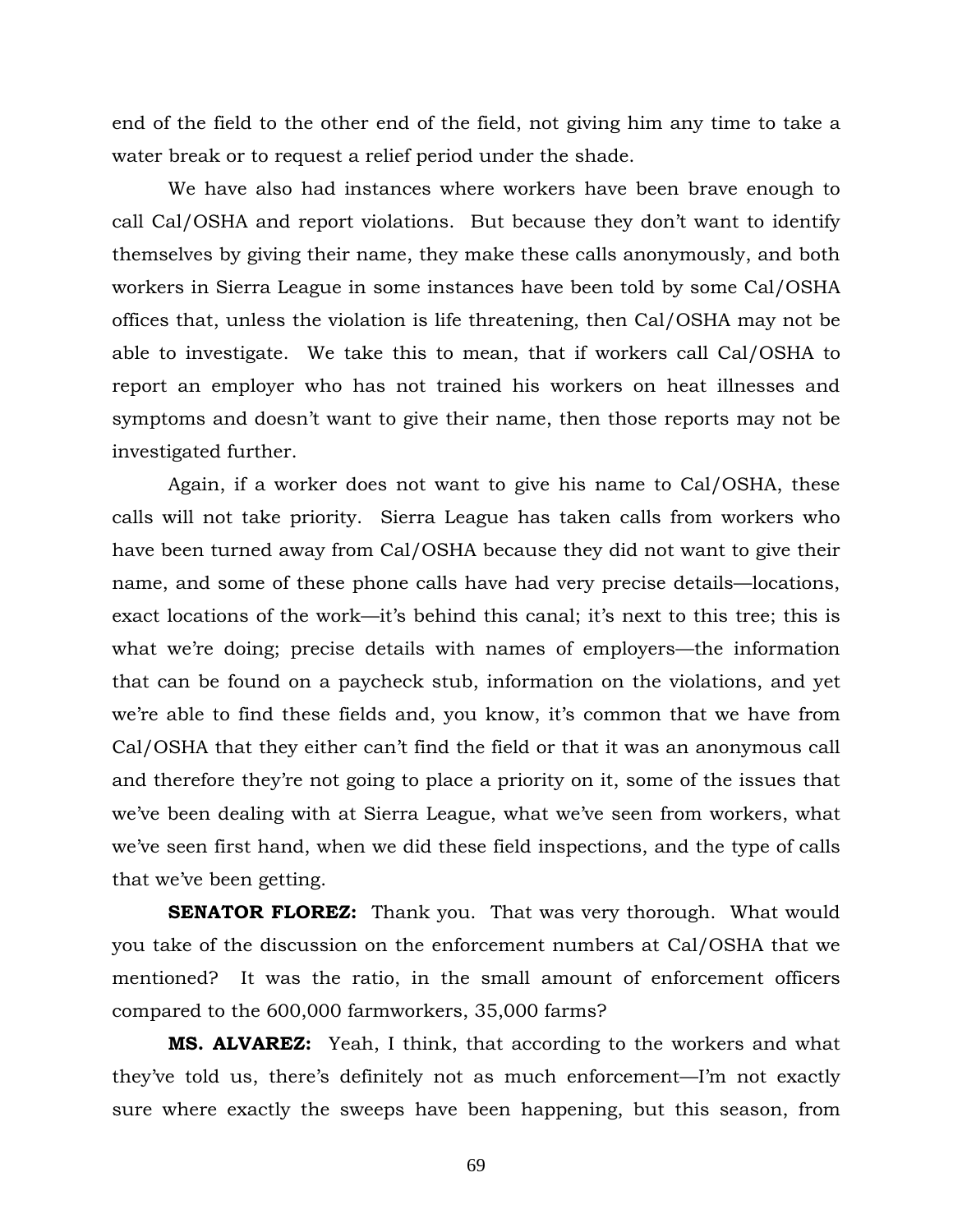end of the field to the other end of the field, not giving him any time to take a water break or to request a relief period under the shade.

We have also had instances where workers have been brave enough to call Cal/OSHA and report violations. But because they don't want to identify themselves by giving their name, they make these calls anonymously, and both workers in Sierra League in some instances have been told by some Cal/OSHA offices that, unless the violation is life threatening, then Cal/OSHA may not be able to investigate. We take this to mean, that if workers call Cal/OSHA to report an employer who has not trained his workers on heat illnesses and symptoms and doesn't want to give their name, then those reports may not be investigated further.

Again, if a worker does not want to give his name to Cal/OSHA, these calls will not take priority. Sierra League has taken calls from workers who have been turned away from Cal/OSHA because they did not want to give their name, and some of these phone calls have had very precise details—locations, exact locations of the work—it's behind this canal; it's next to this tree; this is what we're doing; precise details with names of employers—the information that can be found on a paycheck stub, information on the violations, and yet we're able to find these fields and, you know, it's common that we have from Cal/OSHA that they either can't find the field or that it was an anonymous call and therefore they're not going to place a priority on it, some of the issues that we've been dealing with at Sierra League, what we've seen from workers, what we've seen first hand, when we did these field inspections, and the type of calls that we've been getting.

**SENATOR FLOREZ:** Thank you. That was very thorough. What would you take of the discussion on the enforcement numbers at Cal/OSHA that we mentioned? It was the ratio, in the small amount of enforcement officers compared to the 600,000 farmworkers, 35,000 farms?

**MS. ALVAREZ:** Yeah, I think, that according to the workers and what they've told us, there's definitely not as much enforcement—I'm not exactly sure where exactly the sweeps have been happening, but this season, from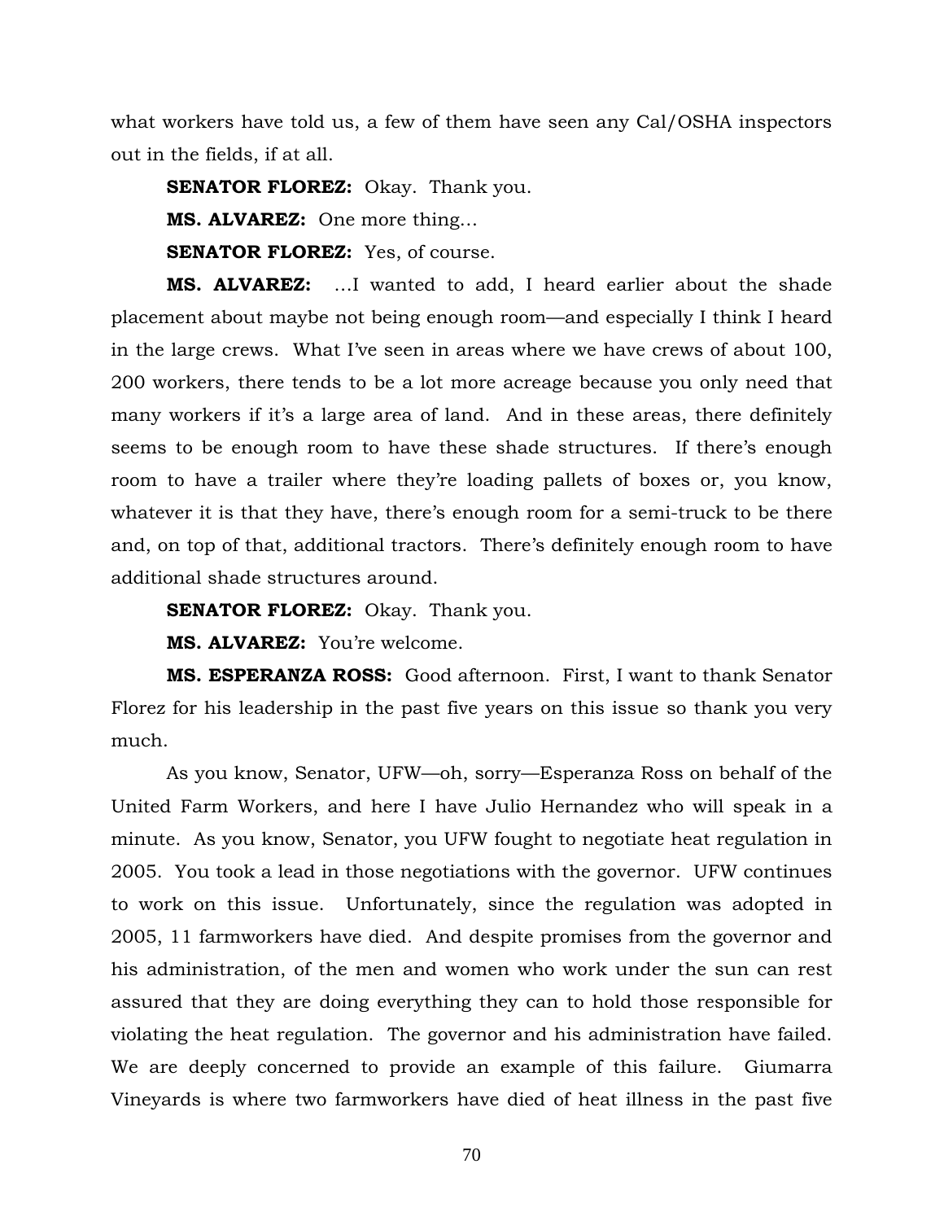what workers have told us, a few of them have seen any Cal/OSHA inspectors out in the fields, if at all.

**SENATOR FLOREZ:** Okay. Thank you.

**MS. ALVAREZ:** One more thing…

**SENATOR FLOREZ:** Yes, of course.

**MS. ALVAREZ:** …I wanted to add, I heard earlier about the shade placement about maybe not being enough room—and especially I think I heard in the large crews. What I've seen in areas where we have crews of about 100, 200 workers, there tends to be a lot more acreage because you only need that many workers if it's a large area of land. And in these areas, there definitely seems to be enough room to have these shade structures. If there's enough room to have a trailer where they're loading pallets of boxes or, you know, whatever it is that they have, there's enough room for a semi-truck to be there and, on top of that, additional tractors. There's definitely enough room to have additional shade structures around.

**SENATOR FLOREZ:** Okay. Thank you.

**MS. ALVAREZ:** You're welcome.

**MS. ESPERANZA ROSS:** Good afternoon. First, I want to thank Senator Florez for his leadership in the past five years on this issue so thank you very much.

As you know, Senator, UFW—oh, sorry—Esperanza Ross on behalf of the United Farm Workers, and here I have Julio Hernandez who will speak in a minute. As you know, Senator, you UFW fought to negotiate heat regulation in 2005. You took a lead in those negotiations with the governor. UFW continues to work on this issue. Unfortunately, since the regulation was adopted in 2005, 11 farmworkers have died. And despite promises from the governor and his administration, of the men and women who work under the sun can rest assured that they are doing everything they can to hold those responsible for violating the heat regulation. The governor and his administration have failed. We are deeply concerned to provide an example of this failure. Giumarra Vineyards is where two farmworkers have died of heat illness in the past five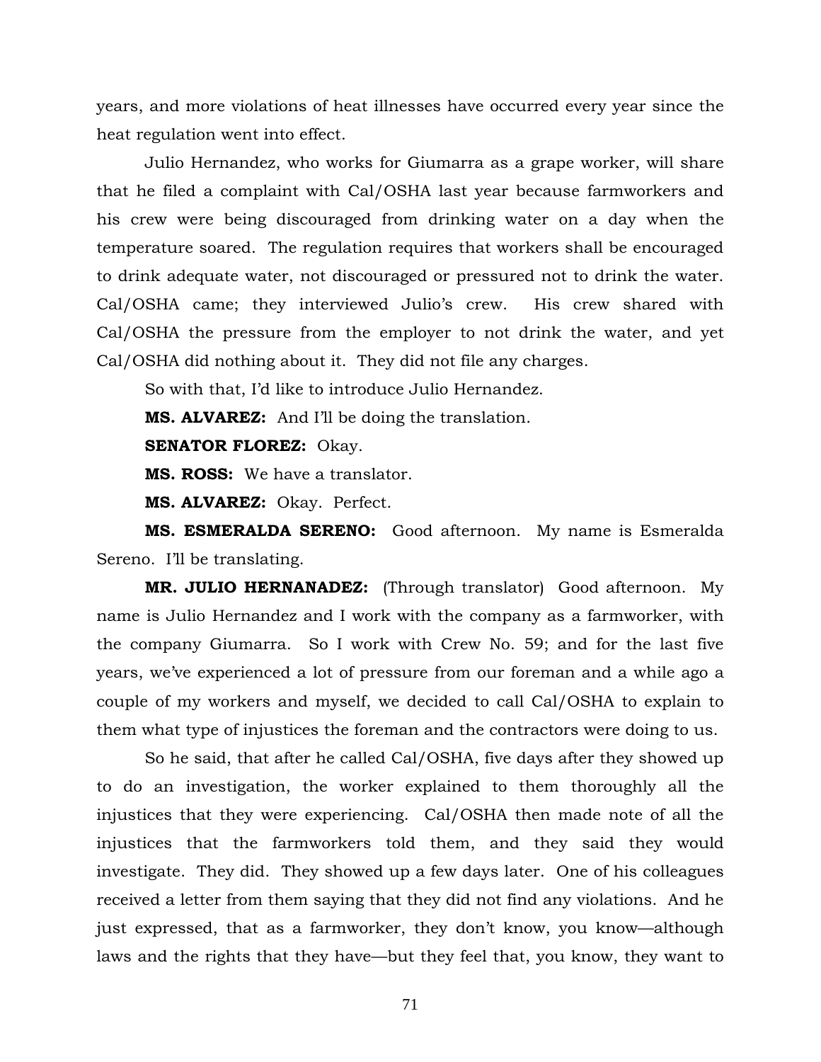years, and more violations of heat illnesses have occurred every year since the heat regulation went into effect.

Julio Hernandez, who works for Giumarra as a grape worker, will share that he filed a complaint with Cal/OSHA last year because farmworkers and his crew were being discouraged from drinking water on a day when the temperature soared. The regulation requires that workers shall be encouraged to drink adequate water, not discouraged or pressured not to drink the water. Cal/OSHA came; they interviewed Julio's crew. His crew shared with Cal/OSHA the pressure from the employer to not drink the water, and yet Cal/OSHA did nothing about it. They did not file any charges.

So with that, I'd like to introduce Julio Hernandez.

**MS. ALVAREZ:** And I'll be doing the translation.

**SENATOR FLOREZ:** Okay.

**MS. ROSS:** We have a translator.

**MS. ALVAREZ:** Okay. Perfect.

**MS. ESMERALDA SERENO:** Good afternoon. My name is Esmeralda Sereno. I'll be translating.

**MR. JULIO HERNANADEZ:** (Through translator) Good afternoon. My name is Julio Hernandez and I work with the company as a farmworker, with the company Giumarra. So I work with Crew No. 59; and for the last five years, we've experienced a lot of pressure from our foreman and a while ago a couple of my workers and myself, we decided to call Cal/OSHA to explain to them what type of injustices the foreman and the contractors were doing to us.

So he said, that after he called Cal/OSHA, five days after they showed up to do an investigation, the worker explained to them thoroughly all the injustices that they were experiencing. Cal/OSHA then made note of all the injustices that the farmworkers told them, and they said they would investigate. They did. They showed up a few days later. One of his colleagues received a letter from them saying that they did not find any violations. And he just expressed, that as a farmworker, they don't know, you know—although laws and the rights that they have—but they feel that, you know, they want to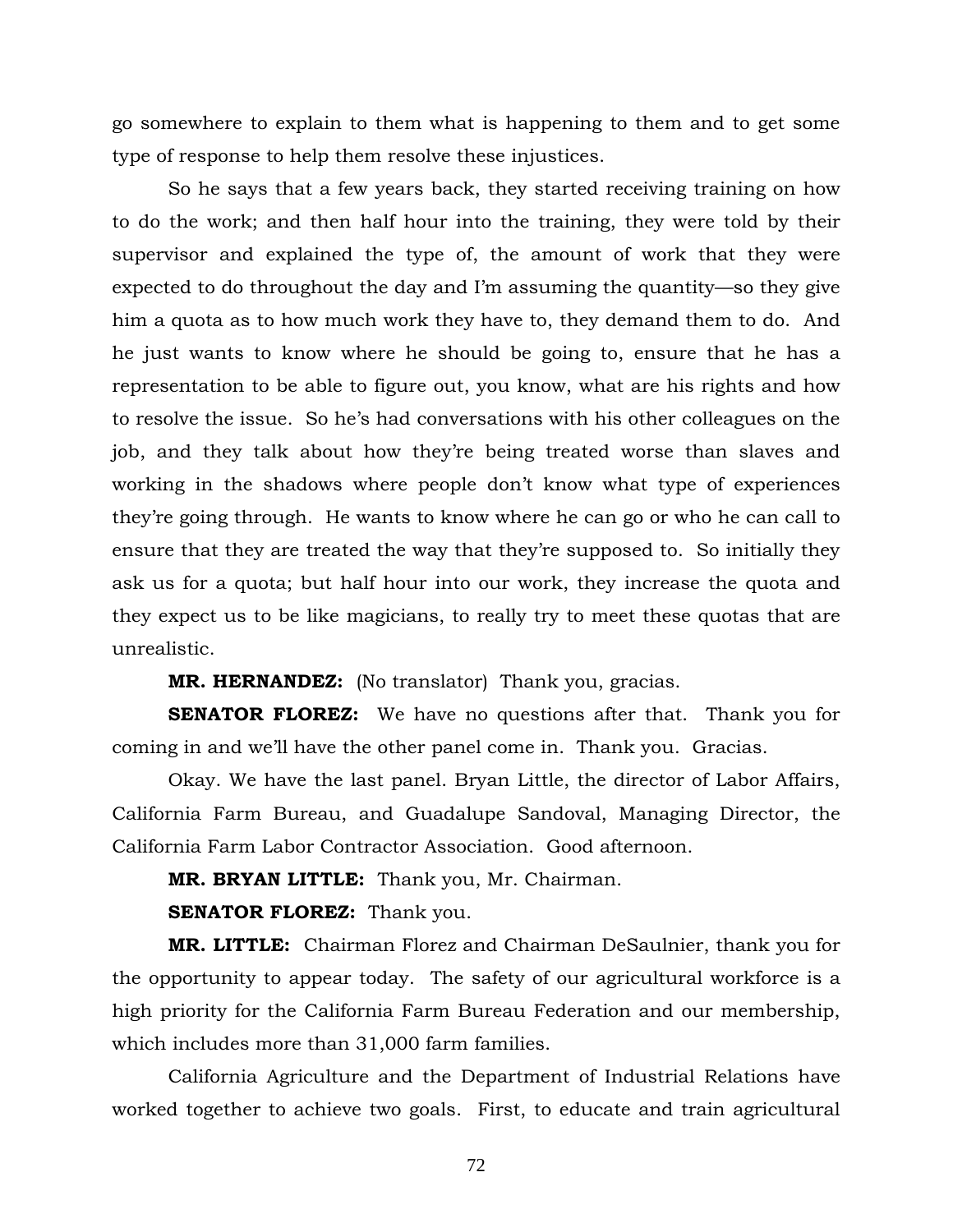go somewhere to explain to them what is happening to them and to get some type of response to help them resolve these injustices.

So he says that a few years back, they started receiving training on how to do the work; and then half hour into the training, they were told by their supervisor and explained the type of, the amount of work that they were expected to do throughout the day and I'm assuming the quantity—so they give him a quota as to how much work they have to, they demand them to do. And he just wants to know where he should be going to, ensure that he has a representation to be able to figure out, you know, what are his rights and how to resolve the issue. So he's had conversations with his other colleagues on the job, and they talk about how they're being treated worse than slaves and working in the shadows where people don't know what type of experiences they're going through. He wants to know where he can go or who he can call to ensure that they are treated the way that they're supposed to. So initially they ask us for a quota; but half hour into our work, they increase the quota and they expect us to be like magicians, to really try to meet these quotas that are unrealistic.

**MR. HERNANDEZ:** (No translator) Thank you, gracias.

**SENATOR FLOREZ:** We have no questions after that. Thank you for coming in and we'll have the other panel come in. Thank you. Gracias.

Okay. We have the last panel. Bryan Little, the director of Labor Affairs, California Farm Bureau, and Guadalupe Sandoval, Managing Director, the California Farm Labor Contractor Association. Good afternoon.

**MR. BRYAN LITTLE:** Thank you, Mr. Chairman.

**SENATOR FLOREZ:** Thank you.

**MR. LITTLE:** Chairman Florez and Chairman DeSaulnier, thank you for the opportunity to appear today. The safety of our agricultural workforce is a high priority for the California Farm Bureau Federation and our membership, which includes more than 31,000 farm families.

California Agriculture and the Department of Industrial Relations have worked together to achieve two goals. First, to educate and train agricultural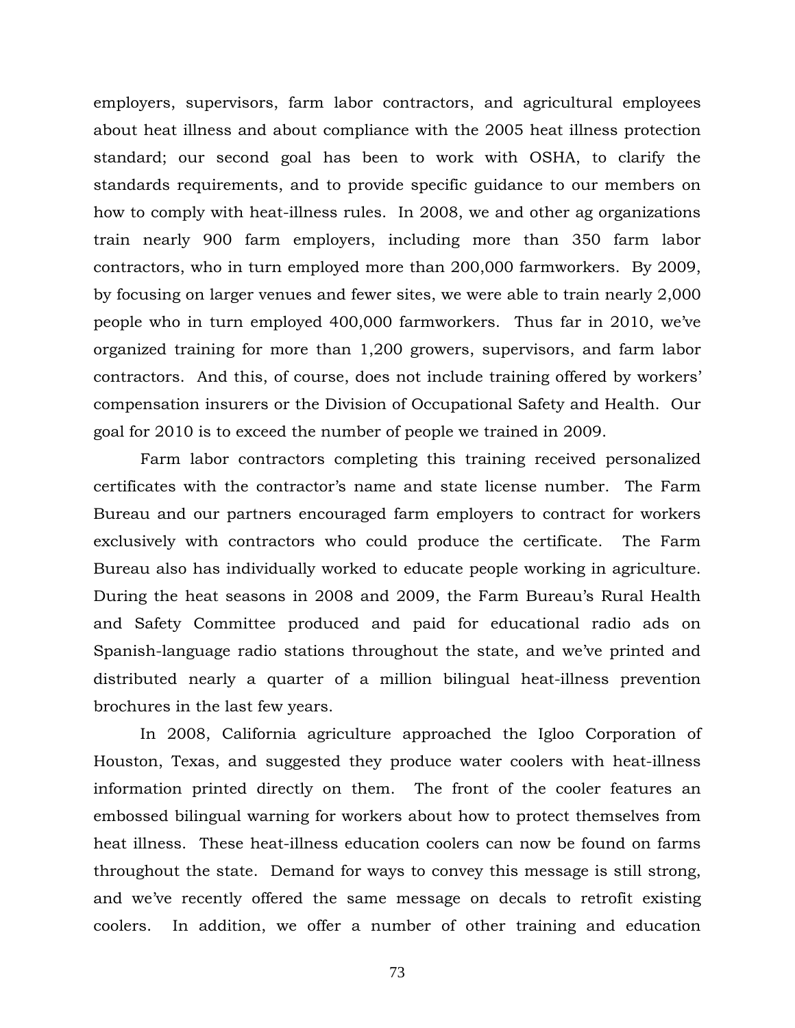employers, supervisors, farm labor contractors, and agricultural employees about heat illness and about compliance with the 2005 heat illness protection standard; our second goal has been to work with OSHA, to clarify the standards requirements, and to provide specific guidance to our members on how to comply with heat-illness rules. In 2008, we and other ag organizations train nearly 900 farm employers, including more than 350 farm labor contractors, who in turn employed more than 200,000 farmworkers. By 2009, by focusing on larger venues and fewer sites, we were able to train nearly 2,000 people who in turn employed 400,000 farmworkers. Thus far in 2010, we've organized training for more than 1,200 growers, supervisors, and farm labor contractors. And this, of course, does not include training offered by workers' compensation insurers or the Division of Occupational Safety and Health. Our goal for 2010 is to exceed the number of people we trained in 2009.

Farm labor contractors completing this training received personalized certificates with the contractor's name and state license number. The Farm Bureau and our partners encouraged farm employers to contract for workers exclusively with contractors who could produce the certificate. The Farm Bureau also has individually worked to educate people working in agriculture. During the heat seasons in 2008 and 2009, the Farm Bureau's Rural Health and Safety Committee produced and paid for educational radio ads on Spanish-language radio stations throughout the state, and we've printed and distributed nearly a quarter of a million bilingual heat-illness prevention brochures in the last few years.

In 2008, California agriculture approached the Igloo Corporation of Houston, Texas, and suggested they produce water coolers with heat-illness information printed directly on them. The front of the cooler features an embossed bilingual warning for workers about how to protect themselves from heat illness. These heat-illness education coolers can now be found on farms throughout the state. Demand for ways to convey this message is still strong, and we've recently offered the same message on decals to retrofit existing coolers. In addition, we offer a number of other training and education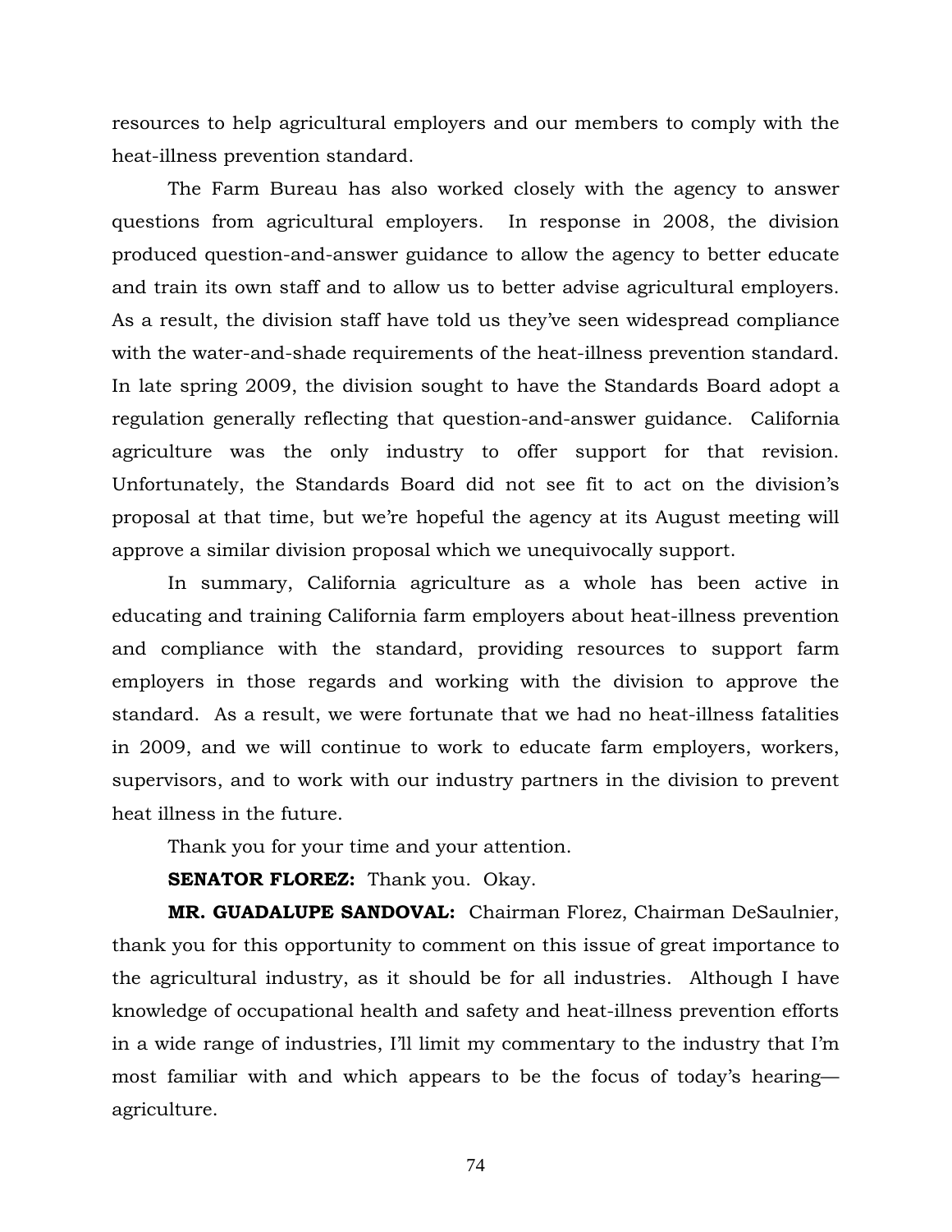resources to help agricultural employers and our members to comply with the heat-illness prevention standard.

The Farm Bureau has also worked closely with the agency to answer questions from agricultural employers. In response in 2008, the division produced question-and-answer guidance to allow the agency to better educate and train its own staff and to allow us to better advise agricultural employers. As a result, the division staff have told us they've seen widespread compliance with the water-and-shade requirements of the heat-illness prevention standard. In late spring 2009, the division sought to have the Standards Board adopt a regulation generally reflecting that question-and-answer guidance. California agriculture was the only industry to offer support for that revision. Unfortunately, the Standards Board did not see fit to act on the division's proposal at that time, but we're hopeful the agency at its August meeting will approve a similar division proposal which we unequivocally support.

In summary, California agriculture as a whole has been active in educating and training California farm employers about heat-illness prevention and compliance with the standard, providing resources to support farm employers in those regards and working with the division to approve the standard. As a result, we were fortunate that we had no heat-illness fatalities in 2009, and we will continue to work to educate farm employers, workers, supervisors, and to work with our industry partners in the division to prevent heat illness in the future.

Thank you for your time and your attention.

**SENATOR FLOREZ:** Thank you. Okay.

**MR. GUADALUPE SANDOVAL:** Chairman Florez, Chairman DeSaulnier, thank you for this opportunity to comment on this issue of great importance to the agricultural industry, as it should be for all industries. Although I have knowledge of occupational health and safety and heat-illness prevention efforts in a wide range of industries, I'll limit my commentary to the industry that I'm most familiar with and which appears to be the focus of today's hearing—agriculture.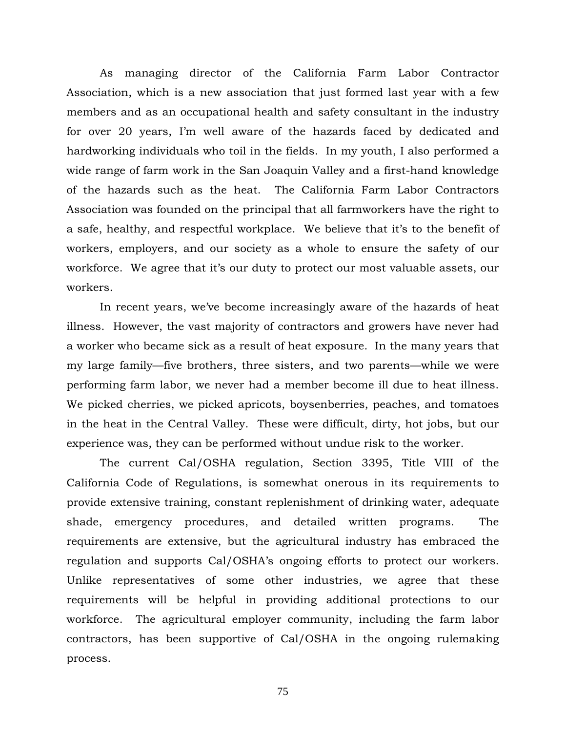As managing director of the California Farm Labor Contractor Association, which is a new association that just formed last year with a few members and as an occupational health and safety consultant in the industry for over 20 years, I'm well aware of the hazards faced by dedicated and hardworking individuals who toil in the fields. In my youth, I also performed a wide range of farm work in the San Joaquin Valley and a first-hand knowledge of the hazards such as the heat. The California Farm Labor Contractors Association was founded on the principal that all farmworkers have the right to a safe, healthy, and respectful workplace. We believe that it's to the benefit of workers, employers, and our society as a whole to ensure the safety of our workforce. We agree that it's our duty to protect our most valuable assets, our workers.

In recent years, we've become increasingly aware of the hazards of heat illness. However, the vast majority of contractors and growers have never had a worker who became sick as a result of heat exposure. In the many years that my large family—five brothers, three sisters, and two parents—while we were performing farm labor, we never had a member become ill due to heat illness. We picked cherries, we picked apricots, boysenberries, peaches, and tomatoes in the heat in the Central Valley. These were difficult, dirty, hot jobs, but our experience was, they can be performed without undue risk to the worker.

The current Cal/OSHA regulation, Section 3395, Title VIII of the California Code of Regulations, is somewhat onerous in its requirements to provide extensive training, constant replenishment of drinking water, adequate shade, emergency procedures, and detailed written programs. The requirements are extensive, but the agricultural industry has embraced the regulation and supports Cal/OSHA's ongoing efforts to protect our workers. Unlike representatives of some other industries, we agree that these requirements will be helpful in providing additional protections to our workforce. The agricultural employer community, including the farm labor contractors, has been supportive of Cal/OSHA in the ongoing rulemaking process.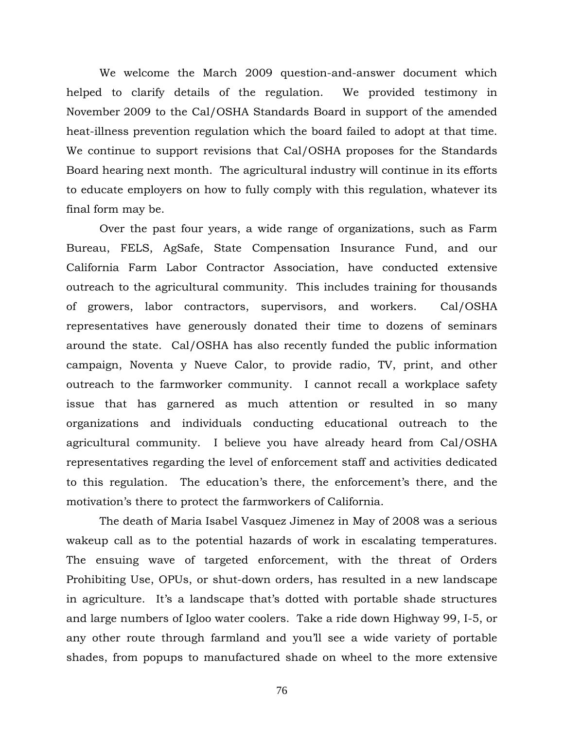We welcome the March 2009 question-and-answer document which helped to clarify details of the regulation. We provided testimony in November 2009 to the Cal/OSHA Standards Board in support of the amended heat-illness prevention regulation which the board failed to adopt at that time. We continue to support revisions that Cal/OSHA proposes for the Standards Board hearing next month. The agricultural industry will continue in its efforts to educate employers on how to fully comply with this regulation, whatever its final form may be.

Over the past four years, a wide range of organizations, such as Farm Bureau, FELS, AgSafe, State Compensation Insurance Fund, and our California Farm Labor Contractor Association, have conducted extensive outreach to the agricultural community. This includes training for thousands of growers, labor contractors, supervisors, and workers. Cal/OSHA representatives have generously donated their time to dozens of seminars around the state. Cal/OSHA has also recently funded the public information campaign, Noventa y Nueve Calor, to provide radio, TV, print, and other outreach to the farmworker community. I cannot recall a workplace safety issue that has garnered as much attention or resulted in so many organizations and individuals conducting educational outreach to the agricultural community. I believe you have already heard from Cal/OSHA representatives regarding the level of enforcement staff and activities dedicated to this regulation. The education's there, the enforcement's there, and the motivation's there to protect the farmworkers of California.

The death of Maria Isabel Vasquez Jimenez in May of 2008 was a serious wakeup call as to the potential hazards of work in escalating temperatures. The ensuing wave of targeted enforcement, with the threat of Orders Prohibiting Use, OPUs, or shut-down orders, has resulted in a new landscape in agriculture. It's a landscape that's dotted with portable shade structures and large numbers of Igloo water coolers. Take a ride down Highway 99, I-5, or any other route through farmland and you'll see a wide variety of portable shades, from popups to manufactured shade on wheel to the more extensive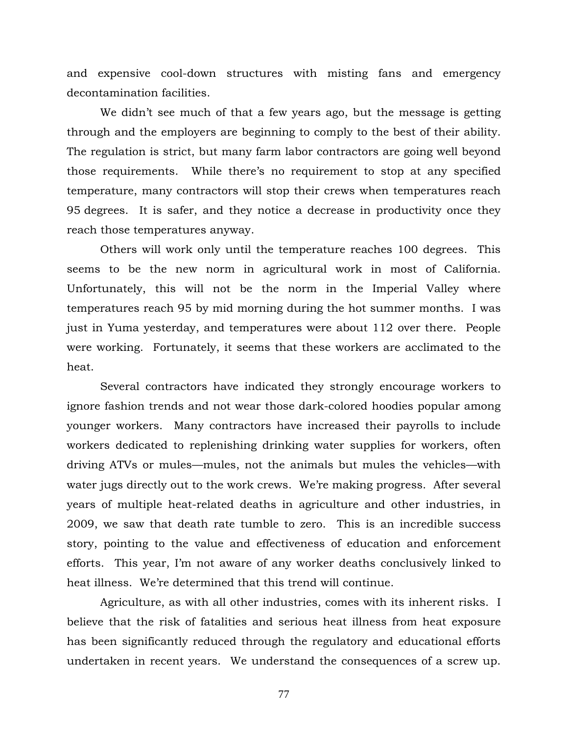and expensive cool-down structures with misting fans and emergency decontamination facilities.

We didn't see much of that a few years ago, but the message is getting through and the employers are beginning to comply to the best of their ability. The regulation is strict, but many farm labor contractors are going well beyond those requirements. While there's no requirement to stop at any specified temperature, many contractors will stop their crews when temperatures reach 95 degrees. It is safer, and they notice a decrease in productivity once they reach those temperatures anyway.

Others will work only until the temperature reaches 100 degrees. This seems to be the new norm in agricultural work in most of California. Unfortunately, this will not be the norm in the Imperial Valley where temperatures reach 95 by mid morning during the hot summer months. I was just in Yuma yesterday, and temperatures were about 112 over there. People were working. Fortunately, it seems that these workers are acclimated to the heat.

Several contractors have indicated they strongly encourage workers to ignore fashion trends and not wear those dark-colored hoodies popular among younger workers. Many contractors have increased their payrolls to include workers dedicated to replenishing drinking water supplies for workers, often driving ATVs or mules—mules, not the animals but mules the vehicles—with water jugs directly out to the work crews. We're making progress. After several years of multiple heat-related deaths in agriculture and other industries, in 2009, we saw that death rate tumble to zero. This is an incredible success story, pointing to the value and effectiveness of education and enforcement efforts. This year, I'm not aware of any worker deaths conclusively linked to heat illness. We're determined that this trend will continue.

Agriculture, as with all other industries, comes with its inherent risks. I believe that the risk of fatalities and serious heat illness from heat exposure has been significantly reduced through the regulatory and educational efforts undertaken in recent years. We understand the consequences of a screw up.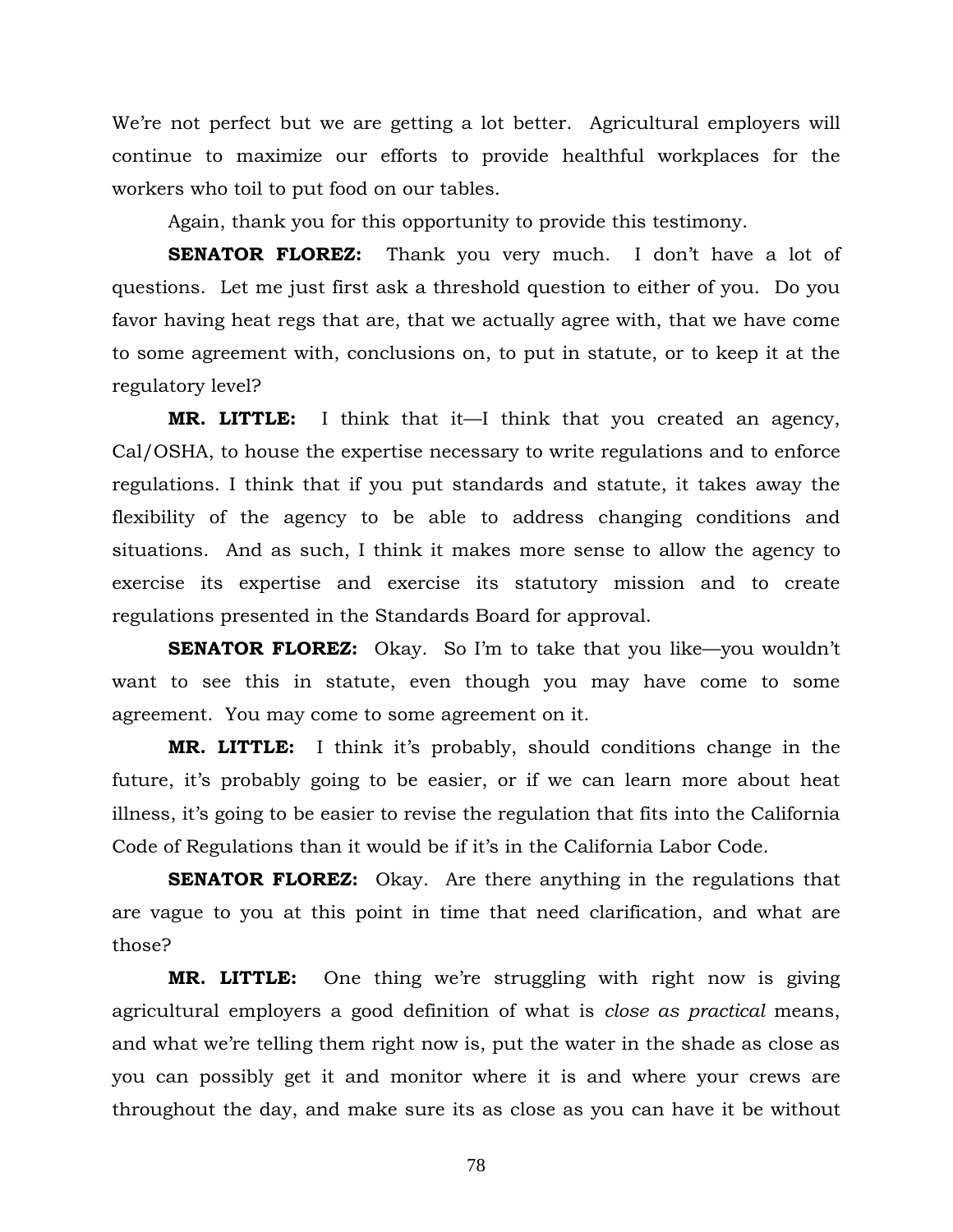We're not perfect but we are getting a lot better. Agricultural employers will continue to maximize our efforts to provide healthful workplaces for the workers who toil to put food on our tables.

Again, thank you for this opportunity to provide this testimony.

**SENATOR FLOREZ:** Thank you very much. I don't have a lot of questions. Let me just first ask a threshold question to either of you. Do you favor having heat regs that are, that we actually agree with, that we have come to some agreement with, conclusions on, to put in statute, or to keep it at the regulatory level?

**MR. LITTLE:** I think that it—I think that you created an agency, Cal/OSHA, to house the expertise necessary to write regulations and to enforce regulations. I think that if you put standards and statute, it takes away the flexibility of the agency to be able to address changing conditions and situations. And as such, I think it makes more sense to allow the agency to exercise its expertise and exercise its statutory mission and to create regulations presented in the Standards Board for approval.

**SENATOR FLOREZ:** Okay. So I'm to take that you like—you wouldn't want to see this in statute, even though you may have come to some agreement. You may come to some agreement on it.

**MR. LITTLE:** I think it's probably, should conditions change in the future, it's probably going to be easier, or if we can learn more about heat illness, it's going to be easier to revise the regulation that fits into the California Code of Regulations than it would be if it's in the California Labor Code.

**SENATOR FLOREZ:** Okay. Are there anything in the regulations that are vague to you at this point in time that need clarification, and what are those?

**MR. LITTLE:** One thing we're struggling with right now is giving agricultural employers a good definition of what is *close as practical* means, and what we're telling them right now is, put the water in the shade as close as you can possibly get it and monitor where it is and where your crews are throughout the day, and make sure its as close as you can have it be without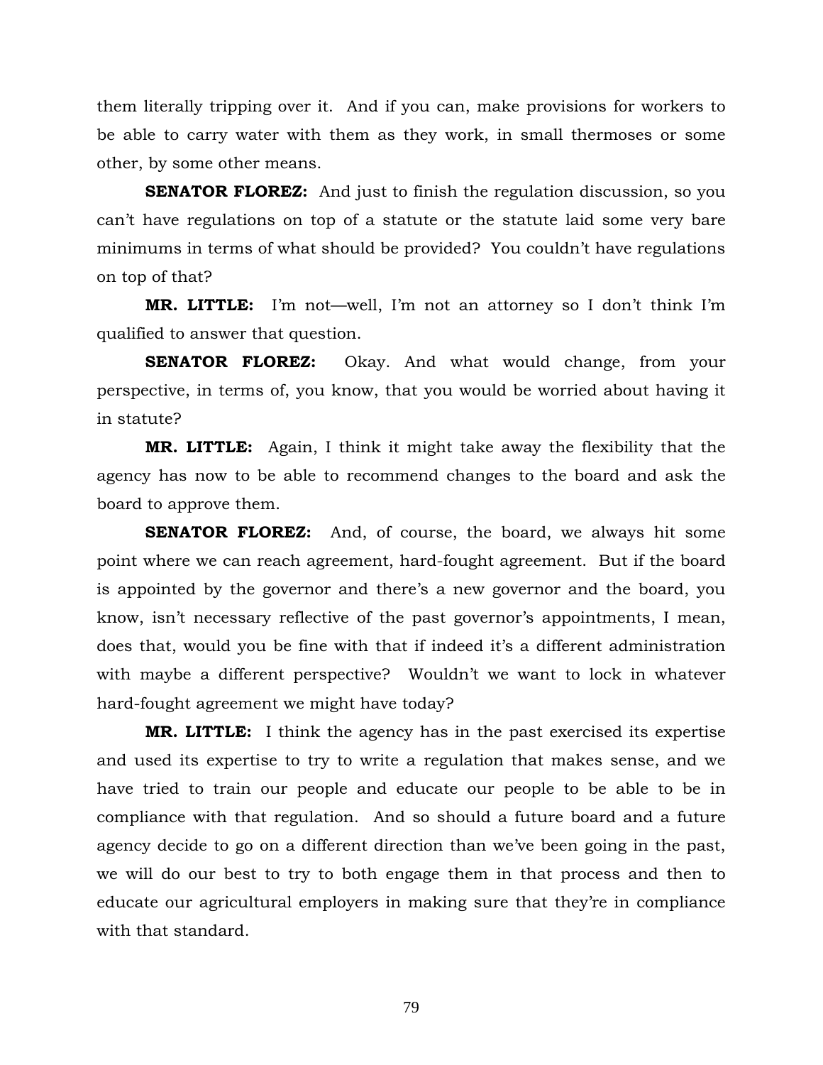them literally tripping over it. And if you can, make provisions for workers to be able to carry water with them as they work, in small thermoses or some other, by some other means.

**SENATOR FLOREZ:** And just to finish the regulation discussion, so you can't have regulations on top of a statute or the statute laid some very bare minimums in terms of what should be provided? You couldn't have regulations on top of that?

**MR. LITTLE:** I'm not—well, I'm not an attorney so I don't think I'm qualified to answer that question.

**SENATOR FLOREZ:** Okay. And what would change, from your perspective, in terms of, you know, that you would be worried about having it in statute?

**MR. LITTLE:** Again, I think it might take away the flexibility that the agency has now to be able to recommend changes to the board and ask the board to approve them.

**SENATOR FLOREZ:** And, of course, the board, we always hit some point where we can reach agreement, hard-fought agreement. But if the board is appointed by the governor and there's a new governor and the board, you know, isn't necessary reflective of the past governor's appointments, I mean, does that, would you be fine with that if indeed it's a different administration with maybe a different perspective? Wouldn't we want to lock in whatever hard-fought agreement we might have today?

**MR. LITTLE:** I think the agency has in the past exercised its expertise and used its expertise to try to write a regulation that makes sense, and we have tried to train our people and educate our people to be able to be in compliance with that regulation. And so should a future board and a future agency decide to go on a different direction than we've been going in the past, we will do our best to try to both engage them in that process and then to educate our agricultural employers in making sure that they're in compliance with that standard.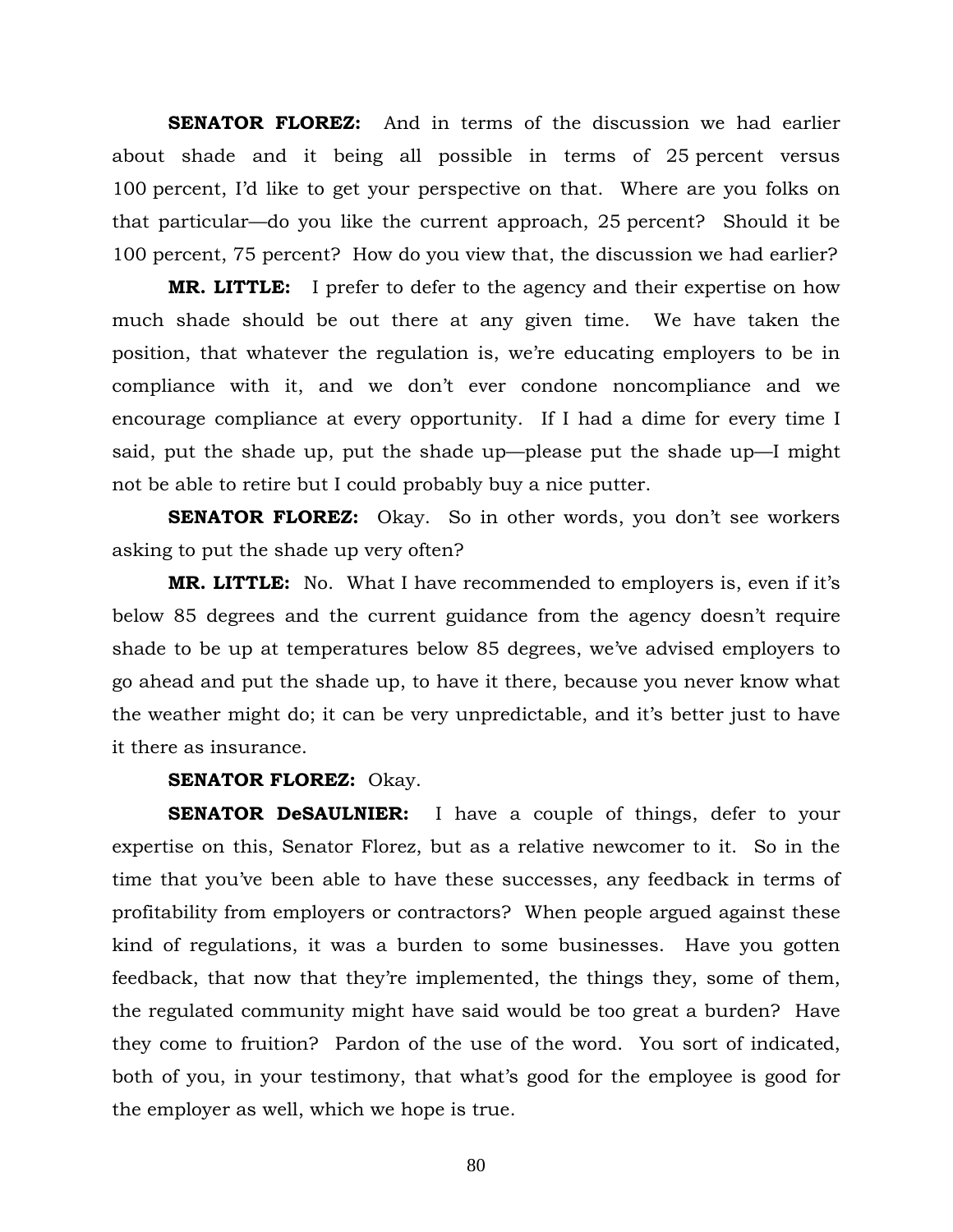**SENATOR FLOREZ:** And in terms of the discussion we had earlier about shade and it being all possible in terms of 25 percent versus 100 percent, I'd like to get your perspective on that. Where are you folks on that particular—do you like the current approach, 25 percent? Should it be 100 percent, 75 percent? How do you view that, the discussion we had earlier?

**MR. LITTLE:** I prefer to defer to the agency and their expertise on how much shade should be out there at any given time. We have taken the position, that whatever the regulation is, we're educating employers to be in compliance with it, and we don't ever condone noncompliance and we encourage compliance at every opportunity. If I had a dime for every time I said, put the shade up, put the shade up—please put the shade up—I might not be able to retire but I could probably buy a nice putter.

**SENATOR FLOREZ:** Okay. So in other words, you don't see workers asking to put the shade up very often?

**MR. LITTLE:** No. What I have recommended to employers is, even if it's below 85 degrees and the current guidance from the agency doesn't require shade to be up at temperatures below 85 degrees, we've advised employers to go ahead and put the shade up, to have it there, because you never know what the weather might do; it can be very unpredictable, and it's better just to have it there as insurance.

**SENATOR FLOREZ:** Okay.

**SENATOR DeSAULNIER:** I have a couple of things, defer to your expertise on this, Senator Florez, but as a relative newcomer to it. So in the time that you've been able to have these successes, any feedback in terms of profitability from employers or contractors? When people argued against these kind of regulations, it was a burden to some businesses. Have you gotten feedback, that now that they're implemented, the things they, some of them, the regulated community might have said would be too great a burden? Have they come to fruition? Pardon of the use of the word. You sort of indicated, both of you, in your testimony, that what's good for the employee is good for the employer as well, which we hope is true.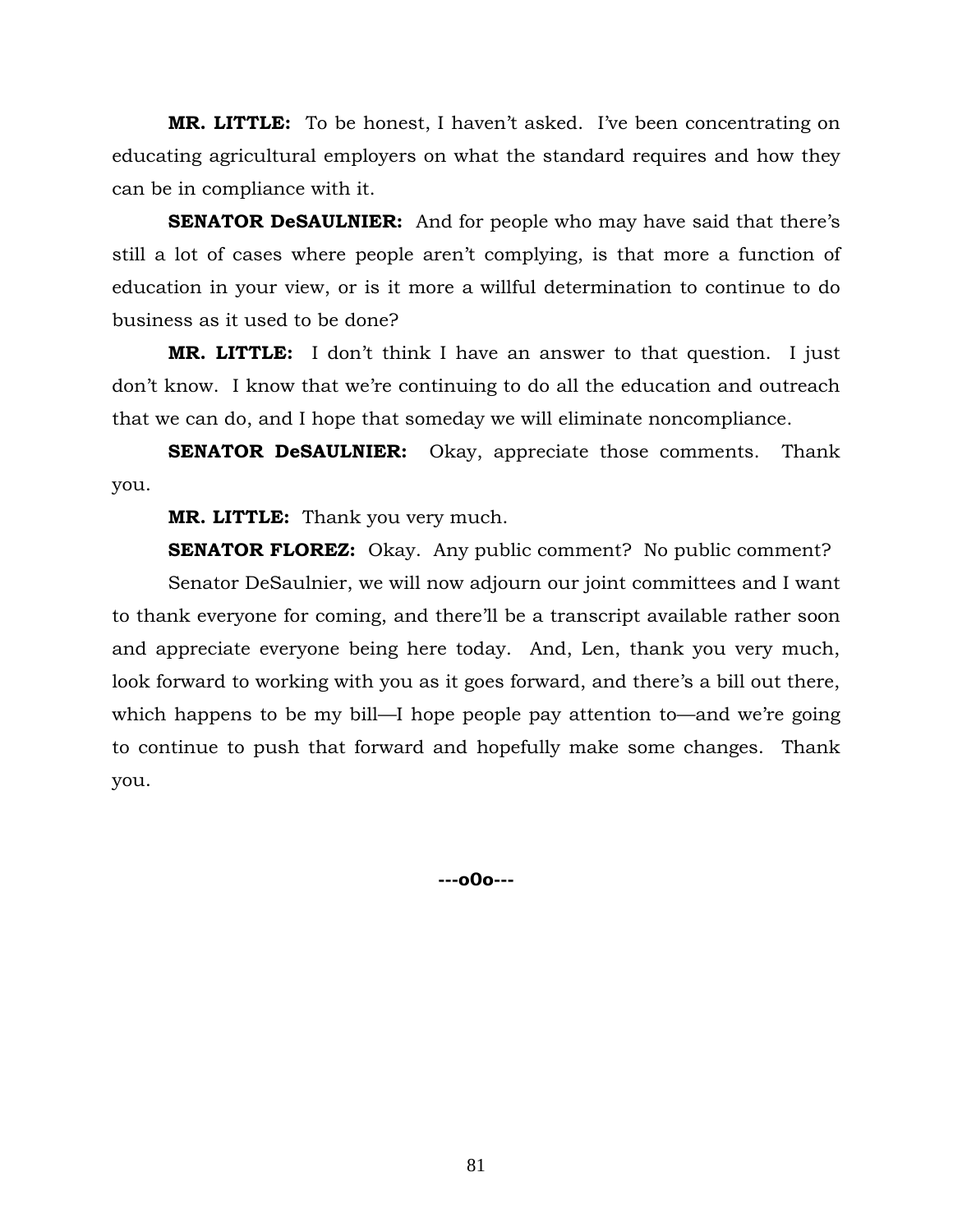**MR. LITTLE:** To be honest, I haven't asked. I've been concentrating on educating agricultural employers on what the standard requires and how they can be in compliance with it.

**SENATOR DeSAULNIER:** And for people who may have said that there's still a lot of cases where people aren't complying, is that more a function of education in your view, or is it more a willful determination to continue to do business as it used to be done?

**MR. LITTLE:** I don't think I have an answer to that question. I just don't know. I know that we're continuing to do all the education and outreach that we can do, and I hope that someday we will eliminate noncompliance.

**SENATOR DeSAULNIER:** Okay, appreciate those comments. Thank you.

**MR. LITTLE:** Thank you very much.

**SENATOR FLOREZ:** Okay. Any public comment? No public comment?

Senator DeSaulnier, we will now adjourn our joint committees and I want to thank everyone for coming, and there'll be a transcript available rather soon and appreciate everyone being here today. And, Len, thank you very much, look forward to working with you as it goes forward, and there's a bill out there, which happens to be my bill—I hope people pay attention to—and we're going to continue to push that forward and hopefully make some changes. Thank you.

**---o0o---**